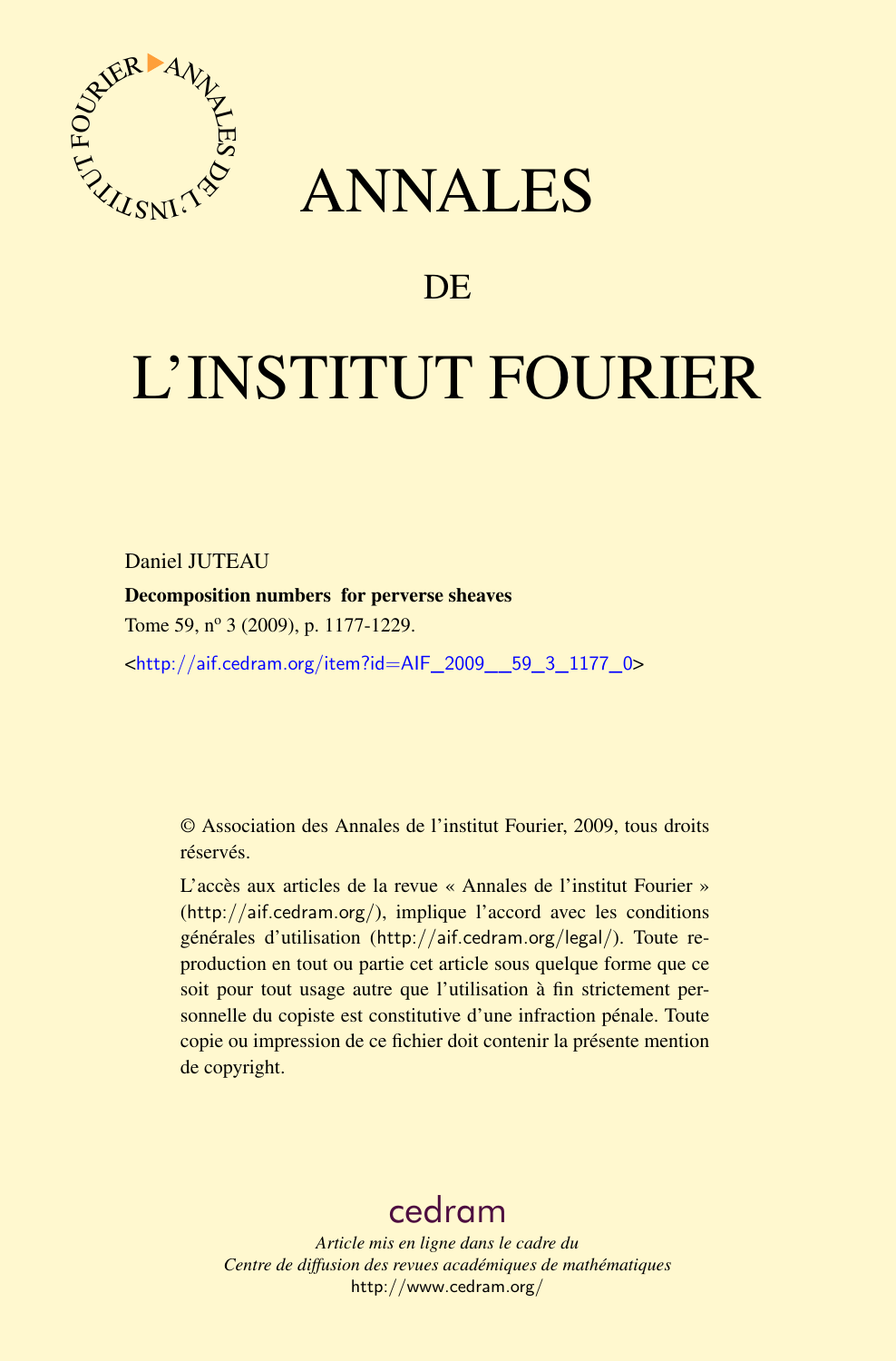# ANNALES

# DE

# L'INSTITUT FOURIER

Daniel JUTEAU

**Decomposition numbers for perverse sheaves**

Tome 59, nº 3 (2009), p. 1177-1229.

<http://aif.cedram.org/item?id=AIF_2009__59_3_1177_0>

© Association des Annales de l'institut Fourier, 2009, tous droits réservés.

L'accès aux articles de la revue « Annales de l'institut Fourier » (http://aif.cedram.org/), implique l'accord avec les conditions générales d'utilisation (http://aif.cedram.org/legal/). Toute reproduction en tout ou partie cet article sous quelque forme que ce soit pour tout usage autre que l'utilisation à fin strictement personnelle du copiste est constitutive d'une infraction pénale. Toute copie ou impression de ce fichier doit contenir la présente mention de copyright.

cedram

*Article mis en ligne dans le cadre du*
*Centre de diffusion des revues académiques de mathématiques*
http://www.cedram.org/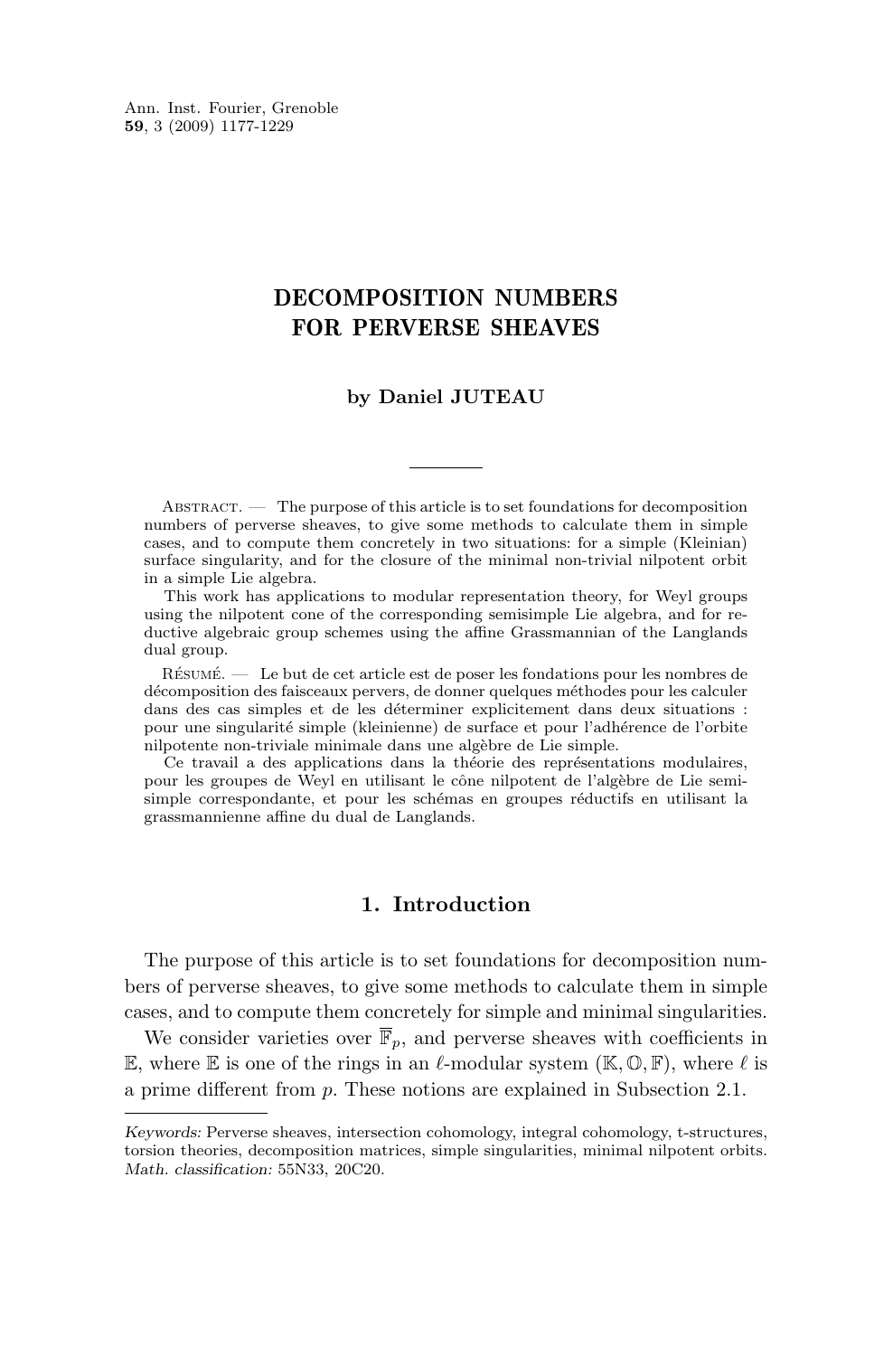# DECOMPOSITION NUMBERS FOR PERVERSE SHEAVES

**by Daniel JUTEAU**

Abstract. — The purpose of this article is to set foundations for decomposition numbers of perverse sheaves, to give some methods to calculate them in simple cases, and to compute them concretely in two situations: for a simple (Kleinian) surface singularity, and for the closure of the minimal non-trivial nilpotent orbit in a simple Lie algebra.

This work has applications to modular representation theory, for Weyl groups using the nilpotent cone of the corresponding semisimple Lie algebra, and for reductive algebraic group schemes using the affine Grassmannian of the Langlands dual group.

Résumé. — Le but de cet article est de poser les fondations pour les nombres de décomposition des faisceaux pervers, de donner quelques méthodes pour les calculer dans des cas simples et de les déterminer explicitement dans deux situations : pour une singularité simple (kleinienne) de surface et pour l'adhérence de l'orbite nilpotente non-triviale minimale dans une algèbre de Lie simple.

Ce travail a des applications dans la théorie des représentations modulaires, pour les groupes de Weyl en utilisant le cône nilpotent de l'algèbre de Lie semi-simple correspondante, et pour les schémas en groupes réductifs en utilisant la grassmannienne affine du dual de Langlands.

## 1. Introduction

The purpose of this article is to set foundations for decomposition numbers of perverse sheaves, to give some methods to calculate them in simple cases, and to compute them concretely for simple and minimal singularities.

We consider varieties over $\overline{\mathbb{F}}_p$, and perverse sheaves with coefficients in $\mathbb{E}$, where $\mathbb{E}$ is one of the rings in an $\ell$-modular system $(\mathbb{K}, \mathbb{O}, \mathbb{F})$, where $\ell$ is a prime different from $p$. These notions are explained in Subsection 2.1.

---

*Keywords:* Perverse sheaves, intersection cohomology, integral cohomology, t-structures, torsion theories, decomposition matrices, simple singularities, minimal nilpotent orbits.
*Math. classification:* 55N33, 20C20.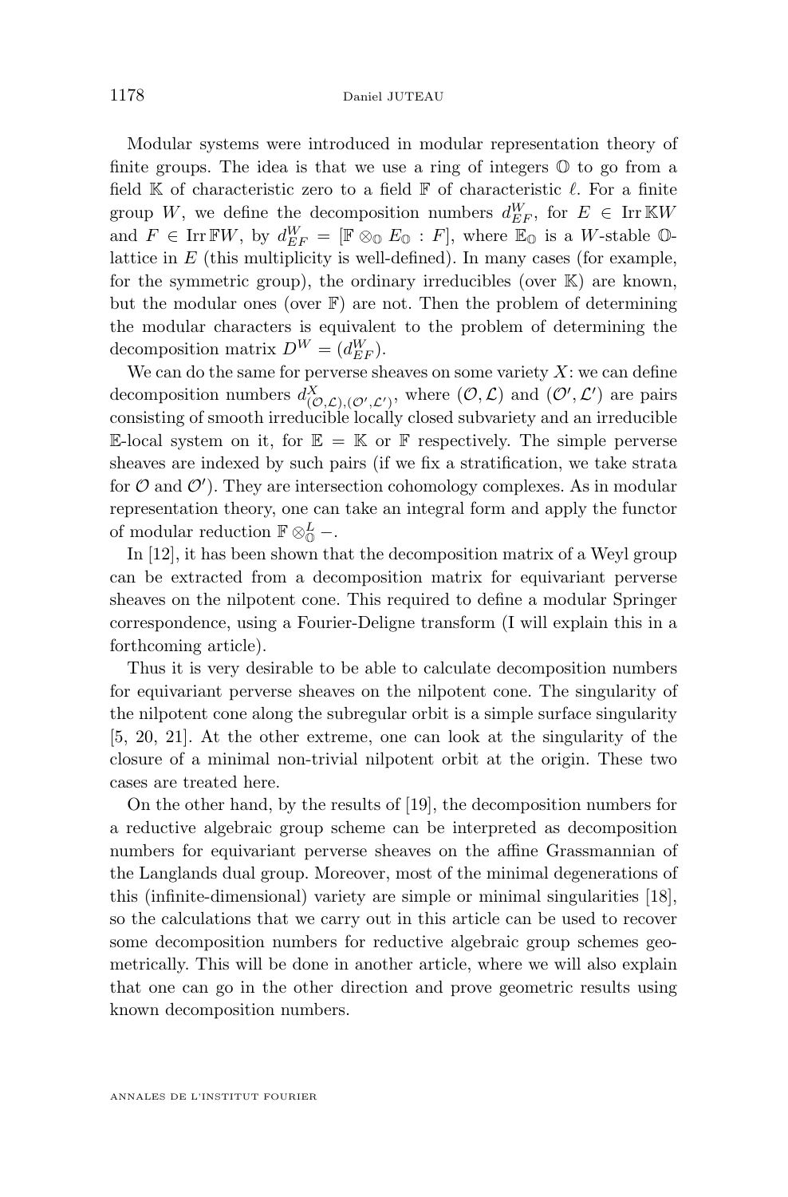Modular systems were introduced in modular representation theory of finite groups. The idea is that we use a ring of integers $\mathbb{O}$ to go from a field $\mathbb{K}$ of characteristic zero to a field $\mathbb{F}$ of characteristic $\ell$. For a finite group $W$, we define the decomposition numbers $d^W_{EF}$, for $E \in \operatorname{Irr} \mathbb{K}W$ and $F \in \operatorname{Irr} \mathbb{F}W$, by $d^W_{EF} = [\mathbb{F} \otimes_{\mathbb{O}} E_{\mathbb{O}} : F]$, where $\mathbb{E}_{\mathbb{O}}$ is a $W$-stable $\mathbb{O}$-lattice in $E$ (this multiplicity is well-defined). In many cases (for example, for the symmetric group), the ordinary irreducibles (over $\mathbb{K}$) are known, but the modular ones (over $\mathbb{F}$) are not. Then the problem of determining the modular characters is equivalent to the problem of determining the decomposition matrix $D^W = (d^W_{EF})$.

We can do the same for perverse sheaves on some variety $X$: we can define decomposition numbers $d^X_{(\mathcal{O},\mathcal{L}),(\mathcal{O}',\mathcal{L}')}$, where $(\mathcal{O},\mathcal{L})$ and $(\mathcal{O}',\mathcal{L}')$ are pairs consisting of smooth irreducible locally closed subvariety and an irreducible $\mathbb{E}$-local system on it, for $\mathbb{E} = \mathbb{K}$ or $\mathbb{F}$ respectively. The simple perverse sheaves are indexed by such pairs (if we fix a stratification, we take strata for $\mathcal{O}$ and $\mathcal{O}'$). They are intersection cohomology complexes. As in modular representation theory, one can take an integral form and apply the functor of modular reduction $\mathbb{F} \otimes^L_{\mathbb{O}} -$.

In [12], it has been shown that the decomposition matrix of a Weyl group can be extracted from a decomposition matrix for equivariant perverse sheaves on the nilpotent cone. This required to define a modular Springer correspondence, using a Fourier-Deligne transform (I will explain this in a forthcoming article).

Thus it is very desirable to be able to calculate decomposition numbers for equivariant perverse sheaves on the nilpotent cone. The singularity of the nilpotent cone along the subregular orbit is a simple surface singularity [5, 20, 21]. At the other extreme, one can look at the singularity of the closure of a minimal non-trivial nilpotent orbit at the origin. These two cases are treated here.

On the other hand, by the results of [19], the decomposition numbers for a reductive algebraic group scheme can be interpreted as decomposition numbers for equivariant perverse sheaves on the affine Grassmannian of the Langlands dual group. Moreover, most of the minimal degenerations of this (infinite-dimensional) variety are simple or minimal singularities [18], so the calculations that we carry out in this article can be used to recover some decomposition numbers for reductive algebraic group schemes geometrically. This will be done in another article, where we will also explain that one can go in the other direction and prove geometric results using known decomposition numbers.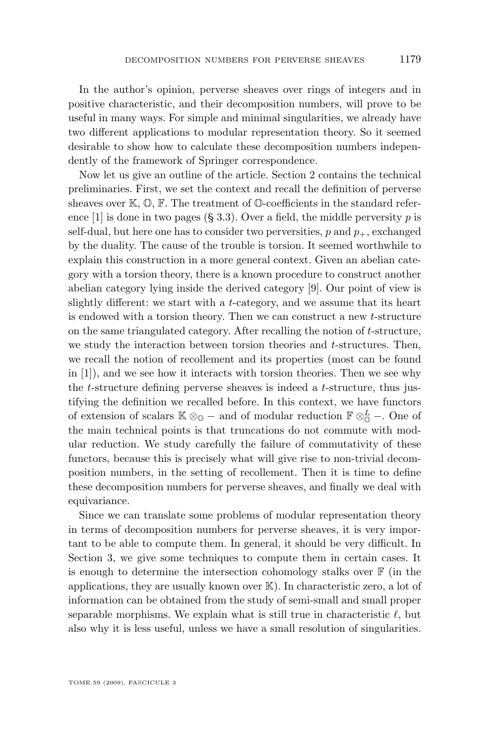In the author's opinion, perverse sheaves over rings of integers and in positive characteristic, and their decomposition numbers, will prove to be useful in many ways. For simple and minimal singularities, we already have two different applications to modular representation theory. So it seemed desirable to show how to calculate these decomposition numbers independently of the framework of Springer correspondence.

Now let us give an outline of the article. Section 2 contains the technical preliminaries. First, we set the context and recall the definition of perverse sheaves over $\mathbb{K}$, $\mathbb{O}$, $\mathbb{F}$. The treatment of $\mathbb{O}$-coefficients in the standard reference [1] is done in two pages (§ 3.3). Over a field, the middle perversity $p$ is self-dual, but here one has to consider two perversities, $p$ and $p_+$, exchanged by the duality. The cause of the trouble is torsion. It seemed worthwhile to explain this construction in a more general context. Given an abelian category with a torsion theory, there is a known procedure to construct another abelian category lying inside the derived category [9]. Our point of view is slightly different: we start with a $t$-category, and we assume that its heart is endowed with a torsion theory. Then we can construct a new $t$-structure on the same triangulated category. After recalling the notion of $t$-structure, we study the interaction between torsion theories and $t$-structures. Then, we recall the notion of recollement and its properties (most can be found in [1]), and we see how it interacts with torsion theories. Then we see why the $t$-structure defining perverse sheaves is indeed a $t$-structure, thus justifying the definition we recalled before. In this context, we have functors of extension of scalars $\mathbb{K} \otimes_{\mathbb{O}} -$ and of modular reduction $\mathbb{F} \otimes^{L}_{\mathbb{O}} -$. One of the main technical points is that truncations do not commute with modular reduction. We study carefully the failure of commutativity of these functors, because this is precisely what will give rise to non-trivial decomposition numbers, in the setting of recollement. Then it is time to define these decomposition numbers for perverse sheaves, and finally we deal with equivariance.

Since we can translate some problems of modular representation theory in terms of decomposition numbers for perverse sheaves, it is very important to be able to compute them. In general, it should be very difficult. In Section 3, we give some techniques to compute them in certain cases. It is enough to determine the intersection cohomology stalks over $\mathbb{F}$ (in the applications, they are usually known over $\mathbb{K}$). In characteristic zero, a lot of information can be obtained from the study of semi-small and small proper separable morphisms. We explain what is still true in characteristic $\ell$, but also why it is less useful, unless we have a small resolution of singularities.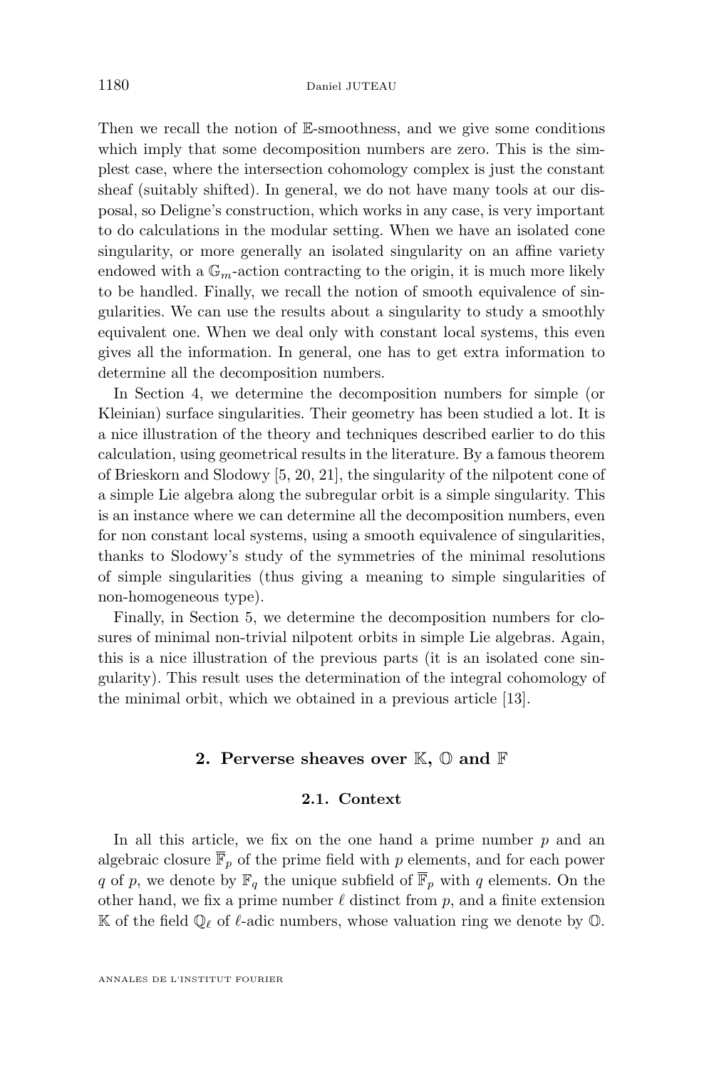Then we recall the notion of $\mathbb{E}$-smoothness, and we give some conditions which imply that some decomposition numbers are zero. This is the simplest case, where the intersection cohomology complex is just the constant sheaf (suitably shifted). In general, we do not have many tools at our disposal, so Deligne's construction, which works in any case, is very important to do calculations in the modular setting. When we have an isolated cone singularity, or more generally an isolated singularity on an affine variety endowed with a $\mathbb{G}_m$-action contracting to the origin, it is much more likely to be handled. Finally, we recall the notion of smooth equivalence of singularities. We can use the results about a singularity to study a smoothly equivalent one. When we deal only with constant local systems, this even gives all the information. In general, one has to get extra information to determine all the decomposition numbers.

In Section 4, we determine the decomposition numbers for simple (or Kleinian) surface singularities. Their geometry has been studied a lot. It is a nice illustration of the theory and techniques described earlier to do this calculation, using geometrical results in the literature. By a famous theorem of Brieskorn and Slodowy [5, 20, 21], the singularity of the nilpotent cone of a simple Lie algebra along the subregular orbit is a simple singularity. This is an instance where we can determine all the decomposition numbers, even for non constant local systems, using a smooth equivalence of singularities, thanks to Slodowy's study of the symmetries of the minimal resolutions of simple singularities (thus giving a meaning to simple singularities of non-homogeneous type).

Finally, in Section 5, we determine the decomposition numbers for closures of minimal non-trivial nilpotent orbits in simple Lie algebras. Again, this is a nice illustration of the previous parts (it is an isolated cone singularity). This result uses the determination of the integral cohomology of the minimal orbit, which we obtained in a previous article [13].

## 2. Perverse sheaves over $\mathbb{K}$, $\mathbb{O}$ and $\mathbb{F}$

### 2.1. Context

In all this article, we fix on the one hand a prime number $p$ and an algebraic closure $\overline{\mathbb{F}}_p$ of the prime field with $p$ elements, and for each power $q$ of $p$, we denote by $\mathbb{F}_q$ the unique subfield of $\overline{\mathbb{F}}_p$ with $q$ elements. On the other hand, we fix a prime number $\ell$ distinct from $p$, and a finite extension $\mathbb{K}$ of the field $\mathbb{Q}_\ell$ of $\ell$-adic numbers, whose valuation ring we denote by $\mathbb{O}$.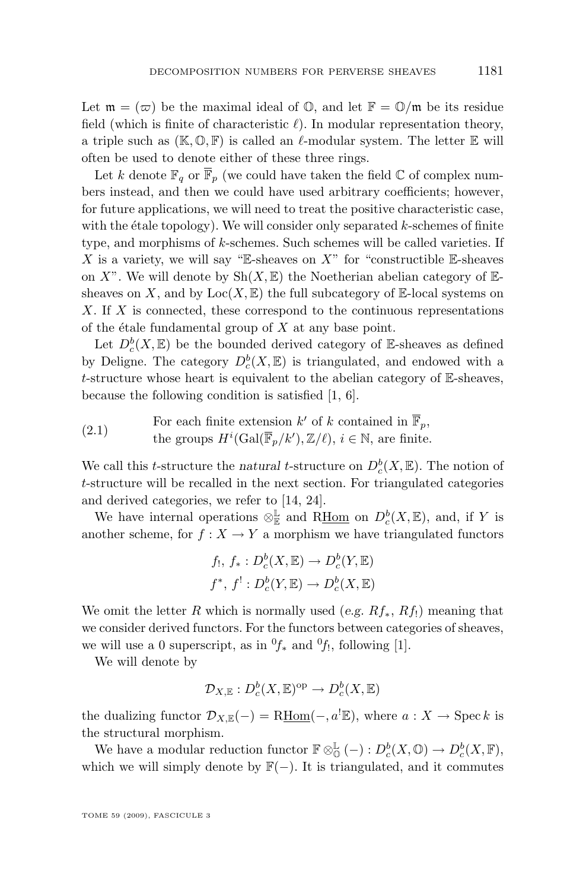Let $\mathfrak{m} = (\varpi)$ be the maximal ideal of $\mathbb{O}$, and let $\mathbb{F} = \mathbb{O}/\mathfrak{m}$ be its residue field (which is finite of characteristic $\ell$). In modular representation theory, a triple such as $(\mathbb{K}, \mathbb{O}, \mathbb{F})$ is called an $\ell$-modular system. The letter $\mathbb{E}$ will often be used to denote either of these three rings.

Let $k$ denote $\mathbb{F}_q$ or $\overline{\mathbb{F}}_p$ (we could have taken the field $\mathbb{C}$ of complex numbers instead, and then we could have used arbitrary coefficients; however, for future applications, we will need to treat the positive characteristic case, with the étale topology). We will consider only separated $k$-schemes of finite type, and morphisms of $k$-schemes. Such schemes will be called varieties. If $X$ is a variety, we will say "$\mathbb{E}$-sheaves on $X$" for "constructible $\mathbb{E}$-sheaves on $X$". We will denote by $\mathrm{Sh}(X, \mathbb{E})$ the Noetherian abelian category of $\mathbb{E}$-sheaves on $X$, and by $\mathrm{Loc}(X, \mathbb{E})$ the full subcategory of $\mathbb{E}$-local systems on $X$. If $X$ is connected, these correspond to the continuous representations of the étale fundamental group of $X$ at any base point.

Let $D^b_c(X, \mathbb{E})$ be the bounded derived category of $\mathbb{E}$-sheaves as defined by Deligne. The category $D^b_c(X, \mathbb{E})$ is triangulated, and endowed with a $t$-structure whose heart is equivalent to the abelian category of $\mathbb{E}$-sheaves, because the following condition is satisfied [1, 6].

(2.1) For each finite extension $k'$ of $k$ contained in $\overline{\mathbb{F}}_p$, the groups $H^i(\mathrm{Gal}(\overline{\mathbb{F}}_p/k'), \mathbb{Z}/\ell)$, $i \in \mathbb{N}$, are finite.

We call this $t$-structure the *natural* $t$-structure on $D^b_c(X, \mathbb{E})$. The notion of $t$-structure will be recalled in the next section. For triangulated categories and derived categories, we refer to [14, 24].

We have internal operations $\otimes^{\mathbb{L}}_{\mathbb{E}}$ and $\mathrm{R}\underline{\mathrm{Hom}}$ on $D^b_c(X, \mathbb{E})$, and, if $Y$ is another scheme, for $f : X \to Y$ a morphism we have triangulated functors

$$f_!,\ f_* : D^b_c(X, \mathbb{E}) \to D^b_c(Y, \mathbb{E})$$
$$f^*,\ f^! : D^b_c(Y, \mathbb{E}) \to D^b_c(X, \mathbb{E})$$

We omit the letter $R$ which is normally used (*e.g.* $Rf_*$, $Rf_!$) meaning that we consider derived functors. For the functors between categories of sheaves, we will use a 0 superscript, as in ${}^0f_*$ and ${}^0f_!$, following [1].

We will denote by

$$\mathcal{D}_{X,\mathbb{E}} : D^b_c(X, \mathbb{E})^{\mathrm{op}} \to D^b_c(X, \mathbb{E})$$

the dualizing functor $\mathcal{D}_{X,\mathbb{E}}(-) = \mathrm{R}\underline{\mathrm{Hom}}(-, a^!\mathbb{E})$, where $a : X \to \mathrm{Spec}\, k$ is the structural morphism.

We have a modular reduction functor $\mathbb{F} \otimes^{\mathbb{L}}_{\mathbb{O}} (-) : D^b_c(X, \mathbb{O}) \to D^b_c(X, \mathbb{F})$, which we will simply denote by $\mathbb{F}(-)$. It is triangulated, and it commutes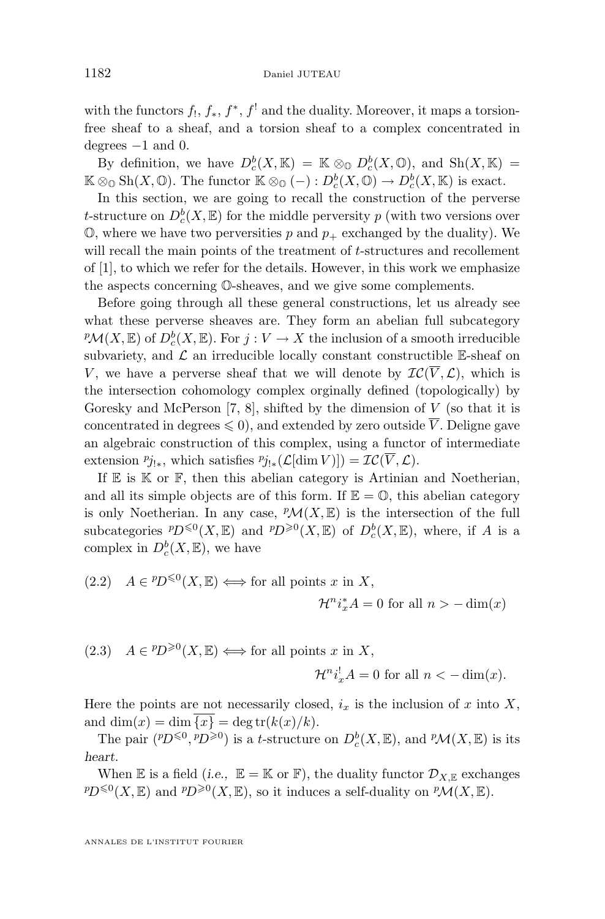with the functors $f_!$, $f_*$, $f^*$, $f^!$ and the duality. Moreover, it maps a torsion-free sheaf to a sheaf, and a torsion sheaf to a complex concentrated in degrees $-1$ and $0$.

By definition, we have $D^b_c(X,\mathbb{K}) = \mathbb{K} \otimes_{\mathbb{O}} D^b_c(X,\mathbb{O})$, and $\mathrm{Sh}(X,\mathbb{K}) = \mathbb{K} \otimes_{\mathbb{O}} \mathrm{Sh}(X,\mathbb{O})$. The functor $\mathbb{K} \otimes_{\mathbb{O}} (-) : D^b_c(X,\mathbb{O}) \to D^b_c(X,\mathbb{K})$ is exact.

In this section, we are going to recall the construction of the perverse $t$-structure on $D^b_c(X,\mathbb{E})$ for the middle perversity $p$ (with two versions over $\mathbb{O}$, where we have two perversities $p$ and $p_+$ exchanged by the duality). We will recall the main points of the treatment of $t$-structures and recollement of [1], to which we refer for the details. However, in this work we emphasize the aspects concerning $\mathbb{O}$-sheaves, and we give some complements.

Before going through all these general constructions, let us already see what these perverse sheaves are. They form an abelian full subcategory ${}^p\mathcal{M}(X,\mathbb{E})$ of $D^b_c(X,\mathbb{E})$. For $j : V \to X$ the inclusion of a smooth irreducible subvariety, and $\mathcal{L}$ an irreducible locally constant constructible $\mathbb{E}$-sheaf on $V$, we have a perverse sheaf that we will denote by $\mathcal{IC}(\overline{V},\mathcal{L})$, which is the intersection cohomology complex orginally defined (topologically) by Goresky and McPerson [7, 8], shifted by the dimension of $V$ (so that it is concentrated in degrees $\leqslant 0$), and extended by zero outside $\overline{V}$. Deligne gave an algebraic construction of this complex, using a functor of intermediate extension ${}^pj_{!*}$, which satisfies ${}^pj_{!*}(\mathcal{L}[\dim V]) = \mathcal{IC}(\overline{V},\mathcal{L})$.

If $\mathbb{E}$ is $\mathbb{K}$ or $\mathbb{F}$, then this abelian category is Artinian and Noetherian, and all its simple objects are of this form. If $\mathbb{E} = \mathbb{O}$, this abelian category is only Noetherian. In any case, ${}^p\mathcal{M}(X,\mathbb{E})$ is the intersection of the full subcategories ${}^pD^{\leqslant 0}(X,\mathbb{E})$ and ${}^pD^{\geqslant 0}(X,\mathbb{E})$ of $D^b_c(X,\mathbb{E})$, where, if $A$ is a complex in $D^b_c(X,\mathbb{E})$, we have

$$A \in {}^pD^{\leqslant 0}(X,\mathbb{E}) \iff \text{for all points } x \text{ in } X,\quad \mathcal{H}^n i_x^* A = 0 \text{ for all } n > -\dim(x) \tag{2.2}$$

$$A \in {}^pD^{\geqslant 0}(X,\mathbb{E}) \iff \text{for all points } x \text{ in } X,\quad \mathcal{H}^n i_x^! A = 0 \text{ for all } n < -\dim(x). \tag{2.3}$$

Here the points are not necessarily closed, $i_x$ is the inclusion of $x$ into $X$, and $\dim(x) = \dim \overline{\{x\}} = \deg\mathrm{tr}(k(x)/k)$.

The pair $({}^pD^{\leqslant 0}, {}^pD^{\geqslant 0})$ is a $t$-structure on $D^b_c(X,\mathbb{E})$, and ${}^p\mathcal{M}(X,\mathbb{E})$ is its *heart*.

When $\mathbb{E}$ is a field (*i.e.*, $\mathbb{E} = \mathbb{K}$ or $\mathbb{F}$), the duality functor $\mathcal{D}_{X,\mathbb{E}}$ exchanges ${}^pD^{\leqslant 0}(X,\mathbb{E})$ and ${}^pD^{\geqslant 0}(X,\mathbb{E})$, so it induces a self-duality on ${}^p\mathcal{M}(X,\mathbb{E})$.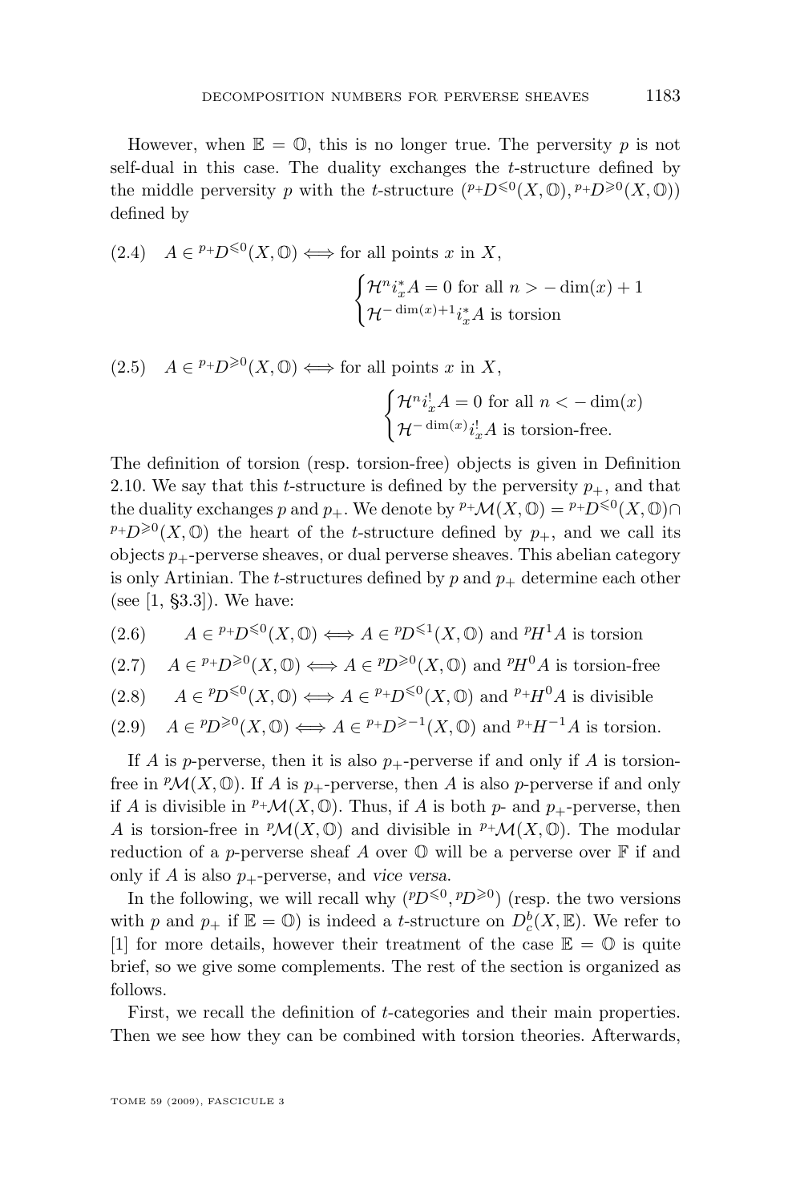However, when $\mathbb{E} = \mathbb{O}$, this is no longer true. The perversity $p$ is not self-dual in this case. The duality exchanges the $t$-structure defined by the middle perversity $p$ with the $t$-structure $({}^{p_+}D^{\leqslant 0}(X,\mathbb{O}), {}^{p_+}D^{\geqslant 0}(X,\mathbb{O}))$ defined by

$$(2.4)\quad A \in {}^{p_+}D^{\leqslant 0}(X,\mathbb{O}) \Longleftrightarrow \text{for all points } x \text{ in } X, \begin{cases} \mathcal{H}^n i_x^* A = 0 \text{ for all } n > -\dim(x) + 1 \\ \mathcal{H}^{-\dim(x)+1} i_x^* A \text{ is torsion} \end{cases}$$

$$(2.5)\quad A \in {}^{p_+}D^{\geqslant 0}(X,\mathbb{O}) \Longleftrightarrow \text{for all points } x \text{ in } X, \begin{cases} \mathcal{H}^n i_x^! A = 0 \text{ for all } n < -\dim(x) \\ \mathcal{H}^{-\dim(x)} i_x^! A \text{ is torsion-free.} \end{cases}$$

The definition of torsion (resp. torsion-free) objects is given in Definition 2.10. We say that this $t$-structure is defined by the perversity $p_+$, and that the duality exchanges $p$ and $p_+$. We denote by ${}^{p_+}\mathcal{M}(X,\mathbb{O}) = {}^{p_+}D^{\leqslant 0}(X,\mathbb{O}) \cap {}^{p_+}D^{\geqslant 0}(X,\mathbb{O})$ the heart of the $t$-structure defined by $p_+$, and we call its objects $p_+$-perverse sheaves, or dual perverse sheaves. This abelian category is only Artinian. The $t$-structures defined by $p$ and $p_+$ determine each other (see [1, §3.3]). We have:

$$(2.6)\qquad A \in {}^{p_+}D^{\leqslant 0}(X,\mathbb{O}) \Longleftrightarrow A \in {}^{p}D^{\leqslant 1}(X,\mathbb{O}) \text{ and } {}^{p}H^1 A \text{ is torsion}$$

$$(2.7)\qquad A \in {}^{p_+}D^{\geqslant 0}(X,\mathbb{O}) \Longleftrightarrow A \in {}^{p}D^{\geqslant 0}(X,\mathbb{O}) \text{ and } {}^{p}H^0 A \text{ is torsion-free}$$

$$(2.8)\qquad A \in {}^{p}D^{\leqslant 0}(X,\mathbb{O}) \Longleftrightarrow A \in {}^{p_+}D^{\leqslant 0}(X,\mathbb{O}) \text{ and } {}^{p_+}H^0 A \text{ is divisible}$$

$$(2.9)\qquad A \in {}^{p}D^{\geqslant 0}(X,\mathbb{O}) \Longleftrightarrow A \in {}^{p_+}D^{\geqslant -1}(X,\mathbb{O}) \text{ and } {}^{p_+}H^{-1} A \text{ is torsion.}$$

If $A$ is $p$-perverse, then it is also $p_+$-perverse if and only if $A$ is torsion-free in ${}^{p}\mathcal{M}(X,\mathbb{O})$. If $A$ is $p_+$-perverse, then $A$ is also $p$-perverse if and only if $A$ is divisible in ${}^{p_+}\mathcal{M}(X,\mathbb{O})$. Thus, if $A$ is both $p$- and $p_+$-perverse, then $A$ is torsion-free in ${}^{p}\mathcal{M}(X,\mathbb{O})$ and divisible in ${}^{p_+}\mathcal{M}(X,\mathbb{O})$. The modular reduction of a $p$-perverse sheaf $A$ over $\mathbb{O}$ will be a perverse over $\mathbb{F}$ if and only if $A$ is also $p_+$-perverse, and *vice versa*.

In the following, we will recall why $({}^{p}D^{\leqslant 0}, {}^{p}D^{\geqslant 0})$ (resp. the two versions with $p$ and $p_+$ if $\mathbb{E} = \mathbb{O}$) is indeed a $t$-structure on $D^b_c(X,\mathbb{E})$. We refer to [1] for more details, however their treatment of the case $\mathbb{E} = \mathbb{O}$ is quite brief, so we give some complements. The rest of the section is organized as follows.

First, we recall the definition of $t$-categories and their main properties. Then we see how they can be combined with torsion theories. Afterwards,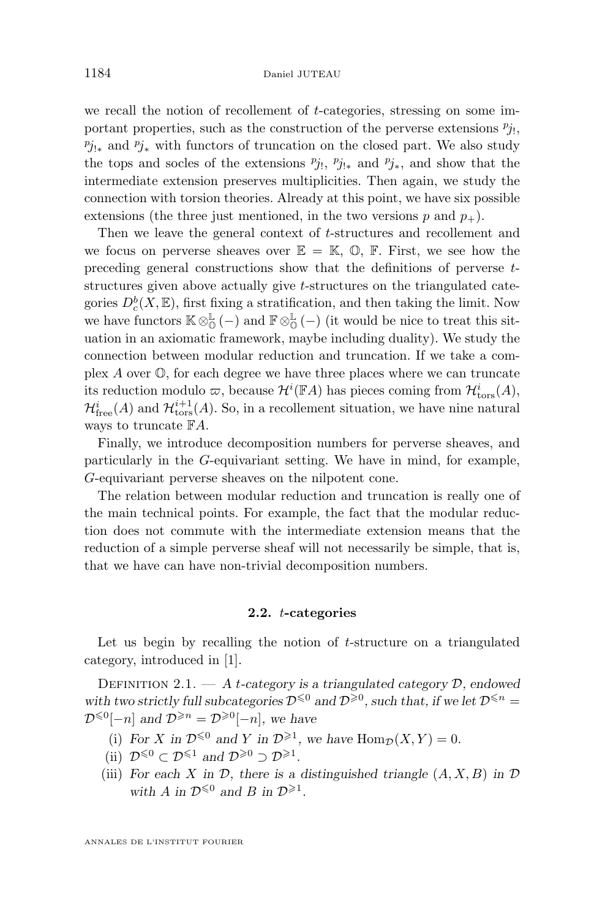we recall the notion of recollement of $t$-categories, stressing on some important properties, such as the construction of the perverse extensions ${}^p j_!$, ${}^p j_{!*}$ and ${}^p j_*$ with functors of truncation on the closed part. We also study the tops and socles of the extensions ${}^p j_!$, ${}^p j_{!*}$ and ${}^p j_*$, and show that the intermediate extension preserves multiplicities. Then again, we study the connection with torsion theories. Already at this point, we have six possible extensions (the three just mentioned, in the two versions $p$ and $p_+$).

Then we leave the general context of $t$-structures and recollement and we focus on perverse sheaves over $\mathbb{E} = \mathbb{K}$, $\mathbb{O}$, $\mathbb{F}$. First, we see how the preceding general constructions show that the definitions of perverse $t$-structures given above actually give $t$-structures on the triangulated categories $D^b_c(X, \mathbb{E})$, first fixing a stratification, and then taking the limit. Now we have functors $\mathbb{K} \otimes^{\mathbb{L}}_{\mathbb{O}} (-)$ and $\mathbb{F} \otimes^{\mathbb{L}}_{\mathbb{O}} (-)$ (it would be nice to treat this situation in an axiomatic framework, maybe including duality). We study the connection between modular reduction and truncation. If we take a complex $A$ over $\mathbb{O}$, for each degree we have three places where we can truncate its reduction modulo $\varpi$, because $\mathcal{H}^i(\mathbb{F}A)$ has pieces coming from $\mathcal{H}^i_{\mathrm{tors}}(A)$, $\mathcal{H}^i_{\mathrm{free}}(A)$ and $\mathcal{H}^{i+1}_{\mathrm{tors}}(A)$. So, in a recollement situation, we have nine natural ways to truncate $\mathbb{F}A$.

Finally, we introduce decomposition numbers for perverse sheaves, and particularly in the $G$-equivariant setting. We have in mind, for example, $G$-equivariant perverse sheaves on the nilpotent cone.

The relation between modular reduction and truncation is really one of the main technical points. For example, the fact that the modular reduction does not commute with the intermediate extension means that the reduction of a simple perverse sheaf will not necessarily be simple, that is, that we have can have non-trivial decomposition numbers.

### 2.2. $t$-categories

Let us begin by recalling the notion of $t$-structure on a triangulated category, introduced in [1].

Definition 2.1. — *A $t$-category is a triangulated category $\mathcal{D}$, endowed with two strictly full subcategories $\mathcal{D}^{\leqslant 0}$ and $\mathcal{D}^{\geqslant 0}$, such that, if we let $\mathcal{D}^{\leqslant n} = \mathcal{D}^{\leqslant 0}[-n]$ and $\mathcal{D}^{\geqslant n} = \mathcal{D}^{\geqslant 0}[-n]$, we have*

(i) *For $X$ in $\mathcal{D}^{\leqslant 0}$ and $Y$ in $\mathcal{D}^{\geqslant 1}$, we have $\mathrm{Hom}_{\mathcal{D}}(X, Y) = 0$.*

(ii) *$\mathcal{D}^{\leqslant 0} \subset \mathcal{D}^{\leqslant 1}$ and $\mathcal{D}^{\geqslant 0} \supset \mathcal{D}^{\geqslant 1}$.*

(iii) *For each $X$ in $\mathcal{D}$, there is a distinguished triangle $(A, X, B)$ in $\mathcal{D}$ with $A$ in $\mathcal{D}^{\leqslant 0}$ and $B$ in $\mathcal{D}^{\geqslant 1}$.*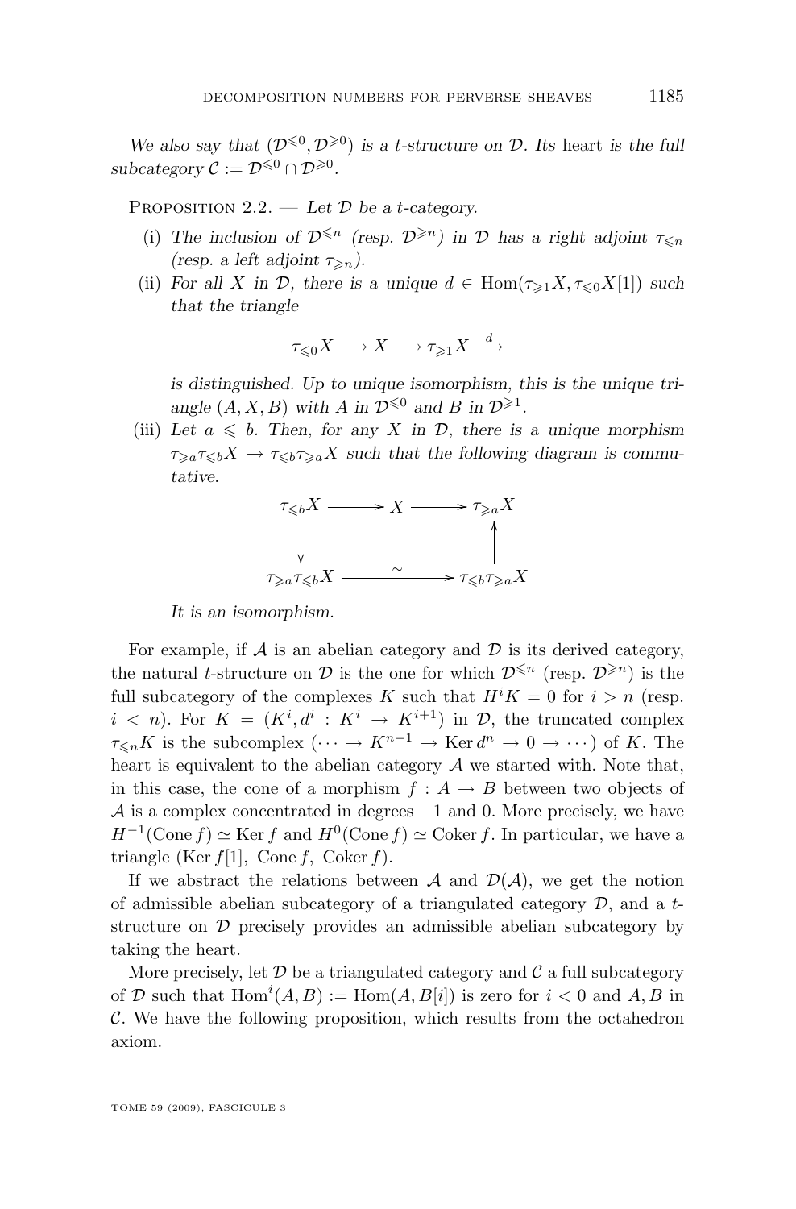*We also say that* $(\mathcal{D}^{\leqslant 0}, \mathcal{D}^{\geqslant 0})$ *is a t-structure on* $\mathcal{D}$*. Its* heart *is the full subcategory* $\mathcal{C} := \mathcal{D}^{\leqslant 0} \cap \mathcal{D}^{\geqslant 0}$.

Proposition 2.2. — *Let* $\mathcal{D}$ *be a t-category.*

(i) *The inclusion of* $\mathcal{D}^{\leqslant n}$ *(resp.* $\mathcal{D}^{\geqslant n}$*) in* $\mathcal{D}$ *has a right adjoint* $\tau_{\leqslant n}$ *(resp. a left adjoint* $\tau_{\geqslant n}$*).*

(ii) *For all* $X$ *in* $\mathcal{D}$*, there is a unique* $d \in \operatorname{Hom}(\tau_{\geqslant 1} X, \tau_{\leqslant 0} X[1])$ *such that the triangle*

$$\tau_{\leqslant 0} X \longrightarrow X \longrightarrow \tau_{\geqslant 1} X \xrightarrow{d}$$

*is distinguished. Up to unique isomorphism, this is the unique triangle* $(A, X, B)$ *with* $A$ *in* $\mathcal{D}^{\leqslant 0}$ *and* $B$ *in* $\mathcal{D}^{\geqslant 1}$.

(iii) *Let* $a \leqslant b$*. Then, for any* $X$ *in* $\mathcal{D}$*, there is a unique morphism* $\tau_{\geqslant a}\tau_{\leqslant b} X \to \tau_{\leqslant b}\tau_{\geqslant a} X$ *such that the following diagram is commutative.*

$$\begin{array}{ccccc}
\tau_{\leqslant b} X & \longrightarrow & X & \longrightarrow & \tau_{\geqslant a} X \\
\downarrow & & & & \uparrow \\
\tau_{\geqslant a}\tau_{\leqslant b} X & & \xrightarrow{\sim} & & \tau_{\leqslant b}\tau_{\geqslant a} X
\end{array}$$

*It is an isomorphism.*

For example, if $\mathcal{A}$ is an abelian category and $\mathcal{D}$ is its derived category, the natural $t$-structure on $\mathcal{D}$ is the one for which $\mathcal{D}^{\leqslant n}$ (resp. $\mathcal{D}^{\geqslant n}$) is the full subcategory of the complexes $K$ such that $H^i K = 0$ for $i > n$ (resp. $i < n$). For $K = (K^i, d^i : K^i \to K^{i+1})$ in $\mathcal{D}$, the truncated complex $\tau_{\leqslant n} K$ is the subcomplex $(\cdots \to K^{n-1} \to \operatorname{Ker} d^n \to 0 \to \cdots)$ of $K$. The heart is equivalent to the abelian category $\mathcal{A}$ we started with. Note that, in this case, the cone of a morphism $f : A \to B$ between two objects of $\mathcal{A}$ is a complex concentrated in degrees $-1$ and $0$. More precisely, we have $H^{-1}(\operatorname{Cone} f) \simeq \operatorname{Ker} f$ and $H^0(\operatorname{Cone} f) \simeq \operatorname{Coker} f$. In particular, we have a triangle $(\operatorname{Ker} f[1],\ \operatorname{Cone} f,\ \operatorname{Coker} f)$.

If we abstract the relations between $\mathcal{A}$ and $\mathcal{D}(\mathcal{A})$, we get the notion of admissible abelian subcategory of a triangulated category $\mathcal{D}$, and a $t$-structure on $\mathcal{D}$ precisely provides an admissible abelian subcategory by taking the heart.

More precisely, let $\mathcal{D}$ be a triangulated category and $\mathcal{C}$ a full subcategory of $\mathcal{D}$ such that $\operatorname{Hom}^i(A, B) := \operatorname{Hom}(A, B[i])$ is zero for $i < 0$ and $A, B$ in $\mathcal{C}$. We have the following proposition, which results from the octahedron axiom.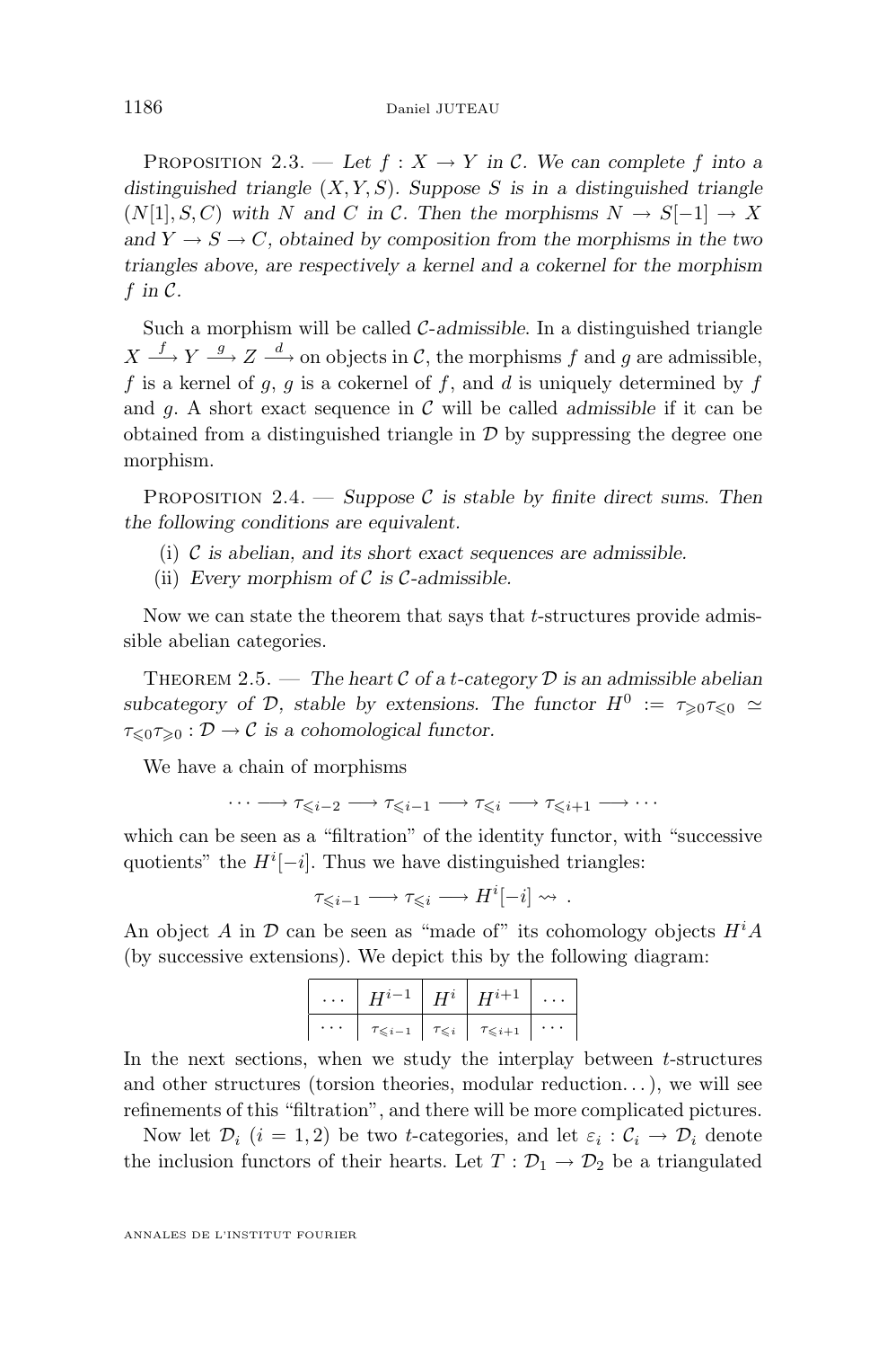Proposition 2.3. — *Let $f : X \to Y$ in $\mathcal{C}$. We can complete $f$ into a distinguished triangle $(X, Y, S)$. Suppose $S$ is in a distinguished triangle $(N[1], S, C)$ with $N$ and $C$ in $\mathcal{C}$. Then the morphisms $N \to S[-1] \to X$ and $Y \to S \to C$, obtained by composition from the morphisms in the two triangles above, are respectively a kernel and a cokernel for the morphism $f$ in $\mathcal{C}$.*

Such a morphism will be called *$\mathcal{C}$-admissible*. In a distinguished triangle $X \xrightarrow{f} Y \xrightarrow{g} Z \xrightarrow{d}$ on objects in $\mathcal{C}$, the morphisms $f$ and $g$ are admissible, $f$ is a kernel of $g$, $g$ is a cokernel of $f$, and $d$ is uniquely determined by $f$ and $g$. A short exact sequence in $\mathcal{C}$ will be called *admissible* if it can be obtained from a distinguished triangle in $\mathcal{D}$ by suppressing the degree one morphism.

Proposition 2.4. — *Suppose $\mathcal{C}$ is stable by finite direct sums. Then the following conditions are equivalent.*

(i) *$\mathcal{C}$ is abelian, and its short exact sequences are admissible.*
(ii) *Every morphism of $\mathcal{C}$ is $\mathcal{C}$-admissible.*

Now we can state the theorem that says that $t$-structures provide admissible abelian categories.

Theorem 2.5. — *The heart $\mathcal{C}$ of a $t$-category $\mathcal{D}$ is an admissible abelian subcategory of $\mathcal{D}$, stable by extensions. The functor $H^0 := \tau_{\geqslant 0}\tau_{\leqslant 0} \simeq \tau_{\leqslant 0}\tau_{\geqslant 0} : \mathcal{D} \to \mathcal{C}$ is a cohomological functor.*

We have a chain of morphisms

$$\cdots \longrightarrow \tau_{\leqslant i-2} \longrightarrow \tau_{\leqslant i-1} \longrightarrow \tau_{\leqslant i} \longrightarrow \tau_{\leqslant i+1} \longrightarrow \cdots$$

which can be seen as a "filtration" of the identity functor, with "successive quotients" the $H^i[-i]$. Thus we have distinguished triangles:

$$\tau_{\leqslant i-1} \longrightarrow \tau_{\leqslant i} \longrightarrow H^i[-i] \rightsquigarrow .$$

An object $A$ in $\mathcal{D}$ can be seen as "made of" its cohomology objects $H^i A$ (by successive extensions). We depict this by the following diagram:

| $\cdots$ | $H^{i-1}$ | $H^i$ | $H^{i+1}$ | $\cdots$ |
|---|---|---|---|---|
| $\cdots$ | $\tau_{\leqslant i-1}$ | $\tau_{\leqslant i}$ | $\tau_{\leqslant i+1}$ | $\cdots$ |

In the next sections, when we study the interplay between $t$-structures and other structures (torsion theories, modular reduction...), we will see refinements of this "filtration", and there will be more complicated pictures.

Now let $\mathcal{D}_i$ $(i = 1, 2)$ be two $t$-categories, and let $\varepsilon_i : \mathcal{C}_i \to \mathcal{D}_i$ denote the inclusion functors of their hearts. Let $T : \mathcal{D}_1 \to \mathcal{D}_2$ be a triangulated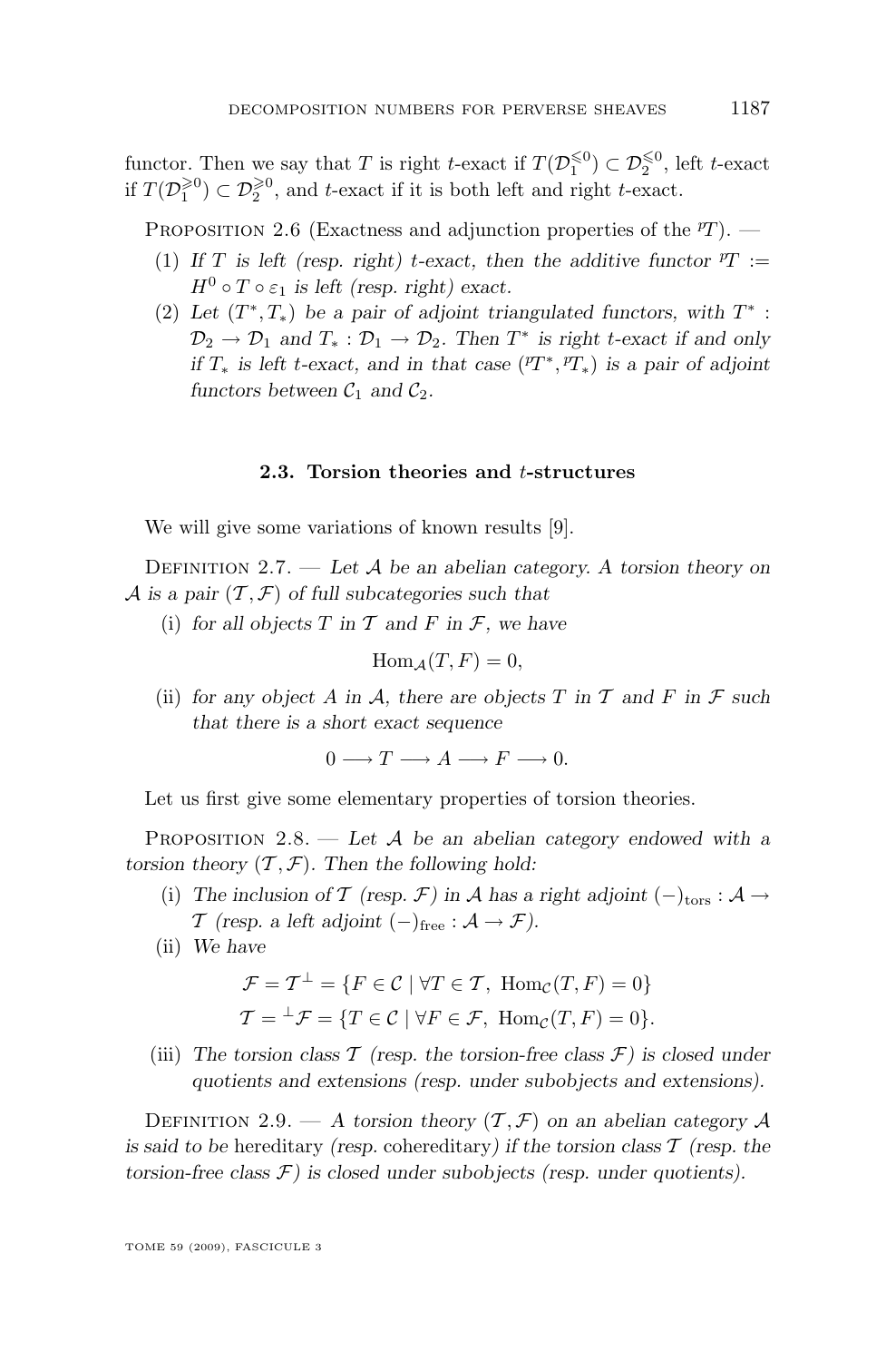functor. Then we say that $T$ is right $t$-exact if $T(\mathcal{D}_1^{\leqslant 0}) \subset \mathcal{D}_2^{\leqslant 0}$, left $t$-exact if $T(\mathcal{D}_1^{\geqslant 0}) \subset \mathcal{D}_2^{\geqslant 0}$, and $t$-exact if it is both left and right $t$-exact.

Proposition 2.6 (Exactness and adjunction properties of the ${}^pT$). —

1. *If $T$ is left (resp. right) $t$-exact, then the additive functor ${}^pT := H^0 \circ T \circ \varepsilon_1$ is left (resp. right) exact.*
2. *Let $(T^*, T_*)$ be a pair of adjoint triangulated functors, with $T^* : \mathcal{D}_2 \to \mathcal{D}_1$ and $T_* : \mathcal{D}_1 \to \mathcal{D}_2$. Then $T^*$ is right $t$-exact if and only if $T_*$ is left $t$-exact, and in that case $({}^pT^*, {}^pT_*)$ is a pair of adjoint functors between $\mathcal{C}_1$ and $\mathcal{C}_2$.*

### 2.3. Torsion theories and $t$-structures

We will give some variations of known results [9].

Definition 2.7. — *Let $\mathcal{A}$ be an abelian category. A torsion theory on $\mathcal{A}$ is a pair $(\mathcal{T}, \mathcal{F})$ of full subcategories such that*

(i) *for all objects $T$ in $\mathcal{T}$ and $F$ in $\mathcal{F}$, we have*

$$\operatorname{Hom}_{\mathcal{A}}(T, F) = 0,$$

(ii) *for any object $A$ in $\mathcal{A}$, there are objects $T$ in $\mathcal{T}$ and $F$ in $\mathcal{F}$ such that there is a short exact sequence*

$$0 \longrightarrow T \longrightarrow A \longrightarrow F \longrightarrow 0.$$

Let us first give some elementary properties of torsion theories.

Proposition 2.8. — *Let $\mathcal{A}$ be an abelian category endowed with a torsion theory $(\mathcal{T}, \mathcal{F})$. Then the following hold:*

(i) *The inclusion of $\mathcal{T}$ (resp. $\mathcal{F}$) in $\mathcal{A}$ has a right adjoint $(-)_{\mathrm{tors}} : \mathcal{A} \to \mathcal{T}$ (resp. a left adjoint $(-)_{\mathrm{free}} : \mathcal{A} \to \mathcal{F}$).*

(ii) *We have*

$$\mathcal{F} = \mathcal{T}^{\perp} = \{F \in \mathcal{C} \mid \forall T \in \mathcal{T},\ \operatorname{Hom}_{\mathcal{C}}(T, F) = 0\}$$
$$\mathcal{T} = {}^{\perp}\mathcal{F} = \{T \in \mathcal{C} \mid \forall F \in \mathcal{F},\ \operatorname{Hom}_{\mathcal{C}}(T, F) = 0\}.$$

(iii) *The torsion class $\mathcal{T}$ (resp. the torsion-free class $\mathcal{F}$) is closed under quotients and extensions (resp. under subobjects and extensions).*

Definition 2.9. — *A torsion theory $(\mathcal{T}, \mathcal{F})$ on an abelian category $\mathcal{A}$ is said to be* hereditary *(resp.* cohereditary*) if the torsion class $\mathcal{T}$ (resp. the torsion-free class $\mathcal{F}$) is closed under subobjects (resp. under quotients).*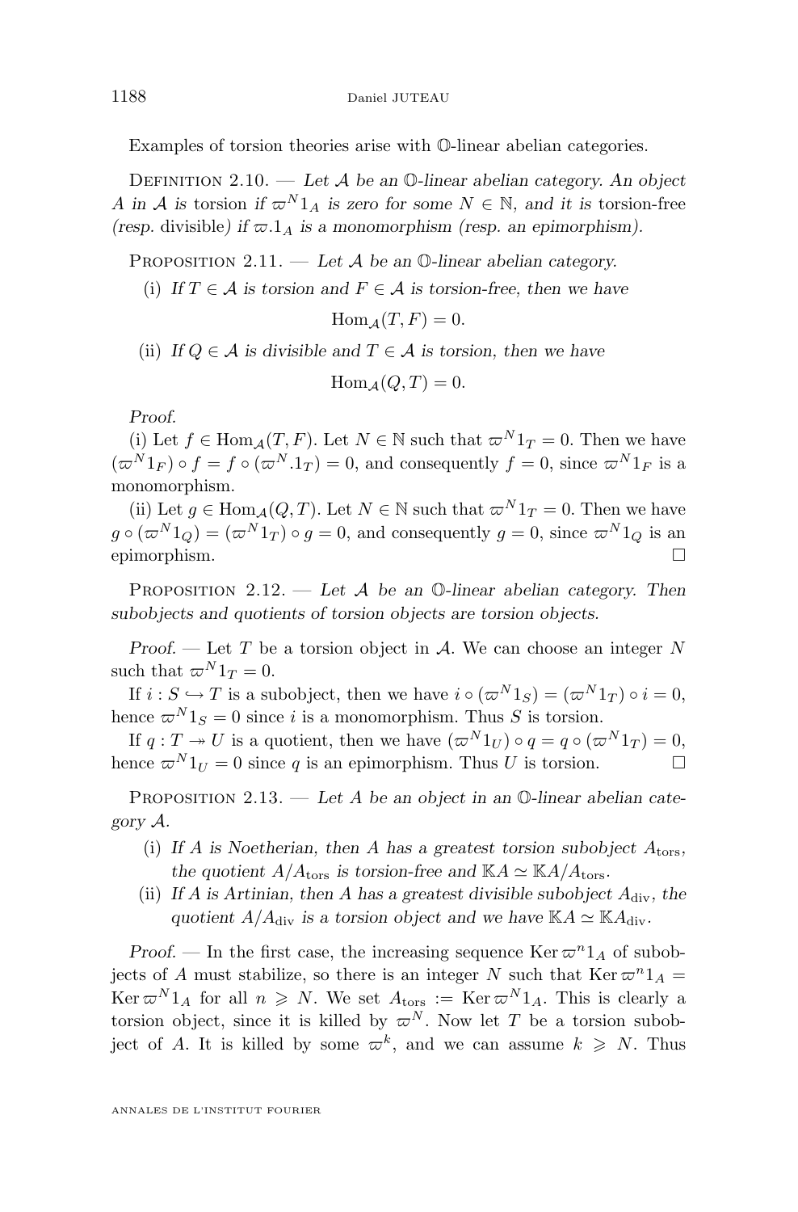Examples of torsion theories arise with $\mathbb{O}$-linear abelian categories.

Definition 2.10. — *Let $\mathcal{A}$ be an $\mathbb{O}$-linear abelian category. An object $A$ in $\mathcal{A}$ is* torsion *if $\varpi^N 1_A$ is zero for some $N \in \mathbb{N}$, and it is* torsion-free *(resp.* divisible*) if $\varpi.1_A$ is a monomorphism (resp. an epimorphism).*

Proposition 2.11. — *Let $\mathcal{A}$ be an $\mathbb{O}$-linear abelian category.*

(i) *If $T \in \mathcal{A}$ is torsion and $F \in \mathcal{A}$ is torsion-free, then we have*

$$\operatorname{Hom}_{\mathcal{A}}(T, F) = 0.$$

(ii) *If $Q \in \mathcal{A}$ is divisible and $T \in \mathcal{A}$ is torsion, then we have*

$$\operatorname{Hom}_{\mathcal{A}}(Q, T) = 0.$$

*Proof.*

(i) Let $f \in \operatorname{Hom}_{\mathcal{A}}(T, F)$. Let $N \in \mathbb{N}$ such that $\varpi^N 1_T = 0$. Then we have $(\varpi^N 1_F) \circ f = f \circ (\varpi^N.1_T) = 0$, and consequently $f = 0$, since $\varpi^N 1_F$ is a monomorphism.

(ii) Let $g \in \operatorname{Hom}_{\mathcal{A}}(Q, T)$. Let $N \in \mathbb{N}$ such that $\varpi^N 1_T = 0$. Then we have $g \circ (\varpi^N 1_Q) = (\varpi^N 1_T) \circ g = 0$, and consequently $g = 0$, since $\varpi^N 1_Q$ is an epimorphism. □

Proposition 2.12. — *Let $\mathcal{A}$ be an $\mathbb{O}$-linear abelian category. Then subobjects and quotients of torsion objects are torsion objects.*

*Proof.* — Let $T$ be a torsion object in $\mathcal{A}$. We can choose an integer $N$ such that $\varpi^N 1_T = 0$.

If $i : S \hookrightarrow T$ is a subobject, then we have $i \circ (\varpi^N 1_S) = (\varpi^N 1_T) \circ i = 0$, hence $\varpi^N 1_S = 0$ since $i$ is a monomorphism. Thus $S$ is torsion.

If $q : T \twoheadrightarrow U$ is a quotient, then we have $(\varpi^N 1_U) \circ q = q \circ (\varpi^N 1_T) = 0$, hence $\varpi^N 1_U = 0$ since $q$ is an epimorphism. Thus $U$ is torsion. □

Proposition 2.13. — *Let $A$ be an object in an $\mathbb{O}$-linear abelian category $\mathcal{A}$.*

(i) *If $A$ is Noetherian, then $A$ has a greatest torsion subobject $A_{\mathrm{tors}}$, the quotient $A/A_{\mathrm{tors}}$ is torsion-free and $\mathbb{K}A \simeq \mathbb{K}A/A_{\mathrm{tors}}$.*

(ii) *If $A$ is Artinian, then $A$ has a greatest divisible subobject $A_{\mathrm{div}}$, the quotient $A/A_{\mathrm{div}}$ is a torsion object and we have $\mathbb{K}A \simeq \mathbb{K}A_{\mathrm{div}}$.*

*Proof.* — In the first case, the increasing sequence $\operatorname{Ker} \varpi^n 1_A$ of subobjects of $A$ must stabilize, so there is an integer $N$ such that $\operatorname{Ker} \varpi^n 1_A = \operatorname{Ker} \varpi^N 1_A$ for all $n \geqslant N$. We set $A_{\mathrm{tors}} := \operatorname{Ker} \varpi^N 1_A$. This is clearly a torsion object, since it is killed by $\varpi^N$. Now let $T$ be a torsion subobject of $A$. It is killed by some $\varpi^k$, and we can assume $k \geqslant N$. Thus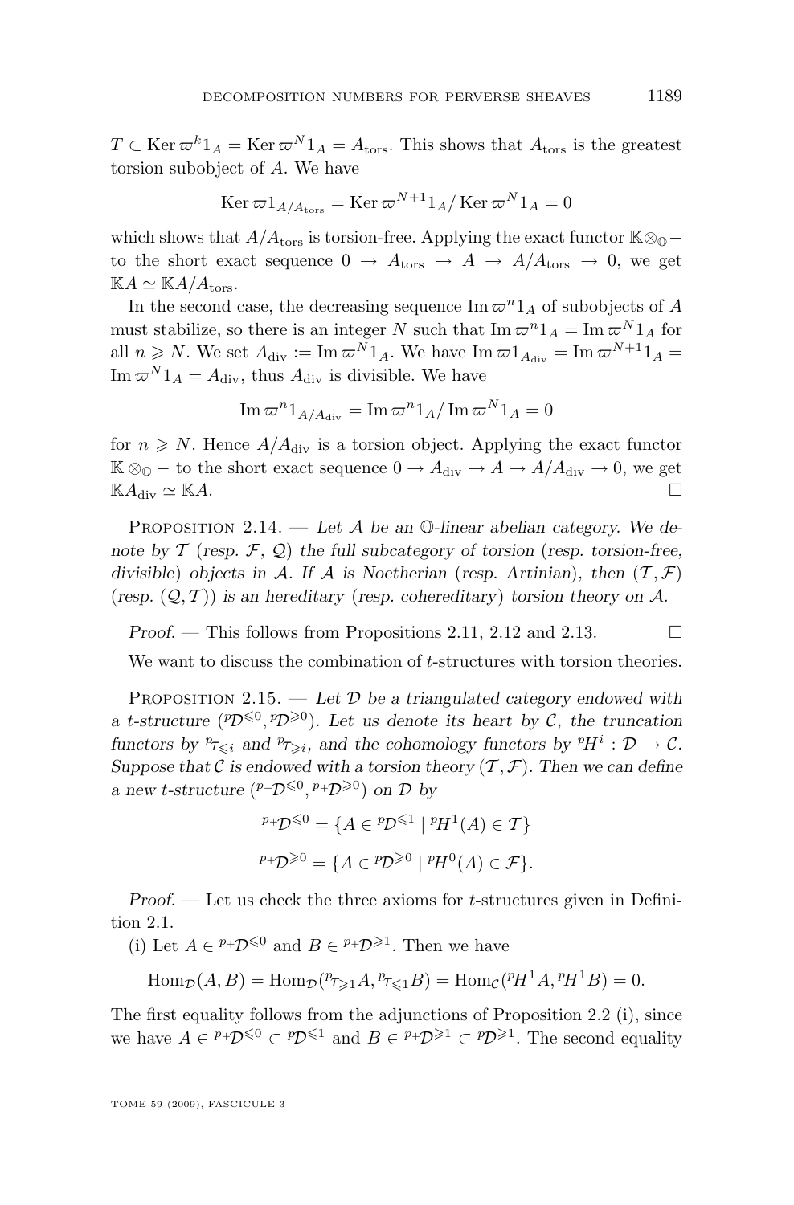$T \subset \operatorname{Ker} \varpi^k 1_A = \operatorname{Ker} \varpi^N 1_A = A_{\mathrm{tors}}$. This shows that $A_{\mathrm{tors}}$ is the greatest torsion subobject of $A$. We have

$$\operatorname{Ker} \varpi 1_{A/A_{\mathrm{tors}}} = \operatorname{Ker} \varpi^{N+1} 1_A / \operatorname{Ker} \varpi^N 1_A = 0$$

which shows that $A/A_{\mathrm{tors}}$ is torsion-free. Applying the exact functor $\mathbb{K} \otimes_{\mathbb{O}} -$ to the short exact sequence $0 \to A_{\mathrm{tors}} \to A \to A/A_{\mathrm{tors}} \to 0$, we get $\mathbb{K}A \simeq \mathbb{K}A/A_{\mathrm{tors}}$.

In the second case, the decreasing sequence $\operatorname{Im} \varpi^n 1_A$ of subobjects of $A$ must stabilize, so there is an integer $N$ such that $\operatorname{Im} \varpi^n 1_A = \operatorname{Im} \varpi^N 1_A$ for all $n \geqslant N$. We set $A_{\mathrm{div}} := \operatorname{Im} \varpi^N 1_A$. We have $\operatorname{Im} \varpi 1_{A_{\mathrm{div}}} = \operatorname{Im} \varpi^{N+1} 1_A = \operatorname{Im} \varpi^N 1_A = A_{\mathrm{div}}$, thus $A_{\mathrm{div}}$ is divisible. We have

$$\operatorname{Im} \varpi^n 1_{A/A_{\mathrm{div}}} = \operatorname{Im} \varpi^n 1_A / \operatorname{Im} \varpi^N 1_A = 0$$

for $n \geqslant N$. Hence $A/A_{\mathrm{div}}$ is a torsion object. Applying the exact functor $\mathbb{K} \otimes_{\mathbb{O}} -$ to the short exact sequence $0 \to A_{\mathrm{div}} \to A \to A/A_{\mathrm{div}} \to 0$, we get $\mathbb{K}A_{\mathrm{div}} \simeq \mathbb{K}A$. □

Proposition 2.14. — *Let $\mathcal{A}$ be an $\mathbb{O}$-linear abelian category. We denote by $\mathcal{T}$ (resp. $\mathcal{F}$, $\mathcal{Q}$) the full subcategory of torsion (resp. torsion-free, divisible) objects in $\mathcal{A}$. If $\mathcal{A}$ is Noetherian (resp. Artinian), then $(\mathcal{T}, \mathcal{F})$ (resp. $(\mathcal{Q}, \mathcal{T})$) is an hereditary (resp. cohereditary) torsion theory on $\mathcal{A}$.*

*Proof.* — This follows from Propositions 2.11, 2.12 and 2.13. □

We want to discuss the combination of $t$-structures with torsion theories.

Proposition 2.15. — *Let $\mathcal{D}$ be a triangulated category endowed with a $t$-structure $({}^p\mathcal{D}^{\leqslant 0}, {}^p\mathcal{D}^{\geqslant 0})$. Let us denote its heart by $\mathcal{C}$, the truncation functors by ${}^p\tau_{\leqslant i}$ and ${}^p\tau_{\geqslant i}$, and the cohomology functors by ${}^pH^i : \mathcal{D} \to \mathcal{C}$. Suppose that $\mathcal{C}$ is endowed with a torsion theory $(\mathcal{T}, \mathcal{F})$. Then we can define a new $t$-structure $({}^{p_+}\mathcal{D}^{\leqslant 0}, {}^{p_+}\mathcal{D}^{\geqslant 0})$ on $\mathcal{D}$ by*

$$ {}^{p_+}\mathcal{D}^{\leqslant 0} = \{ A \in {}^p\mathcal{D}^{\leqslant 1} \mid {}^pH^1(A) \in \mathcal{T} \}$$

$$ {}^{p_+}\mathcal{D}^{\geqslant 0} = \{ A \in {}^p\mathcal{D}^{\geqslant 0} \mid {}^pH^0(A) \in \mathcal{F} \}.$$

*Proof.* — Let us check the three axioms for $t$-structures given in Definition 2.1.

(i) Let $A \in {}^{p_+}\mathcal{D}^{\leqslant 0}$ and $B \in {}^{p_+}\mathcal{D}^{\geqslant 1}$. Then we have

$$\operatorname{Hom}_{\mathcal{D}}(A, B) = \operatorname{Hom}_{\mathcal{D}}({}^p\tau_{\geqslant 1} A, {}^p\tau_{\leqslant 1} B) = \operatorname{Hom}_{\mathcal{C}}({}^pH^1 A, {}^pH^1 B) = 0.$$

The first equality follows from the adjunctions of Proposition 2.2 (i), since we have $A \in {}^{p_+}\mathcal{D}^{\leqslant 0} \subset {}^p\mathcal{D}^{\leqslant 1}$ and $B \in {}^{p_+}\mathcal{D}^{\geqslant 1} \subset {}^p\mathcal{D}^{\geqslant 1}$. The second equality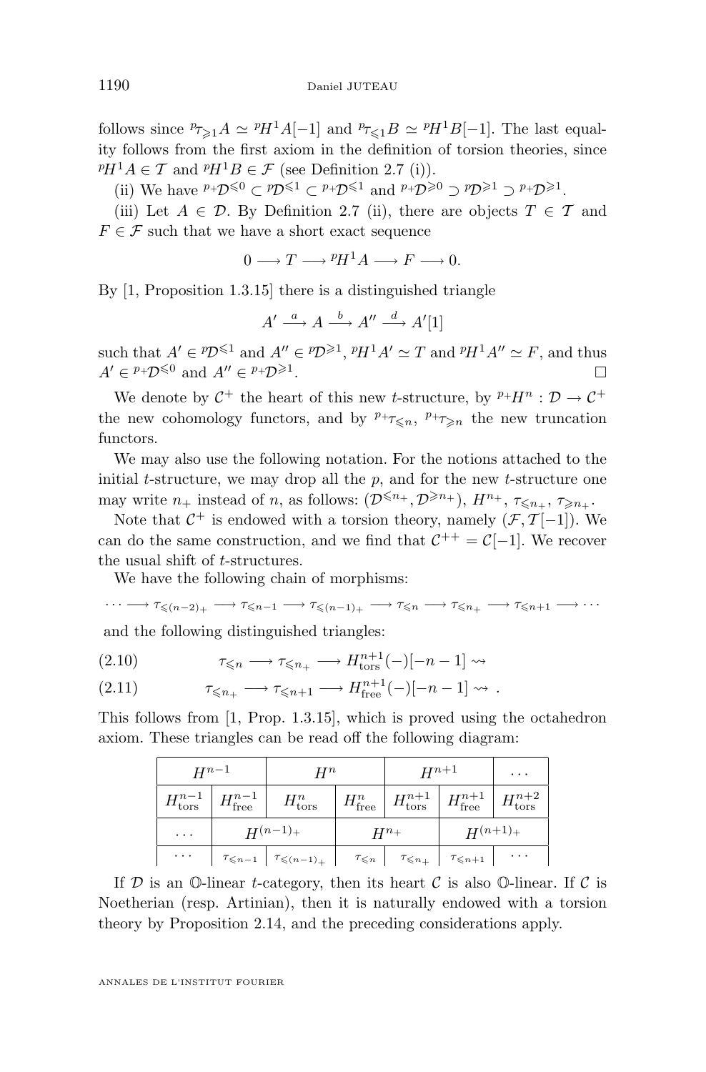follows since ${}^p\tau_{\geqslant 1} A \simeq {}^pH^1 A[-1]$ and ${}^p\tau_{\leqslant 1} B \simeq {}^pH^1 B[-1]$. The last equality follows from the first axiom in the definition of torsion theories, since ${}^pH^1 A \in \mathcal{T}$ and ${}^pH^1 B \in \mathcal{F}$ (see Definition 2.7 (i)).

(ii) We have ${}^{p_+}\mathcal{D}^{\leqslant 0} \subset {}^p\mathcal{D}^{\leqslant 1} \subset {}^{p_+}\mathcal{D}^{\leqslant 1}$ and ${}^{p_+}\mathcal{D}^{\geqslant 0} \supset {}^p\mathcal{D}^{\geqslant 1} \supset {}^{p_+}\mathcal{D}^{\geqslant 1}$.

(iii) Let $A \in \mathcal{D}$. By Definition 2.7 (ii), there are objects $T \in \mathcal{T}$ and $F \in \mathcal{F}$ such that we have a short exact sequence

$$0 \longrightarrow T \longrightarrow {}^pH^1 A \longrightarrow F \longrightarrow 0.$$

By [1, Proposition 1.3.15] there is a distinguished triangle

$$A' \xrightarrow{\ a\ } A \xrightarrow{\ b\ } A'' \xrightarrow{\ d\ } A'[1]$$

such that $A' \in {}^p\mathcal{D}^{\leqslant 1}$ and $A'' \in {}^p\mathcal{D}^{\geqslant 1}$, ${}^pH^1 A' \simeq T$ and ${}^pH^1 A'' \simeq F$, and thus $A' \in {}^{p_+}\mathcal{D}^{\leqslant 0}$ and $A'' \in {}^{p_+}\mathcal{D}^{\geqslant 1}$. $\square$

We denote by $\mathcal{C}^+$ the heart of this new $t$-structure, by ${}^{p_+}H^n : \mathcal{D} \to \mathcal{C}^+$ the new cohomology functors, and by ${}^{p_+}\tau_{\leqslant n}$, ${}^{p_+}\tau_{\geqslant n}$ the new truncation functors.

We may also use the following notation. For the notions attached to the initial $t$-structure, we may drop all the $p$, and for the new $t$-structure one may write $n_+$ instead of $n$, as follows: $(\mathcal{D}^{\leqslant n_+}, \mathcal{D}^{\geqslant n_+})$, $H^{n_+}$, $\tau_{\leqslant n_+}$, $\tau_{\geqslant n_+}$.

Note that $\mathcal{C}^+$ is endowed with a torsion theory, namely $(\mathcal{F}, \mathcal{T}[-1])$. We can do the same construction, and we find that $\mathcal{C}^{++} = \mathcal{C}[-1]$. We recover the usual shift of $t$-structures.

We have the following chain of morphisms:

$$\cdots \longrightarrow \tau_{\leqslant (n-2)_+} \longrightarrow \tau_{\leqslant n-1} \longrightarrow \tau_{\leqslant (n-1)_+} \longrightarrow \tau_{\leqslant n} \longrightarrow \tau_{\leqslant n_+} \longrightarrow \tau_{\leqslant n+1} \longrightarrow \cdots$$

and the following distinguished triangles:

$$\tau_{\leqslant n} \longrightarrow \tau_{\leqslant n_+} \longrightarrow H^{n+1}_{\mathrm{tors}}(-)[-n-1] \rightsquigarrow \tag{2.10}$$

$$\tau_{\leqslant n_+} \longrightarrow \tau_{\leqslant n+1} \longrightarrow H^{n+1}_{\mathrm{free}}(-)[-n-1] \rightsquigarrow . \tag{2.11}$$

This follows from [1, Prop. 1.3.15], which is proved using the octahedron axiom. These triangles can be read off the following diagram:

| $H^{n-1}$ | | $H^n$ | | $H^{n+1}$ | | $\cdots$ |
|---|---|---|---|---|---|---|
| $H^{n-1}_{\mathrm{tors}}$ | $H^{n-1}_{\mathrm{free}}$ | $H^n_{\mathrm{tors}}$ | $H^n_{\mathrm{free}}$ | $H^{n+1}_{\mathrm{tors}}$ | $H^{n+1}_{\mathrm{free}}$ | $H^{n+2}_{\mathrm{tors}}$ |
| $\cdots$ | $H^{(n-1)_+}$ | | $H^{n_+}$ | | $H^{(n+1)_+}$ | |
| $\cdots$ | $\tau_{\leqslant n-1}$ | $\tau_{\leqslant (n-1)_+}$ | $\tau_{\leqslant n}$ | $\tau_{\leqslant n_+}$ | $\tau_{\leqslant n+1}$ | $\cdots$ |

If $\mathcal{D}$ is an $\mathbb{O}$-linear $t$-category, then its heart $\mathcal{C}$ is also $\mathbb{O}$-linear. If $\mathcal{C}$ is Noetherian (resp. Artinian), then it is naturally endowed with a torsion theory by Proposition 2.14, and the preceding considerations apply.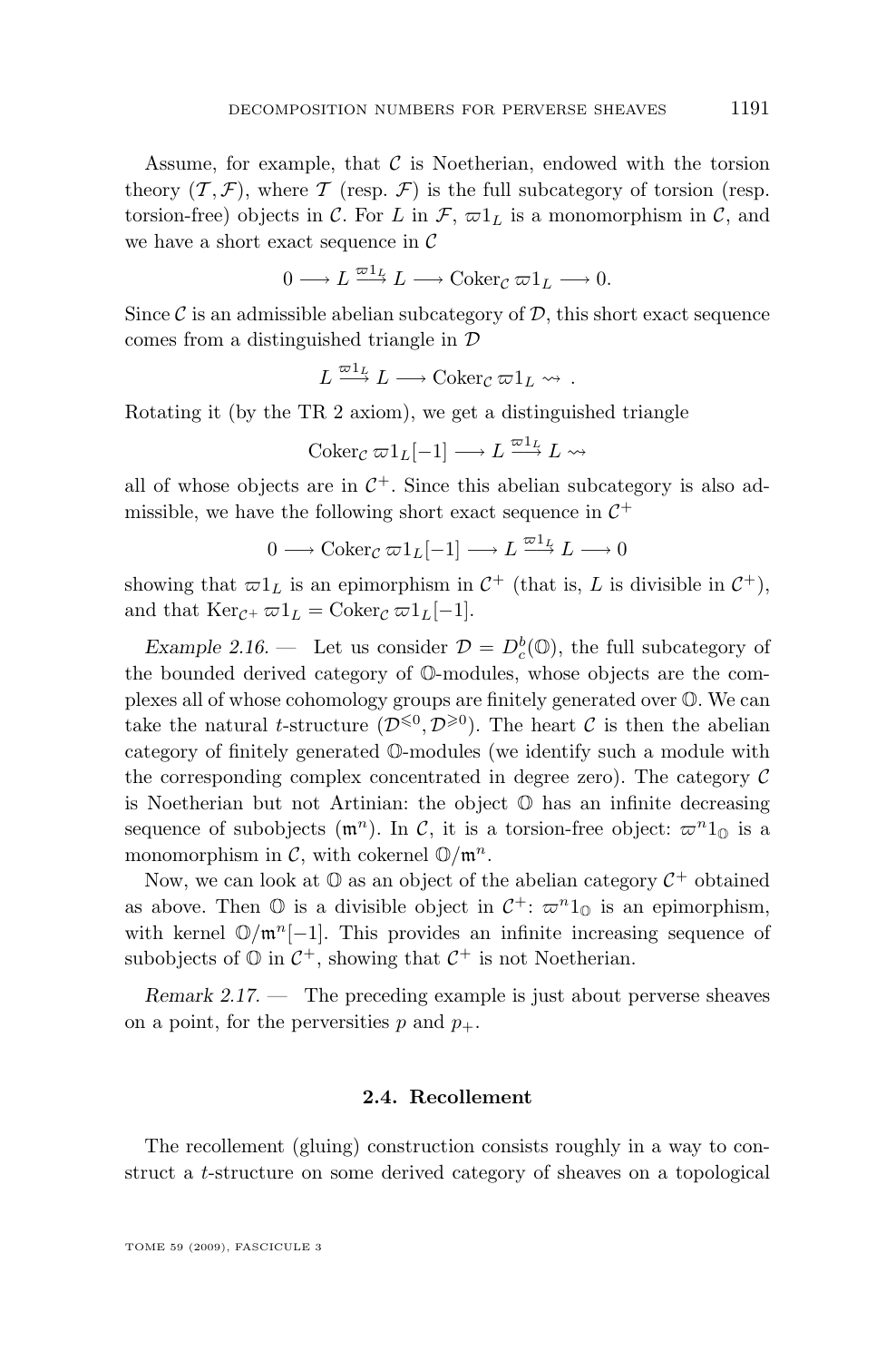Assume, for example, that $\mathcal{C}$ is Noetherian, endowed with the torsion theory $(\mathcal{T}, \mathcal{F})$, where $\mathcal{T}$ (resp. $\mathcal{F}$) is the full subcategory of torsion (resp. torsion-free) objects in $\mathcal{C}$. For $L$ in $\mathcal{F}$, $\varpi 1_L$ is a monomorphism in $\mathcal{C}$, and we have a short exact sequence in $\mathcal{C}$

$$0 \longrightarrow L \xrightarrow{\varpi 1_L} L \longrightarrow \operatorname{Coker}_{\mathcal{C}} \varpi 1_L \longrightarrow 0.$$

Since $\mathcal{C}$ is an admissible abelian subcategory of $\mathcal{D}$, this short exact sequence comes from a distinguished triangle in $\mathcal{D}$

$$L \xrightarrow{\varpi 1_L} L \longrightarrow \operatorname{Coker}_{\mathcal{C}} \varpi 1_L \rightsquigarrow .$$

Rotating it (by the TR 2 axiom), we get a distinguished triangle

$$\operatorname{Coker}_{\mathcal{C}} \varpi 1_L[-1] \longrightarrow L \xrightarrow{\varpi 1_L} L \rightsquigarrow$$

all of whose objects are in $\mathcal{C}^+$. Since this abelian subcategory is also admissible, we have the following short exact sequence in $\mathcal{C}^+$

$$0 \longrightarrow \operatorname{Coker}_{\mathcal{C}} \varpi 1_L[-1] \longrightarrow L \xrightarrow{\varpi 1_L} L \longrightarrow 0$$

showing that $\varpi 1_L$ is an epimorphism in $\mathcal{C}^+$ (that is, $L$ is divisible in $\mathcal{C}^+$), and that $\operatorname{Ker}_{\mathcal{C}^+} \varpi 1_L = \operatorname{Coker}_{\mathcal{C}} \varpi 1_L[-1]$.

*Example 2.16.* — Let us consider $\mathcal{D} = D^b_c(\mathbb{O})$, the full subcategory of the bounded derived category of $\mathbb{O}$-modules, whose objects are the complexes all of whose cohomology groups are finitely generated over $\mathbb{O}$. We can take the natural $t$-structure $(\mathcal{D}^{\leqslant 0}, \mathcal{D}^{\geqslant 0})$. The heart $\mathcal{C}$ is then the abelian category of finitely generated $\mathbb{O}$-modules (we identify such a module with the corresponding complex concentrated in degree zero). The category $\mathcal{C}$ is Noetherian but not Artinian: the object $\mathbb{O}$ has an infinite decreasing sequence of subobjects $(\mathfrak{m}^n)$. In $\mathcal{C}$, it is a torsion-free object: $\varpi^n 1_{\mathbb{O}}$ is a monomorphism in $\mathcal{C}$, with cokernel $\mathbb{O}/\mathfrak{m}^n$.

Now, we can look at $\mathbb{O}$ as an object of the abelian category $\mathcal{C}^+$ obtained as above. Then $\mathbb{O}$ is a divisible object in $\mathcal{C}^+$: $\varpi^n 1_{\mathbb{O}}$ is an epimorphism, with kernel $\mathbb{O}/\mathfrak{m}^n[-1]$. This provides an infinite increasing sequence of subobjects of $\mathbb{O}$ in $\mathcal{C}^+$, showing that $\mathcal{C}^+$ is not Noetherian.

*Remark 2.17.* — The preceding example is just about perverse sheaves on a point, for the perversities $p$ and $p_+$.

### 2.4. Recollement

The recollement (gluing) construction consists roughly in a way to construct a $t$-structure on some derived category of sheaves on a topological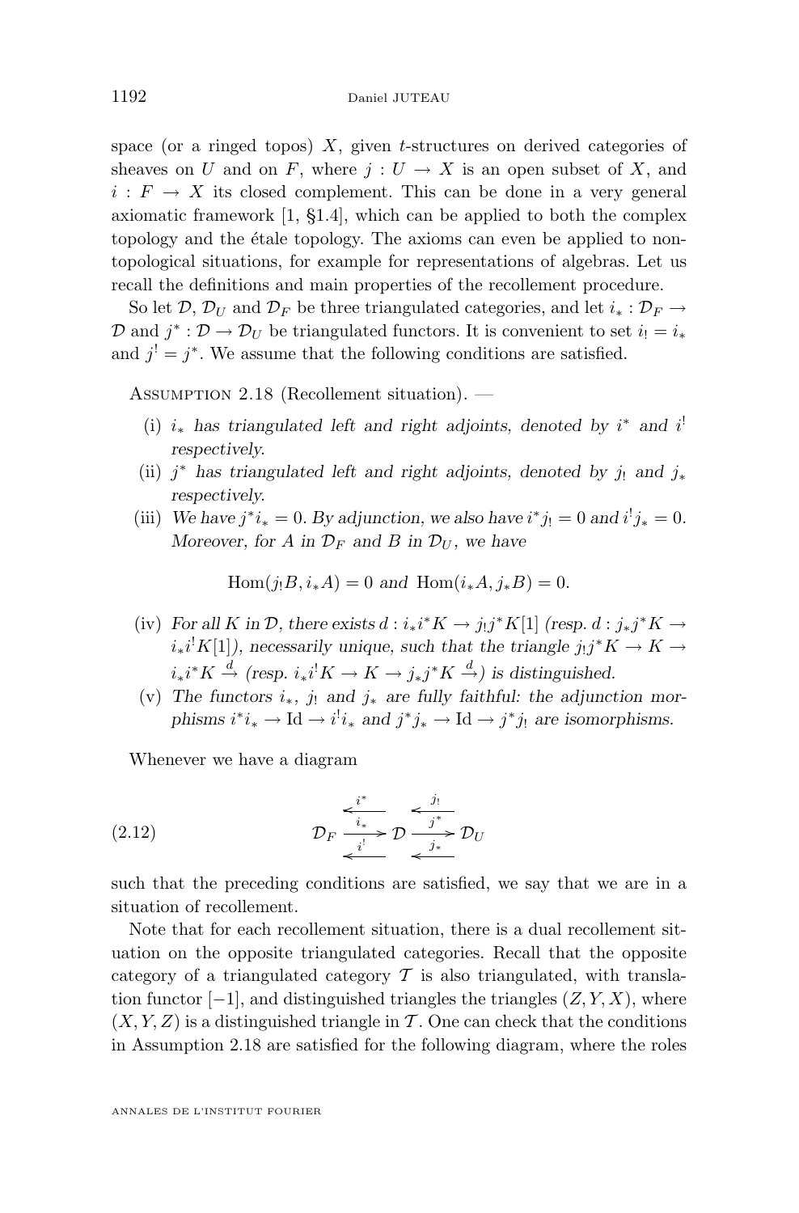space (or a ringed topos) $X$, given $t$-structures on derived categories of sheaves on $U$ and on $F$, where $j : U \to X$ is an open subset of $X$, and $i : F \to X$ its closed complement. This can be done in a very general axiomatic framework [1, §1.4], which can be applied to both the complex topology and the étale topology. The axioms can even be applied to non-topological situations, for example for representations of algebras. Let us recall the definitions and main properties of the recollement procedure.

So let $\mathcal{D}$, $\mathcal{D}_U$ and $\mathcal{D}_F$ be three triangulated categories, and let $i_* : \mathcal{D}_F \to \mathcal{D}$ and $j^* : \mathcal{D} \to \mathcal{D}_U$ be triangulated functors. It is convenient to set $i_! = i_*$ and $j^! = j^*$. We assume that the following conditions are satisfied.

Assumption 2.18 (Recollement situation). —

(i) *$i_*$ has triangulated left and right adjoints, denoted by $i^*$ and $i^!$ respectively.*

(ii) *$j^*$ has triangulated left and right adjoints, denoted by $j_!$ and $j_*$ respectively.*

(iii) *We have $j^* i_* = 0$. By adjunction, we also have $i^* j_! = 0$ and $i^! j_* = 0$. Moreover, for $A$ in $\mathcal{D}_F$ and $B$ in $\mathcal{D}_U$, we have*

$$\operatorname{Hom}(j_! B, i_* A) = 0 \text{ and } \operatorname{Hom}(i_* A, j_* B) = 0.$$

(iv) *For all $K$ in $\mathcal{D}$, there exists $d : i_* i^* K \to j_! j^* K[1]$ (resp. $d : j_* j^* K \to i_* i^! K[1]$), necessarily unique, such that the triangle $j_! j^* K \to K \to i_* i^* K \xrightarrow{d}$ (resp. $i_* i^! K \to K \to j_* j^* K \xrightarrow{d}$) is distinguished.*

(v) *The functors $i_*$, $j_!$ and $j_*$ are fully faithful: the adjunction morphisms $i^* i_* \to \mathrm{Id} \to i^! i_*$ and $j^* j_* \to \mathrm{Id} \to j^* j_!$ are isomorphisms.*

Whenever we have a diagram

$$\mathcal{D}_F \underset{\underset{i^!}{\longleftarrow}}{\overset{\overset{i^*}{\longleftarrow}}{\xrightarrow{i_*}}} \mathcal{D} \underset{\underset{j_*}{\longleftarrow}}{\overset{\overset{j_!}{\longleftarrow}}{\xrightarrow{j^*}}} \mathcal{D}_U \tag{2.12}$$

such that the preceding conditions are satisfied, we say that we are in a situation of recollement.

Note that for each recollement situation, there is a dual recollement situation on the opposite triangulated categories. Recall that the opposite category of a triangulated category $\mathcal{T}$ is also triangulated, with translation functor $[-1]$, and distinguished triangles the triangles $(Z, Y, X)$, where $(X, Y, Z)$ is a distinguished triangle in $\mathcal{T}$. One can check that the conditions in Assumption 2.18 are satisfied for the following diagram, where the roles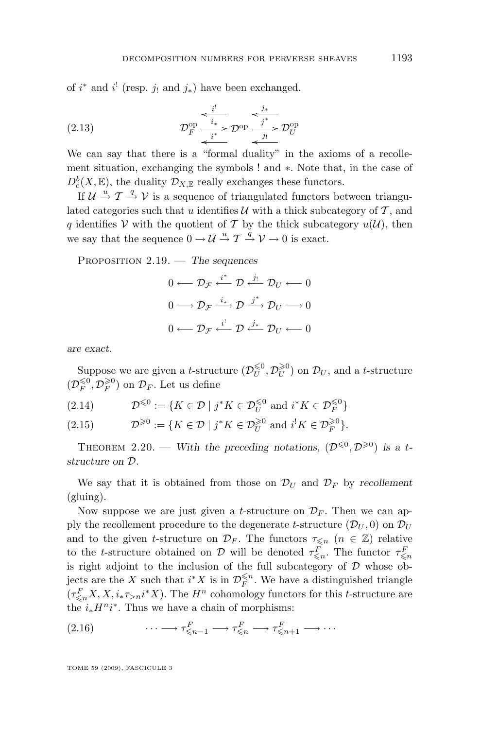of $i^*$ and $i^!$ (resp. $j_!$ and $j_*$) have been exchanged.

$$\mathcal{D}_F^{\rm op} \underset{i^*}{\overset{i^!}{\underset{\longleftarrow}{\overset{\longleftarrow}{\xrightarrow{i_*}}}}} \mathcal{D}^{\rm op} \underset{j_!}{\overset{j_*}{\underset{\longleftarrow}{\overset{\longleftarrow}{\xrightarrow{j^*}}}}} \mathcal{D}_U^{\rm op} \tag{2.13}$$

We can say that there is a "formal duality" in the axioms of a recollement situation, exchanging the symbols ! and $*$. Note that, in the case of $D^b_c(X,\mathbb{E})$, the duality $\mathcal{D}_{X,\mathbb{E}}$ really exchanges these functors.

If $\mathcal{U} \xrightarrow{u} \mathcal{T} \xrightarrow{q} \mathcal{V}$ is a sequence of triangulated functors between triangulated categories such that $u$ identifies $\mathcal{U}$ with a thick subcategory of $\mathcal{T}$, and $q$ identifies $\mathcal{V}$ with the quotient of $\mathcal{T}$ by the thick subcategory $u(\mathcal{U})$, then we say that the sequence $0 \to \mathcal{U} \xrightarrow{u} \mathcal{T} \xrightarrow{q} \mathcal{V} \to 0$ is exact.

Proposition 2.19. — *The sequences*

$$0 \longleftarrow \mathcal{D}_\mathcal{F} \xleftarrow{i^*} \mathcal{D} \xleftarrow{j_!} \mathcal{D}_U \longleftarrow 0$$

$$0 \longrightarrow \mathcal{D}_\mathcal{F} \xrightarrow{i_*} \mathcal{D} \xrightarrow{j^*} \mathcal{D}_U \longrightarrow 0$$

$$0 \longleftarrow \mathcal{D}_\mathcal{F} \xleftarrow{i^!} \mathcal{D} \xleftarrow{j_*} \mathcal{D}_U \longleftarrow 0$$

*are exact.*

Suppose we are given a $t$-structure $(\mathcal{D}_U^{\leqslant 0}, \mathcal{D}_U^{\geqslant 0})$ on $\mathcal{D}_U$, and a $t$-structure $(\mathcal{D}_F^{\leqslant 0}, \mathcal{D}_F^{\geqslant 0})$ on $\mathcal{D}_F$. Let us define

$$\mathcal{D}^{\leqslant 0} := \{K \in \mathcal{D} \mid j^*K \in \mathcal{D}_U^{\leqslant 0} \text{ and } i^*K \in \mathcal{D}_F^{\leqslant 0}\} \tag{2.14}$$

$$\mathcal{D}^{\geqslant 0} := \{K \in \mathcal{D} \mid j^*K \in \mathcal{D}_U^{\geqslant 0} \text{ and } i^!K \in \mathcal{D}_F^{\geqslant 0}\}. \tag{2.15}$$

Theorem 2.20. — *With the preceding notations, $(\mathcal{D}^{\leqslant 0}, \mathcal{D}^{\geqslant 0})$ is a $t$-structure on $\mathcal{D}$.*

We say that it is obtained from those on $\mathcal{D}_U$ and $\mathcal{D}_F$ by *recollement* (gluing).

Now suppose we are just given a $t$-structure on $\mathcal{D}_F$. Then we can apply the recollement procedure to the degenerate $t$-structure $(\mathcal{D}_U, 0)$ on $\mathcal{D}_U$ and to the given $t$-structure on $\mathcal{D}_F$. The functors $\tau_{\leqslant n}$ ($n \in \mathbb{Z}$) relative to the $t$-structure obtained on $\mathcal{D}$ will be denoted $\tau^F_{\leqslant n}$. The functor $\tau^F_{\leqslant n}$ is right adjoint to the inclusion of the full subcategory of $\mathcal{D}$ whose objects are the $X$ such that $i^*X$ is in $\mathcal{D}_F^{\leqslant n}$. We have a distinguished triangle $(\tau^F_{\leqslant n}X, X, i_*\tau_{>n}i^*X)$. The $H^n$ cohomology functors for this $t$-structure are the $i_*H^n i^*$. Thus we have a chain of morphisms:

$$\cdots \longrightarrow \tau^F_{\leqslant n-1} \longrightarrow \tau^F_{\leqslant n} \longrightarrow \tau^F_{\leqslant n+1} \longrightarrow \cdots \tag{2.16}$$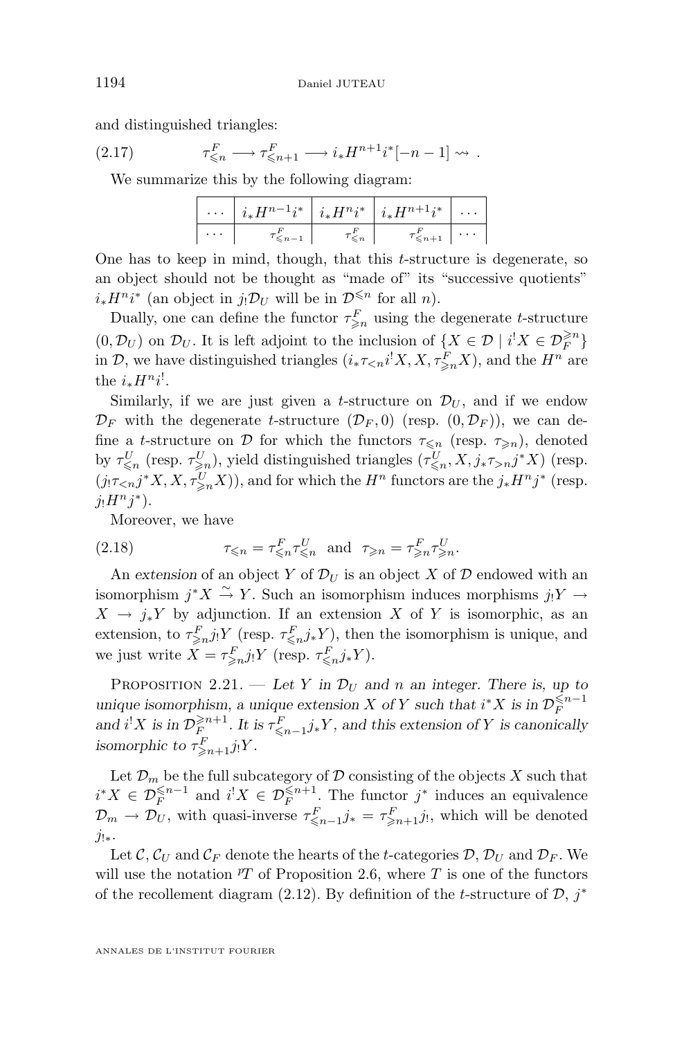and distinguished triangles:

$$\tau^F_{\leqslant n} \longrightarrow \tau^F_{\leqslant n+1} \longrightarrow i_* H^{n+1} i^* [-n-1] \rightsquigarrow . \tag{2.17}$$

We summarize this by the following diagram:

| $\cdots$ | $i_* H^{n-1} i^*$ | $i_* H^n i^*$ | $i_* H^{n+1} i^*$ | $\cdots$ |
|---|---|---|---|---|
| $\cdots$ | $\tau^F_{\leqslant n-1}$ | $\tau^F_{\leqslant n}$ | $\tau^F_{\leqslant n+1}$ | $\cdots$ |

One has to keep in mind, though, that this $t$-structure is degenerate, so an object should not be thought as "made of" its "successive quotients" $i_* H^n i^*$ (an object in $j_! \mathcal{D}_U$ will be in $\mathcal{D}^{\leqslant n}$ for all $n$).

Dually, one can define the functor $\tau^F_{\geqslant n}$ using the degenerate $t$-structure $(0, \mathcal{D}_U)$ on $\mathcal{D}_U$. It is left adjoint to the inclusion of $\{X \in \mathcal{D} \mid i^! X \in \mathcal{D}_F^{\geqslant n}\}$ in $\mathcal{D}$, we have distinguished triangles $(i_* \tau_{<n} i^! X, X, \tau^F_{\geqslant n} X)$, and the $H^n$ are the $i_* H^n i^!$.

Similarly, if we are just given a $t$-structure on $\mathcal{D}_U$, and if we endow $\mathcal{D}_F$ with the degenerate $t$-structure $(\mathcal{D}_F, 0)$ (resp. $(0, \mathcal{D}_F)$), we can define a $t$-structure on $\mathcal{D}$ for which the functors $\tau_{\leqslant n}$ (resp. $\tau_{\geqslant n}$), denoted by $\tau^U_{\leqslant n}$ (resp. $\tau^U_{\geqslant n}$), yield distinguished triangles $(\tau^U_{\leqslant n}, X, j_* \tau_{>n} j^* X)$ (resp. $(j_! \tau_{<n} j^* X, X, \tau^U_{\geqslant n} X)$), and for which the $H^n$ functors are the $j_* H^n j^*$ (resp. $j_! H^n j^*$).

Moreover, we have

$$\tau_{\leqslant n} = \tau^F_{\leqslant n} \tau^U_{\leqslant n} \quad \text{and} \quad \tau_{\geqslant n} = \tau^F_{\geqslant n} \tau^U_{\geqslant n}. \tag{2.18}$$

An *extension* of an object $Y$ of $\mathcal{D}_U$ is an object $X$ of $\mathcal{D}$ endowed with an isomorphism $j^* X \xrightarrow{\sim} Y$. Such an isomorphism induces morphisms $j_! Y \to X \to j_* Y$ by adjunction. If an extension $X$ of $Y$ is isomorphic, as an extension, to $\tau^F_{\geqslant n} j_! Y$ (resp. $\tau^F_{\leqslant n} j_* Y$), then the isomorphism is unique, and we just write $X = \tau^F_{\geqslant n} j_! Y$ (resp. $\tau^F_{\leqslant n} j_* Y$).

Proposition 2.21. — *Let $Y$ in $\mathcal{D}_U$ and $n$ an integer. There is, up to unique isomorphism, a unique extension $X$ of $Y$ such that $i^* X$ is in $\mathcal{D}_F^{\leqslant n-1}$ and $i^! X$ is in $\mathcal{D}_F^{\geqslant n+1}$. It is $\tau^F_{\leqslant n-1} j_* Y$, and this extension of $Y$ is canonically isomorphic to $\tau^F_{\geqslant n+1} j_! Y$.*

Let $\mathcal{D}_m$ be the full subcategory of $\mathcal{D}$ consisting of the objects $X$ such that $i^* X \in \mathcal{D}_F^{\leqslant n-1}$ and $i^! X \in \mathcal{D}_F^{\leqslant n+1}$. The functor $j^*$ induces an equivalence $\mathcal{D}_m \to \mathcal{D}_U$, with quasi-inverse $\tau^F_{\leqslant n-1} j_* = \tau^F_{\geqslant n+1} j_!$, which will be denoted $j_{!*}$.

Let $\mathcal{C}$, $\mathcal{C}_U$ and $\mathcal{C}_F$ denote the hearts of the $t$-categories $\mathcal{D}$, $\mathcal{D}_U$ and $\mathcal{D}_F$. We will use the notation ${}^p T$ of Proposition 2.6, where $T$ is one of the functors of the recollement diagram (2.12). By definition of the $t$-structure of $\mathcal{D}$, $j^*$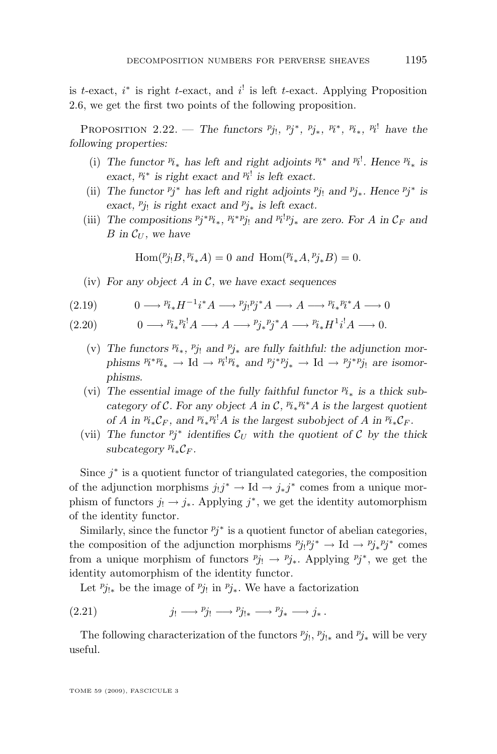is $t$-exact, $i^*$ is right $t$-exact, and $i^!$ is left $t$-exact. Applying Proposition 2.6, we get the first two points of the following proposition.

PROPOSITION 2.22. — *The functors ${}^p j_!$, ${}^p j^*$, ${}^p j_*$, ${}^p i^*$, ${}^p i_*$, ${}^p i^!$ have the following properties:*

(i) *The functor ${}^p i_*$ has left and right adjoints ${}^p i^*$ and ${}^p i^!$. Hence ${}^p i_*$ is exact, ${}^p i^*$ is right exact and ${}^p i^!$ is left exact.*

(ii) *The functor ${}^p j^*$ has left and right adjoints ${}^p j_!$ and ${}^p j_*$. Hence ${}^p j^*$ is exact, ${}^p j_!$ is right exact and ${}^p j_*$ is left exact.*

(iii) *The compositions ${}^p j^* {}^p i_*$, ${}^p i^* {}^p j_!$ and ${}^p i^! {}^p j_*$ are zero. For $A$ in $\mathcal{C}_F$ and $B$ in $\mathcal{C}_U$, we have*

$$\operatorname{Hom}({}^p j_! B, {}^p i_* A) = 0 \text{ and } \operatorname{Hom}({}^p i_* A, {}^p j_* B) = 0.$$

(iv) *For any object $A$ in $\mathcal{C}$, we have exact sequences*

$$0 \longrightarrow {}^p i_* H^{-1} i^* A \longrightarrow {}^p j_! {}^p j^* A \longrightarrow A \longrightarrow {}^p i_* {}^p i^* A \longrightarrow 0 \tag{2.19}$$

$$0 \longrightarrow {}^p i_* {}^p i^! A \longrightarrow A \longrightarrow {}^p j_* {}^p j^* A \longrightarrow {}^p i_* H^1 i^! A \longrightarrow 0. \tag{2.20}$$

(v) *The functors ${}^p i_*$, ${}^p j_!$ and ${}^p j_*$ are fully faithful: the adjunction morphisms ${}^p i^* {}^p i_* \to \mathrm{Id} \to {}^p i^! {}^p i_*$ and ${}^p j^* {}^p j_* \to \mathrm{Id} \to {}^p j^* {}^p j_!$ are isomorphisms.*

(vi) *The essential image of the fully faithful functor ${}^p i_*$ is a thick subcategory of $\mathcal{C}$. For any object $A$ in $\mathcal{C}$, ${}^p i_* {}^p i^* A$ is the largest quotient of $A$ in ${}^p i_* \mathcal{C}_F$, and ${}^p i_* {}^p i^! A$ is the largest subobject of $A$ in ${}^p i_* \mathcal{C}_F$.*

(vii) *The functor ${}^p j^*$ identifies $\mathcal{C}_U$ with the quotient of $\mathcal{C}$ by the thick subcategory ${}^p i_* \mathcal{C}_F$.*

Since $j^*$ is a quotient functor of triangulated categories, the composition of the adjunction morphisms $j_! j^* \to \mathrm{Id} \to j_* j^*$ comes from a unique morphism of functors $j_! \to j_*$. Applying $j^*$, we get the identity automorphism of the identity functor.

Similarly, since the functor ${}^p j^*$ is a quotient functor of abelian categories, the composition of the adjunction morphisms ${}^p j_! {}^p j^* \to \mathrm{Id} \to {}^p j_* {}^p j^*$ comes from a unique morphism of functors ${}^p j_! \to {}^p j_*$. Applying ${}^p j^*$, we get the identity automorphism of the identity functor.

Let ${}^p j_{!*}$ be the image of ${}^p j_!$ in ${}^p j_*$. We have a factorization

$$j_! \longrightarrow {}^p j_! \longrightarrow {}^p j_{!*} \longrightarrow {}^p j_* \longrightarrow j_* \,. \tag{2.21}$$

The following characterization of the functors ${}^p j_!$, ${}^p j_{!*}$ and ${}^p j_*$ will be very useful.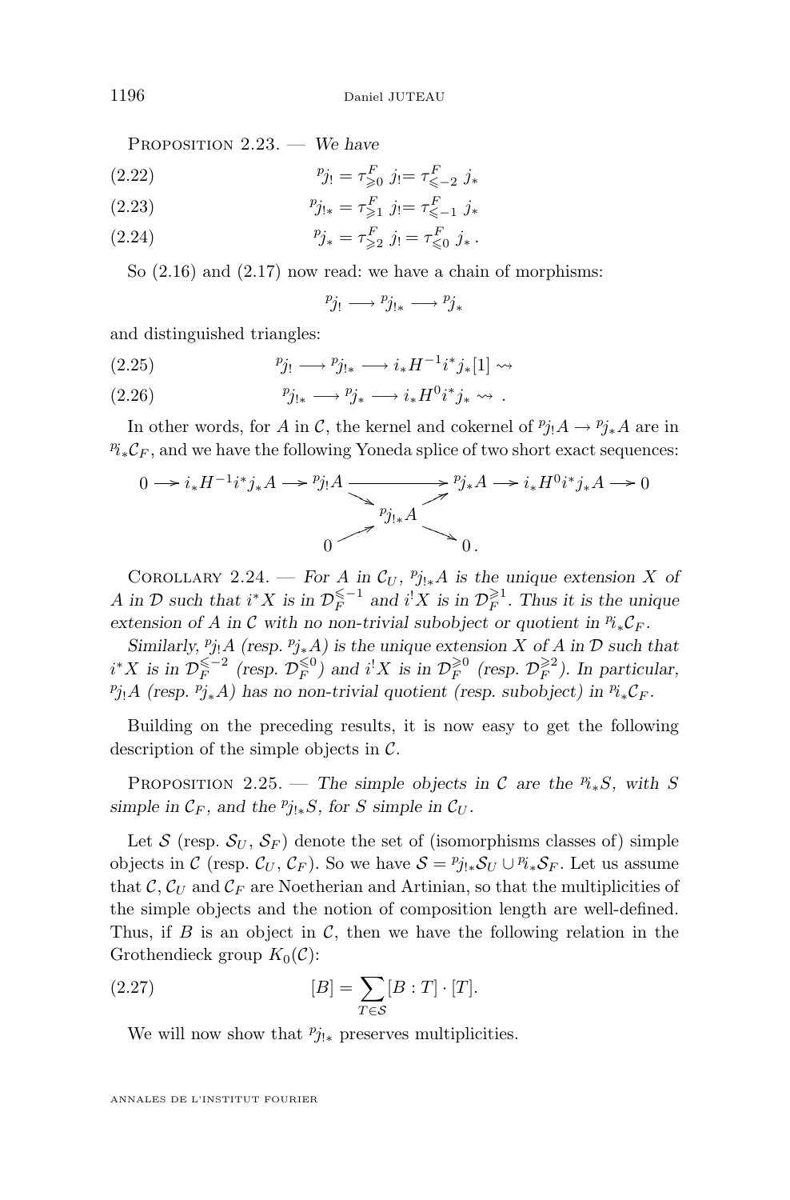Proposition 2.23. — *We have*

$$ {}^{p}j_! = \tau^F_{\geqslant 0}\ j_! = \tau^F_{\leqslant -2}\ j_* \tag{2.22}$$

$$ {}^{p}j_{!*} = \tau^F_{\geqslant 1}\ j_! = \tau^F_{\leqslant -1}\ j_* \tag{2.23}$$

$$ {}^{p}j_* = \tau^F_{\geqslant 2}\ j_! = \tau^F_{\leqslant 0}\ j_* \,. \tag{2.24}$$

So (2.16) and (2.17) now read: we have a chain of morphisms:

$$ {}^{p}j_! \longrightarrow {}^{p}j_{!*} \longrightarrow {}^{p}j_* $$

and distinguished triangles:

$$ {}^{p}j_! \longrightarrow {}^{p}j_{!*} \longrightarrow i_* H^{-1} i^* j_*[1] \rightsquigarrow \tag{2.25}$$

$$ {}^{p}j_{!*} \longrightarrow {}^{p}j_* \longrightarrow i_* H^0 i^* j_* \rightsquigarrow \,. \tag{2.26}$$

In other words, for $A$ in $\mathcal{C}$, the kernel and cokernel of ${}^{p}j_! A \to {}^{p}j_* A$ are in ${}^{p}i_*\mathcal{C}_F$, and we have the following Yoneda splice of two short exact sequences:

$$\begin{array}{ccccccccc} 0 \longrightarrow i_* H^{-1} i^* j_* A \longrightarrow {}^{p}j_! A & \longrightarrow & & \longrightarrow & {}^{p}j_* A \longrightarrow i_* H^0 i^* j_* A \longrightarrow 0 \\ & \searrow & & \nearrow & \\ & & {}^{p}j_{!*} A & & \\ & \nearrow & & \searrow & \\ 0 & & & & 0\,. \end{array}$$

Corollary 2.24. — *For $A$ in $\mathcal{C}_U$, ${}^{p}j_{!*}A$ is the unique extension $X$ of $A$ in $\mathcal{D}$ such that $i^*X$ is in $\mathcal{D}_F^{\leqslant -1}$ and $i^!X$ is in $\mathcal{D}_F^{\geqslant 1}$. Thus it is the unique extension of $A$ in $\mathcal{C}$ with no non-trivial subobject or quotient in ${}^{p}i_*\mathcal{C}_F$.*

*Similarly, ${}^{p}j_! A$ (resp. ${}^{p}j_* A$) is the unique extension $X$ of $A$ in $\mathcal{D}$ such that $i^*X$ is in $\mathcal{D}_F^{\leqslant -2}$ (resp. $\mathcal{D}_F^{\leqslant 0}$) and $i^!X$ is in $\mathcal{D}_F^{\geqslant 0}$ (resp. $\mathcal{D}_F^{\geqslant 2}$). In particular, ${}^{p}j_! A$ (resp. ${}^{p}j_* A$) has no non-trivial quotient (resp. subobject) in ${}^{p}i_*\mathcal{C}_F$.*

Building on the preceding results, it is now easy to get the following description of the simple objects in $\mathcal{C}$.

Proposition 2.25. — *The simple objects in $\mathcal{C}$ are the ${}^{p}i_*S$, with $S$ simple in $\mathcal{C}_F$, and the ${}^{p}j_{!*}S$, for $S$ simple in $\mathcal{C}_U$.*

Let $\mathcal{S}$ (resp. $\mathcal{S}_U$, $\mathcal{S}_F$) denote the set of (isomorphisms classes of) simple objects in $\mathcal{C}$ (resp. $\mathcal{C}_U$, $\mathcal{C}_F$). So we have $\mathcal{S} = {}^{p}j_{!*}\mathcal{S}_U \cup {}^{p}i_*\mathcal{S}_F$. Let us assume that $\mathcal{C}$, $\mathcal{C}_U$ and $\mathcal{C}_F$ are Noetherian and Artinian, so that the multiplicities of the simple objects and the notion of composition length are well-defined. Thus, if $B$ is an object in $\mathcal{C}$, then we have the following relation in the Grothendieck group $K_0(\mathcal{C})$:

$$ [B] = \sum_{T \in \mathcal{S}} [B : T] \cdot [T]. \tag{2.27}$$

We will now show that ${}^{p}j_{!*}$ preserves multiplicities.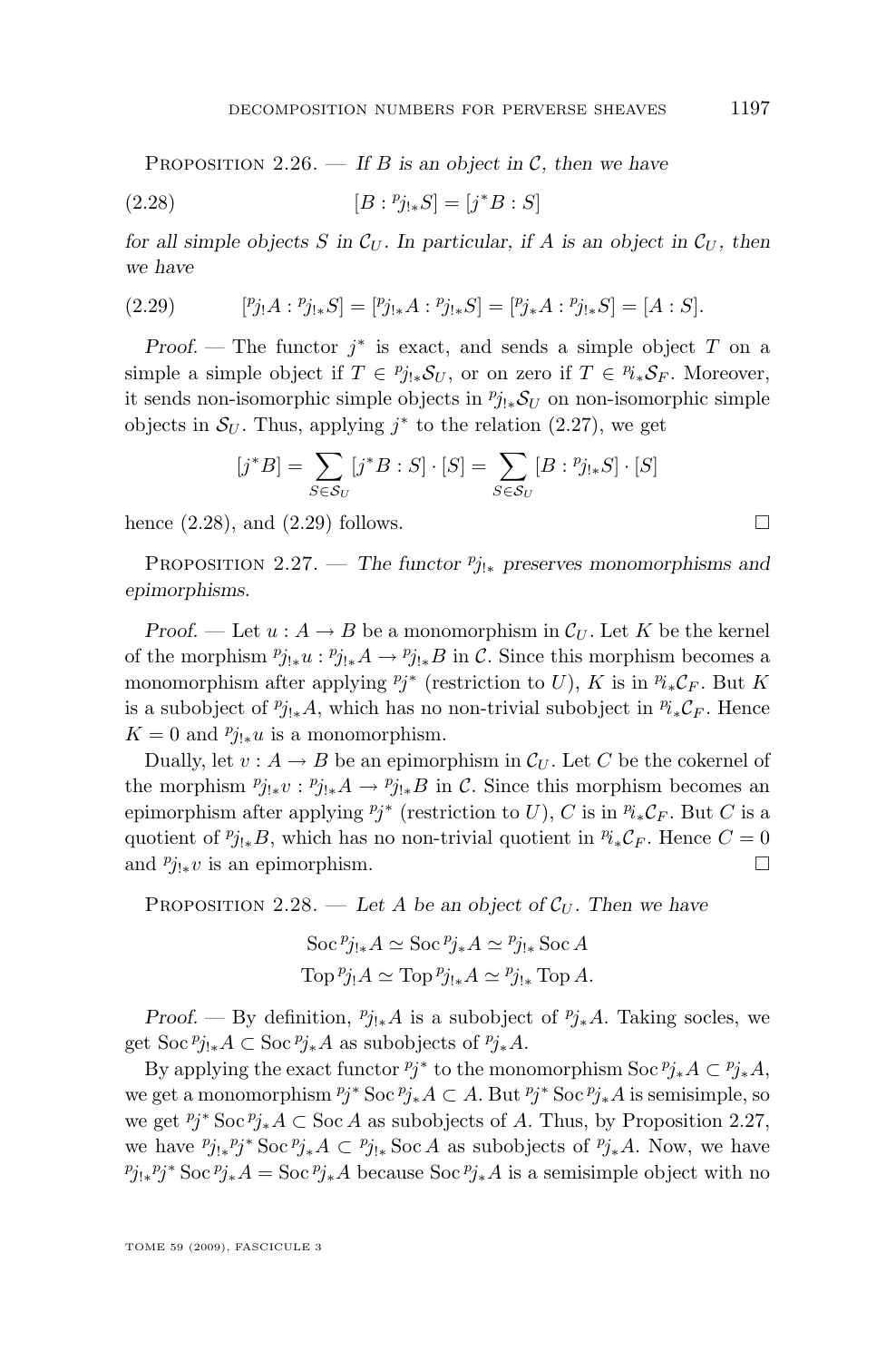PROPOSITION 2.26. — *If $B$ is an object in $\mathcal{C}$, then we have*

$$[B : {}^p j_{!*} S] = [j^* B : S] \tag{2.28}$$

*for all simple objects $S$ in $\mathcal{C}_U$. In particular, if $A$ is an object in $\mathcal{C}_U$, then we have*

$$[{}^p j_! A : {}^p j_{!*} S] = [{}^p j_{!*} A : {}^p j_{!*} S] = [{}^p j_* A : {}^p j_{!*} S] = [A : S]. \tag{2.29}$$

*Proof.* — The functor $j^*$ is exact, and sends a simple object $T$ on a simple a simple object if $T \in {}^p j_{!*} \mathcal{S}_U$, or on zero if $T \in {}^p i_* \mathcal{S}_F$. Moreover, it sends non-isomorphic simple objects in ${}^p j_{!*} \mathcal{S}_U$ on non-isomorphic simple objects in $\mathcal{S}_U$. Thus, applying $j^*$ to the relation (2.27), we get

$$[j^* B] = \sum_{S \in \mathcal{S}_U} [j^* B : S] \cdot [S] = \sum_{S \in \mathcal{S}_U} [B : {}^p j_{!*} S] \cdot [S]$$

hence (2.28), and (2.29) follows. □

PROPOSITION 2.27. — *The functor ${}^p j_{!*}$ preserves monomorphisms and epimorphisms.*

*Proof.* — Let $u : A \to B$ be a monomorphism in $\mathcal{C}_U$. Let $K$ be the kernel of the morphism ${}^p j_{!*} u : {}^p j_{!*} A \to {}^p j_{!*} B$ in $\mathcal{C}$. Since this morphism becomes a monomorphism after applying ${}^p j^*$ (restriction to $U$), $K$ is in ${}^p i_* \mathcal{C}_F$. But $K$ is a subobject of ${}^p j_{!*} A$, which has no non-trivial subobject in ${}^p i_* \mathcal{C}_F$. Hence $K = 0$ and ${}^p j_{!*} u$ is a monomorphism.

Dually, let $v : A \to B$ be an epimorphism in $\mathcal{C}_U$. Let $C$ be the cokernel of the morphism ${}^p j_{!*} v : {}^p j_{!*} A \to {}^p j_{!*} B$ in $\mathcal{C}$. Since this morphism becomes an epimorphism after applying ${}^p j^*$ (restriction to $U$), $C$ is in ${}^p i_* \mathcal{C}_F$. But $C$ is a quotient of ${}^p j_{!*} B$, which has no non-trivial quotient in ${}^p i_* \mathcal{C}_F$. Hence $C = 0$ and ${}^p j_{!*} v$ is an epimorphism. □

PROPOSITION 2.28. — *Let $A$ be an object of $\mathcal{C}_U$. Then we have*

$$\operatorname{Soc} {}^p j_{!*} A \simeq \operatorname{Soc} {}^p j_* A \simeq {}^p j_{!*} \operatorname{Soc} A$$
$$\operatorname{Top} {}^p j_! A \simeq \operatorname{Top} {}^p j_{!*} A \simeq {}^p j_{!*} \operatorname{Top} A.$$

*Proof.* — By definition, ${}^p j_{!*} A$ is a subobject of ${}^p j_* A$. Taking socles, we get $\operatorname{Soc} {}^p j_{!*} A \subset \operatorname{Soc} {}^p j_* A$ as subobjects of ${}^p j_* A$.

By applying the exact functor ${}^p j^*$ to the monomorphism $\operatorname{Soc} {}^p j_* A \subset {}^p j_* A$, we get a monomorphism ${}^p j^* \operatorname{Soc} {}^p j_* A \subset A$. But ${}^p j^* \operatorname{Soc} {}^p j_* A$ is semisimple, so we get ${}^p j^* \operatorname{Soc} {}^p j_* A \subset \operatorname{Soc} A$ as subobjects of $A$. Thus, by Proposition 2.27, we have ${}^p j_{!*} {}^p j^* \operatorname{Soc} {}^p j_* A \subset {}^p j_{!*} \operatorname{Soc} A$ as subobjects of ${}^p j_* A$. Now, we have ${}^p j_{!*} {}^p j^* \operatorname{Soc} {}^p j_* A = \operatorname{Soc} {}^p j_* A$ because $\operatorname{Soc} {}^p j_* A$ is a semisimple object with no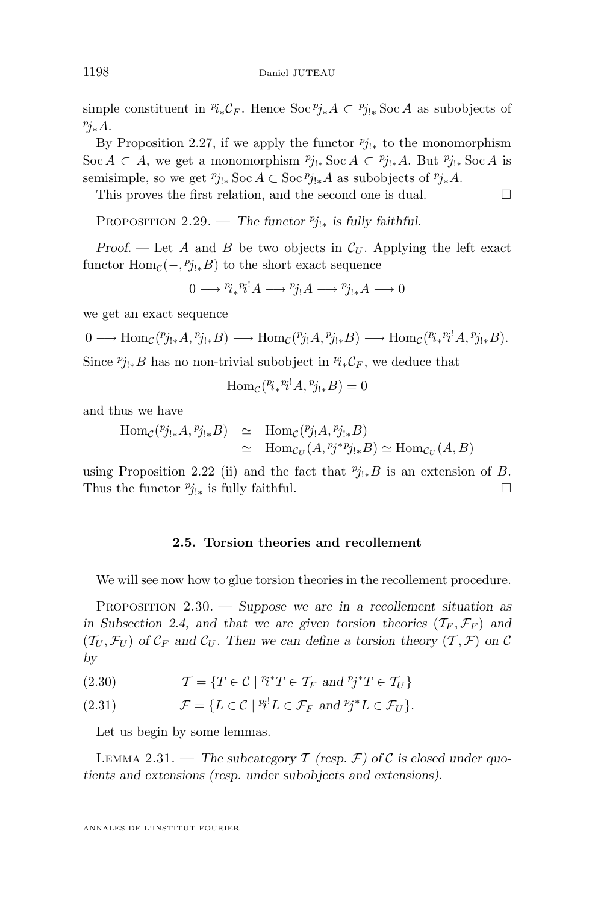simple constituent in ${}^{p}i_* \mathcal{C}_F$. Hence $\operatorname{Soc} {}^{p}j_* A \subset {}^{p}j_{!*} \operatorname{Soc} A$ as subobjects of ${}^{p}j_* A$.

By Proposition 2.27, if we apply the functor ${}^{p}j_{!*}$ to the monomorphism $\operatorname{Soc} A \subset A$, we get a monomorphism ${}^{p}j_{!*} \operatorname{Soc} A \subset {}^{p}j_{!*} A$. But ${}^{p}j_{!*} \operatorname{Soc} A$ is semisimple, so we get ${}^{p}j_{!*} \operatorname{Soc} A \subset \operatorname{Soc} {}^{p}j_{!*} A$ as subobjects of ${}^{p}j_* A$.

This proves the first relation, and the second one is dual. □

Proposition 2.29. — *The functor ${}^{p}j_{!*}$ is fully faithful.*

*Proof.* — Let $A$ and $B$ be two objects in $\mathcal{C}_U$. Applying the left exact functor $\operatorname{Hom}_{\mathcal{C}}(-, {}^{p}j_{!*} B)$ to the short exact sequence

$$0 \longrightarrow {}^{p}i_* {}^{p}i^! A \longrightarrow {}^{p}j_! A \longrightarrow {}^{p}j_{!*} A \longrightarrow 0$$

we get an exact sequence

$$0 \longrightarrow \operatorname{Hom}_{\mathcal{C}}({}^{p}j_{!*} A, {}^{p}j_{!*} B) \longrightarrow \operatorname{Hom}_{\mathcal{C}}({}^{p}j_! A, {}^{p}j_{!*} B) \longrightarrow \operatorname{Hom}_{\mathcal{C}}({}^{p}i_* {}^{p}i^! A, {}^{p}j_{!*} B).$$

Since ${}^{p}j_{!*} B$ has no non-trivial subobject in ${}^{p}i_* \mathcal{C}_F$, we deduce that

$$\operatorname{Hom}_{\mathcal{C}}({}^{p}i_* {}^{p}i^! A, {}^{p}j_{!*} B) = 0$$

and thus we have

$$\begin{aligned} \operatorname{Hom}_{\mathcal{C}}({}^{p}j_{!*} A, {}^{p}j_{!*} B) &\simeq \operatorname{Hom}_{\mathcal{C}}({}^{p}j_! A, {}^{p}j_{!*} B) \\ &\simeq \operatorname{Hom}_{\mathcal{C}_U}(A, {}^{p}j^* {}^{p}j_{!*} B) \simeq \operatorname{Hom}_{\mathcal{C}_U}(A, B) \end{aligned}$$

using Proposition 2.22 (ii) and the fact that ${}^{p}j_{!*} B$ is an extension of $B$. Thus the functor ${}^{p}j_{!*}$ is fully faithful. □

### 2.5. Torsion theories and recollement

We will see now how to glue torsion theories in the recollement procedure.

Proposition 2.30. — *Suppose we are in a recollement situation as in Subsection 2.4, and that we are given torsion theories $(\mathcal{T}_F, \mathcal{F}_F)$ and $(\mathcal{T}_U, \mathcal{F}_U)$ of $\mathcal{C}_F$ and $\mathcal{C}_U$. Then we can define a torsion theory $(\mathcal{T}, \mathcal{F})$ on $\mathcal{C}$ by*

$$\mathcal{T} = \{T \in \mathcal{C} \mid {}^{p}i^* T \in \mathcal{T}_F \text{ and } {}^{p}j^* T \in \mathcal{T}_U\} \tag{2.30}$$

$$\mathcal{F} = \{L \in \mathcal{C} \mid {}^{p}i^! L \in \mathcal{F}_F \text{ and } {}^{p}j^* L \in \mathcal{F}_U\}. \tag{2.31}$$

Let us begin by some lemmas.

Lemma 2.31. — *The subcategory $\mathcal{T}$ (resp. $\mathcal{F}$) of $\mathcal{C}$ is closed under quotients and extensions (resp. under subobjects and extensions).*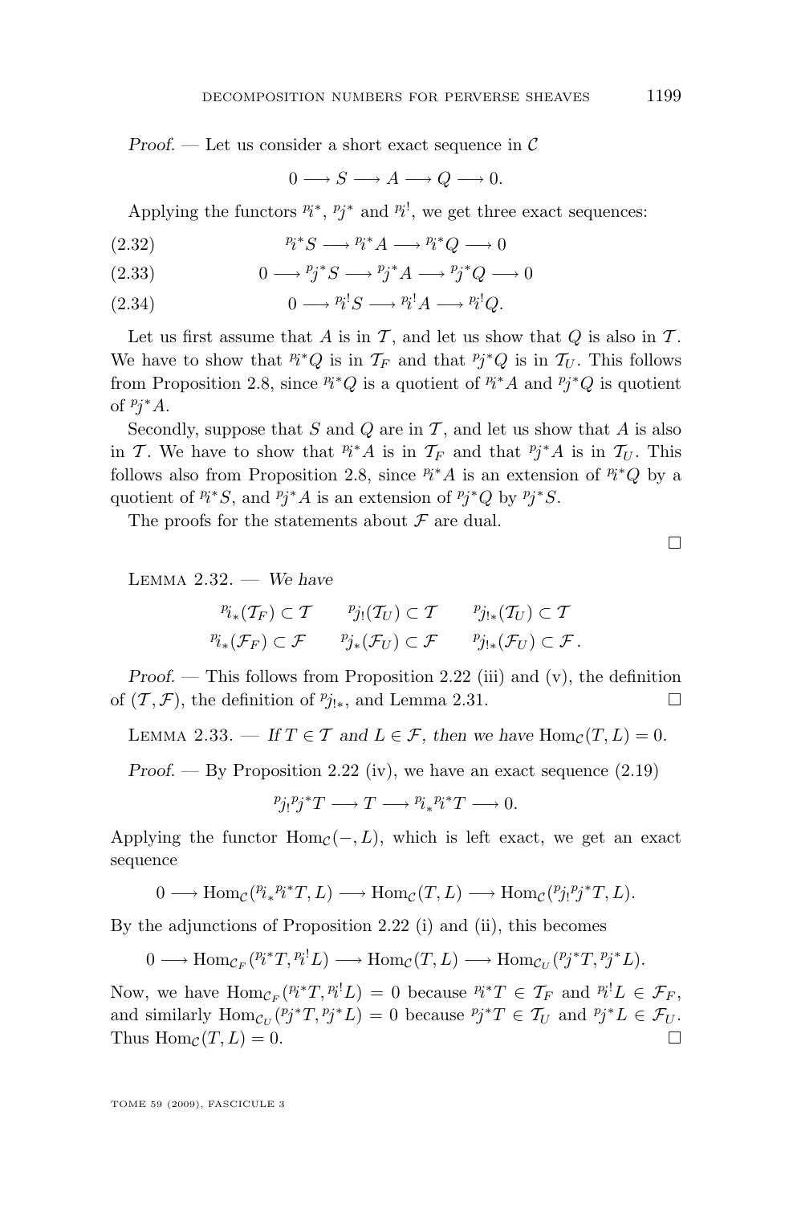*Proof*. — Let us consider a short exact sequence in $\mathcal{C}$

$$0 \longrightarrow S \longrightarrow A \longrightarrow Q \longrightarrow 0.$$

Applying the functors ${}^p\!i^*$, ${}^p\!j^*$ and ${}^p\!i^!$, we get three exact sequences:

$$ {}^p\!i^* S \longrightarrow {}^p\!i^* A \longrightarrow {}^p\!i^* Q \longrightarrow 0 \tag{2.32}$$

$$ 0 \longrightarrow {}^p\!j^* S \longrightarrow {}^p\!j^* A \longrightarrow {}^p\!j^* Q \longrightarrow 0 \tag{2.33}$$

$$ 0 \longrightarrow {}^p\!i^! S \longrightarrow {}^p\!i^! A \longrightarrow {}^p\!i^! Q. \tag{2.34}$$

Let us first assume that $A$ is in $\mathcal{T}$, and let us show that $Q$ is also in $\mathcal{T}$. We have to show that ${}^p\!i^* Q$ is in $\mathcal{T}_F$ and that ${}^p\!j^* Q$ is in $\mathcal{T}_U$. This follows from Proposition 2.8, since ${}^p\!i^* Q$ is a quotient of ${}^p\!i^* A$ and ${}^p\!j^* Q$ is quotient of ${}^p\!j^* A$.

Secondly, suppose that $S$ and $Q$ are in $\mathcal{T}$, and let us show that $A$ is also in $\mathcal{T}$. We have to show that ${}^p\!i^* A$ is in $\mathcal{T}_F$ and that ${}^p\!j^* A$ is in $\mathcal{T}_U$. This follows also from Proposition 2.8, since ${}^p\!i^* A$ is an extension of ${}^p\!i^* Q$ by a quotient of ${}^p\!i^* S$, and ${}^p\!j^* A$ is an extension of ${}^p\!j^* Q$ by ${}^p\!j^* S$.

The proofs for the statements about $\mathcal{F}$ are dual. □

Lemma 2.32. — *We have*

$$ {}^p\!i_*(\mathcal{T}_F) \subset \mathcal{T} \qquad {}^p\!j_!(\mathcal{T}_U) \subset \mathcal{T} \qquad {}^p\!j_{!*}(\mathcal{T}_U) \subset \mathcal{T}$$

$$ {}^p\!i_*(\mathcal{F}_F) \subset \mathcal{F} \qquad {}^p\!j_*(\mathcal{F}_U) \subset \mathcal{F} \qquad {}^p\!j_{!*}(\mathcal{F}_U) \subset \mathcal{F}\,.$$

*Proof*. — This follows from Proposition 2.22 (iii) and (v), the definition of $(\mathcal{T}, \mathcal{F})$, the definition of ${}^p\!j_{!*}$, and Lemma 2.31. □

Lemma 2.33. — *If $T \in \mathcal{T}$ and $L \in \mathcal{F}$, then we have $\mathrm{Hom}_{\mathcal{C}}(T, L) = 0$.*

*Proof*. — By Proposition 2.22 (iv), we have an exact sequence (2.19)

$$ {}^p\!j_! {}^p\!j^* T \longrightarrow T \longrightarrow {}^p\!i_* {}^p\!i^* T \longrightarrow 0.$$

Applying the functor $\mathrm{Hom}_{\mathcal{C}}(-, L)$, which is left exact, we get an exact sequence

$$0 \longrightarrow \mathrm{Hom}_{\mathcal{C}}({}^p\!i_* {}^p\!i^* T, L) \longrightarrow \mathrm{Hom}_{\mathcal{C}}(T, L) \longrightarrow \mathrm{Hom}_{\mathcal{C}}({}^p\!j_! {}^p\!j^* T, L).$$

By the adjunctions of Proposition 2.22 (i) and (ii), this becomes

$$0 \longrightarrow \mathrm{Hom}_{\mathcal{C}_F}({}^p\!i^* T, {}^p\!i^! L) \longrightarrow \mathrm{Hom}_{\mathcal{C}}(T, L) \longrightarrow \mathrm{Hom}_{\mathcal{C}_U}({}^p\!j^* T, {}^p\!j^* L).$$

Now, we have $\mathrm{Hom}_{\mathcal{C}_F}({}^p\!i^* T, {}^p\!i^! L) = 0$ because ${}^p\!i^* T \in \mathcal{T}_F$ and ${}^p\!i^! L \in \mathcal{F}_F$, and similarly $\mathrm{Hom}_{\mathcal{C}_U}({}^p\!j^* T, {}^p\!j^* L) = 0$ because ${}^p\!j^* T \in \mathcal{T}_U$ and ${}^p\!j^* L \in \mathcal{F}_U$. Thus $\mathrm{Hom}_{\mathcal{C}}(T, L) = 0$. □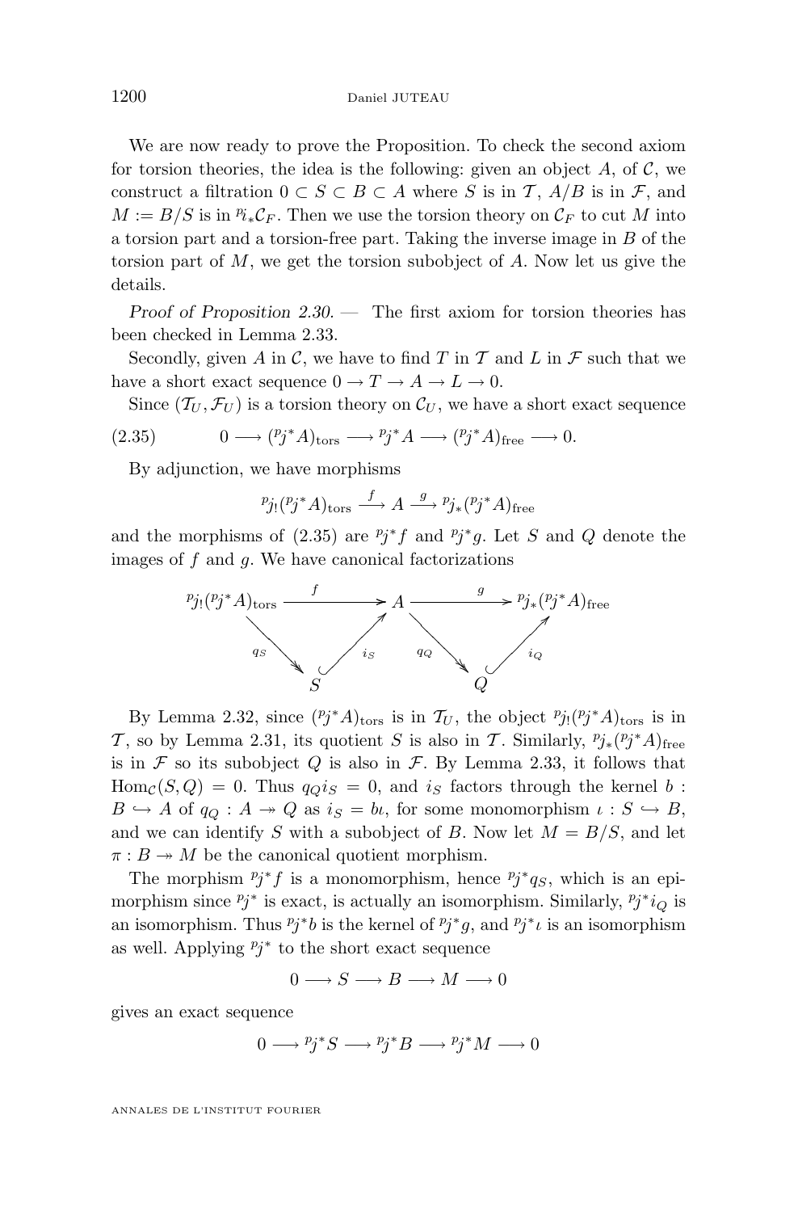We are now ready to prove the Proposition. To check the second axiom for torsion theories, the idea is the following: given an object $A$, of $\mathcal{C}$, we construct a filtration $0 \subset S \subset B \subset A$ where $S$ is in $\mathcal{T}$, $A/B$ is in $\mathcal{F}$, and $M := B/S$ is in ${}^p i_* \mathcal{C}_F$. Then we use the torsion theory on $\mathcal{C}_F$ to cut $M$ into a torsion part and a torsion-free part. Taking the inverse image in $B$ of the torsion part of $M$, we get the torsion subobject of $A$. Now let us give the details.

*Proof of Proposition 2.30.* — The first axiom for torsion theories has been checked in Lemma 2.33.

Secondly, given $A$ in $\mathcal{C}$, we have to find $T$ in $\mathcal{T}$ and $L$ in $\mathcal{F}$ such that we have a short exact sequence $0 \to T \to A \to L \to 0$.

Since $(\mathcal{T}_U, \mathcal{F}_U)$ is a torsion theory on $\mathcal{C}_U$, we have a short exact sequence

$$0 \longrightarrow ({}^p j^* A)_{\mathrm{tors}} \longrightarrow {}^p j^* A \longrightarrow ({}^p j^* A)_{\mathrm{free}} \longrightarrow 0. \tag{2.35}$$

By adjunction, we have morphisms

$${}^p j_! ({}^p j^* A)_{\mathrm{tors}} \xrightarrow{f} A \xrightarrow{g} {}^p j_* ({}^p j^* A)_{\mathrm{free}}$$

and the morphisms of (2.35) are ${}^p j^* f$ and ${}^p j^* g$. Let $S$ and $Q$ denote the images of $f$ and $g$. We have canonical factorizations

$$\begin{array}{ccccc} {}^p j_! ({}^p j^* A)_{\mathrm{tors}} & \xrightarrow{\quad f \quad} & A & \xrightarrow{\quad g \quad} & {}^p j_* ({}^p j^* A)_{\mathrm{free}} \\ & {\scriptstyle q_S} \searrow \quad \nearrow {\scriptstyle i_S} & & {\scriptstyle q_Q} \searrow \quad \nearrow {\scriptstyle i_Q} & \\ & S & & Q & \end{array}$$

By Lemma 2.32, since $({}^p j^* A)_{\mathrm{tors}}$ is in $\mathcal{T}_U$, the object ${}^p j_! ({}^p j^* A)_{\mathrm{tors}}$ is in $\mathcal{T}$, so by Lemma 2.31, its quotient $S$ is also in $\mathcal{T}$. Similarly, ${}^p j_* ({}^p j^* A)_{\mathrm{free}}$ is in $\mathcal{F}$ so its subobject $Q$ is also in $\mathcal{F}$. By Lemma 2.33, it follows that $\mathrm{Hom}_{\mathcal{C}}(S, Q) = 0$. Thus $q_Q i_S = 0$, and $i_S$ factors through the kernel $b : B \hookrightarrow A$ of $q_Q : A \twoheadrightarrow Q$ as $i_S = b\iota$, for some monomorphism $\iota : S \hookrightarrow B$, and we can identify $S$ with a subobject of $B$. Now let $M = B/S$, and let $\pi : B \twoheadrightarrow M$ be the canonical quotient morphism.

The morphism ${}^p j^* f$ is a monomorphism, hence ${}^p j^* q_S$, which is an epimorphism since ${}^p j^*$ is exact, is actually an isomorphism. Similarly, ${}^p j^* i_Q$ is an isomorphism. Thus ${}^p j^* b$ is the kernel of ${}^p j^* g$, and ${}^p j^* \iota$ is an isomorphism as well. Applying ${}^p j^*$ to the short exact sequence

$$0 \longrightarrow S \longrightarrow B \longrightarrow M \longrightarrow 0$$

gives an exact sequence

$$0 \longrightarrow {}^p j^* S \longrightarrow {}^p j^* B \longrightarrow {}^p j^* M \longrightarrow 0$$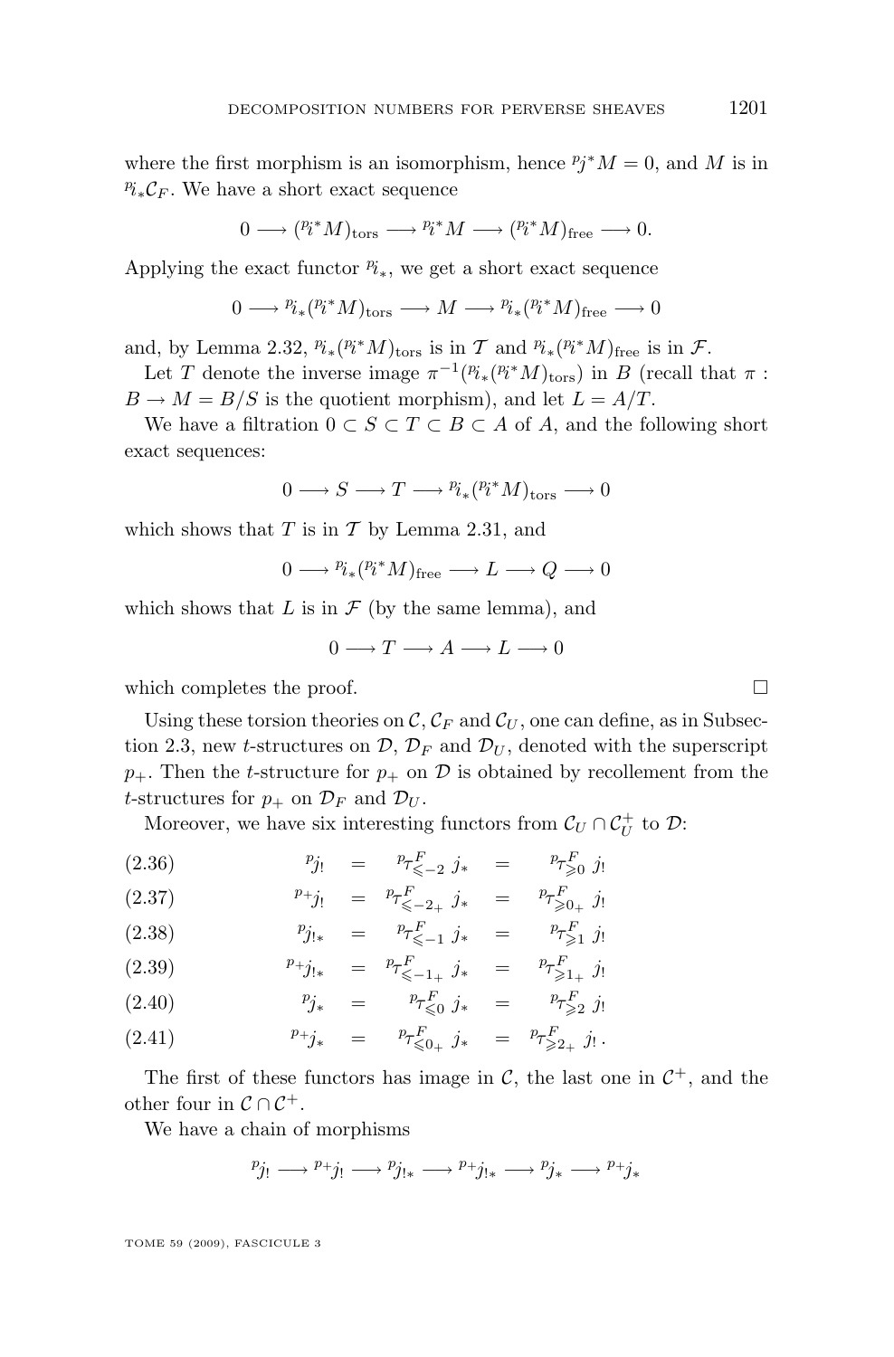where the first morphism is an isomorphism, hence ${}^p j^* M = 0$, and $M$ is in ${}^p i_* \mathcal{C}_F$. We have a short exact sequence

$$0 \longrightarrow ({}^p i^* M)_{\mathrm{tors}} \longrightarrow {}^p i^* M \longrightarrow ({}^p i^* M)_{\mathrm{free}} \longrightarrow 0.$$

Applying the exact functor ${}^p i_*$, we get a short exact sequence

$$0 \longrightarrow {}^p i_* ({}^p i^* M)_{\mathrm{tors}} \longrightarrow M \longrightarrow {}^p i_* ({}^p i^* M)_{\mathrm{free}} \longrightarrow 0$$

and, by Lemma 2.32, ${}^p i_* ({}^p i^* M)_{\mathrm{tors}}$ is in $\mathcal{T}$ and ${}^p i_* ({}^p i^* M)_{\mathrm{free}}$ is in $\mathcal{F}$.

Let $T$ denote the inverse image $\pi^{-1}({}^p i_* ({}^p i^* M)_{\mathrm{tors}})$ in $B$ (recall that $\pi : B \to M = B/S$ is the quotient morphism), and let $L = A/T$.

We have a filtration $0 \subset S \subset T \subset B \subset A$ of $A$, and the following short exact sequences:

$$0 \longrightarrow S \longrightarrow T \longrightarrow {}^p i_* ({}^p i^* M)_{\mathrm{tors}} \longrightarrow 0$$

which shows that $T$ is in $\mathcal{T}$ by Lemma 2.31, and

$$0 \longrightarrow {}^p i_* ({}^p i^* M)_{\mathrm{free}} \longrightarrow L \longrightarrow Q \longrightarrow 0$$

which shows that $L$ is in $\mathcal{F}$ (by the same lemma), and

$$0 \longrightarrow T \longrightarrow A \longrightarrow L \longrightarrow 0$$

which completes the proof. ∎

Using these torsion theories on $\mathcal{C}$, $\mathcal{C}_F$ and $\mathcal{C}_U$, one can define, as in Subsection 2.3, new $t$-structures on $\mathcal{D}$, $\mathcal{D}_F$ and $\mathcal{D}_U$, denoted with the superscript $p_+$. Then the $t$-structure for $p_+$ on $\mathcal{D}$ is obtained by recollement from the $t$-structures for $p_+$ on $\mathcal{D}_F$ and $\mathcal{D}_U$.

Moreover, we have six interesting functors from $\mathcal{C}_U \cap \mathcal{C}_U^+$ to $\mathcal{D}$:

$$\text{(2.36)} \qquad {}^p j_! \;=\; {}^p\tau^F_{\leqslant -2}\, j_* \;=\; {}^p\tau^F_{\geqslant 0}\, j_!$$

$$\text{(2.37)} \qquad {}^{p_+} j_! \;=\; {}^p\tau^F_{\leqslant -2_+}\, j_* \;=\; {}^p\tau^F_{\geqslant 0_+}\, j_!$$

$$\text{(2.38)} \qquad {}^p j_{!*} \;=\; {}^p\tau^F_{\leqslant -1}\, j_* \;=\; {}^p\tau^F_{\geqslant 1}\, j_!$$

$$\text{(2.39)} \qquad {}^{p_+} j_{!*} \;=\; {}^p\tau^F_{\leqslant -1_+}\, j_* \;=\; {}^p\tau^F_{\geqslant 1_+}\, j_!$$

$$\text{(2.40)} \qquad {}^p j_* \;=\; {}^p\tau^F_{\leqslant 0}\, j_* \;=\; {}^p\tau^F_{\geqslant 2}\, j_!$$

$$\text{(2.41)} \qquad {}^{p_+} j_* \;=\; {}^p\tau^F_{\leqslant 0_+}\, j_* \;=\; {}^p\tau^F_{\geqslant 2_+}\, j_!\,.$$

The first of these functors has image in $\mathcal{C}$, the last one in $\mathcal{C}^+$, and the other four in $\mathcal{C} \cap \mathcal{C}^+$.

We have a chain of morphisms

$${}^p j_! \longrightarrow {}^{p_+} j_! \longrightarrow {}^p j_{!*} \longrightarrow {}^{p_+} j_{!*} \longrightarrow {}^p j_* \longrightarrow {}^{p_+} j_*$$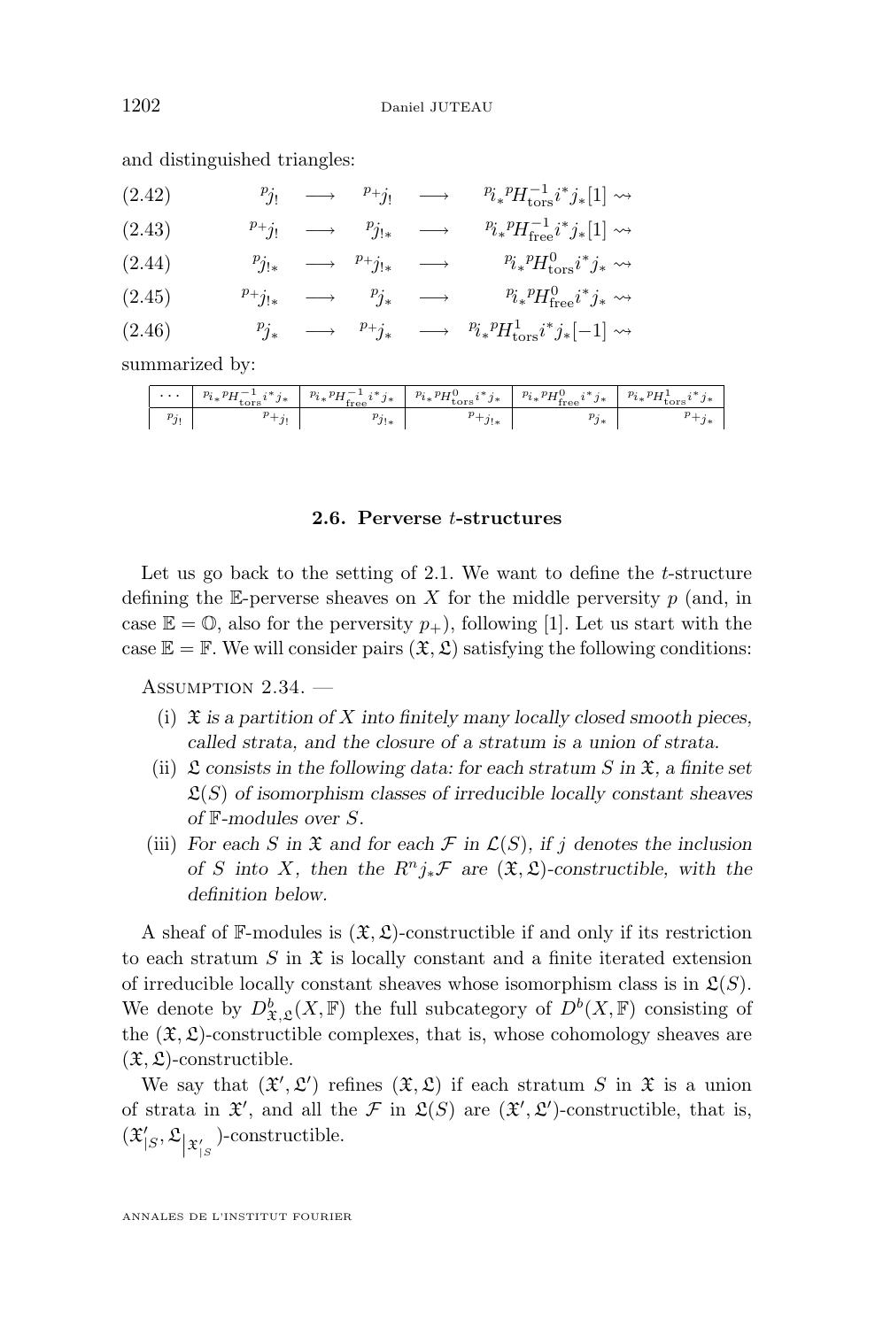and distinguished triangles:

$$ {}^{p}j_! \longrightarrow {}^{p_+}j_! \longrightarrow {}^{p}i_* {}^{p}H^{-1}_{\text{tors}} i^* j_*[1] \rightsquigarrow \tag{2.42}$$

$$ {}^{p_+}j_! \longrightarrow {}^{p}j_{!*} \longrightarrow {}^{p}i_* {}^{p}H^{-1}_{\text{free}} i^* j_*[1] \rightsquigarrow \tag{2.43}$$

$$ {}^{p}j_{!*} \longrightarrow {}^{p_+}j_{!*} \longrightarrow {}^{p}i_* {}^{p}H^{0}_{\text{tors}} i^* j_* \rightsquigarrow \tag{2.44}$$

$$ {}^{p_+}j_{!*} \longrightarrow {}^{p}j_* \longrightarrow {}^{p}i_* {}^{p}H^{0}_{\text{free}} i^* j_* \rightsquigarrow \tag{2.45}$$

$$ {}^{p}j_* \longrightarrow {}^{p_+}j_* \longrightarrow {}^{p}i_* {}^{p}H^{1}_{\text{tors}} i^* j_*[-1] \rightsquigarrow \tag{2.46}$$

summarized by:

| $\cdots$ | ${}^{p}i_* {}^{p}H^{-1}_{\text{tors}} i^* j_*$ | ${}^{p}i_* {}^{p}H^{-1}_{\text{free}} i^* j_*$ | ${}^{p}i_* {}^{p}H^{0}_{\text{tors}} i^* j_*$ | ${}^{p}i_* {}^{p}H^{0}_{\text{free}} i^* j_*$ | ${}^{p}i_* {}^{p}H^{1}_{\text{tors}} i^* j_*$ |
|---|---|---|---|---|---|
| ${}^{p}j_!$ | ${}^{p_+}j_!$ | ${}^{p}j_{!*}$ | ${}^{p_+}j_{!*}$ | ${}^{p}j_*$ | ${}^{p_+}j_*$ |

### 2.6. Perverse $t$-structures

Let us go back to the setting of 2.1. We want to define the $t$-structure defining the $\mathbb{E}$-perverse sheaves on $X$ for the middle perversity $p$ (and, in case $\mathbb{E} = \mathbb{O}$, also for the perversity $p_+$), following [1]. Let us start with the case $\mathbb{E} = \mathbb{F}$. We will consider pairs $(\mathfrak{X}, \mathfrak{L})$ satisfying the following conditions:

Assumption 2.34. —

(i) *$\mathfrak{X}$ is a partition of $X$ into finitely many locally closed smooth pieces, called strata, and the closure of a stratum is a union of strata.*

(ii) *$\mathfrak{L}$ consists in the following data: for each stratum $S$ in $\mathfrak{X}$, a finite set $\mathfrak{L}(S)$ of isomorphism classes of irreducible locally constant sheaves of $\mathbb{F}$-modules over $S$.*

(iii) *For each $S$ in $\mathfrak{X}$ and for each $\mathcal{F}$ in $\mathcal{L}(S)$, if $j$ denotes the inclusion of $S$ into $X$, then the $R^n j_* \mathcal{F}$ are $(\mathfrak{X}, \mathfrak{L})$-constructible, with the definition below.*

A sheaf of $\mathbb{F}$-modules is $(\mathfrak{X}, \mathfrak{L})$-constructible if and only if its restriction to each stratum $S$ in $\mathfrak{X}$ is locally constant and a finite iterated extension of irreducible locally constant sheaves whose isomorphism class is in $\mathfrak{L}(S)$. We denote by $D^b_{\mathfrak{X},\mathfrak{L}}(X, \mathbb{F})$ the full subcategory of $D^b(X, \mathbb{F})$ consisting of the $(\mathfrak{X}, \mathfrak{L})$-constructible complexes, that is, whose cohomology sheaves are $(\mathfrak{X}, \mathfrak{L})$-constructible.

We say that $(\mathfrak{X}', \mathfrak{L}')$ refines $(\mathfrak{X}, \mathfrak{L})$ if each stratum $S$ in $\mathfrak{X}$ is a union of strata in $\mathfrak{X}'$, and all the $\mathcal{F}$ in $\mathfrak{L}(S)$ are $(\mathfrak{X}', \mathfrak{L}')$-constructible, that is, $(\mathfrak{X}'_{|S}, \mathfrak{L}\big|_{\mathfrak{X}'_{|S}})$-constructible.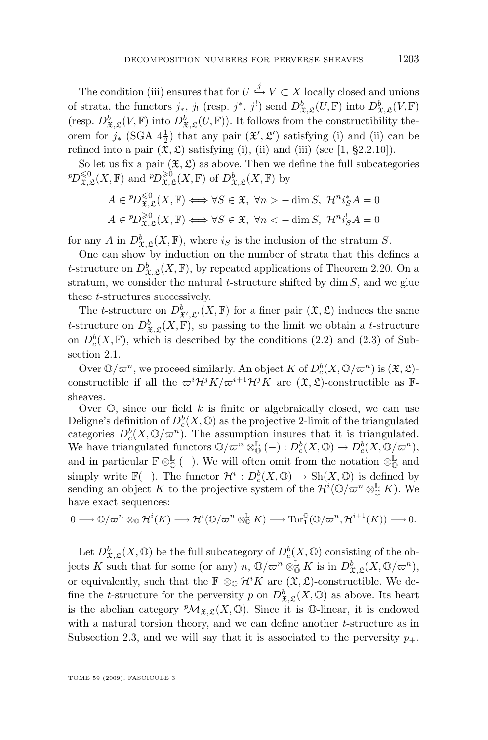The condition (iii) ensures that for $U \stackrel{j}{\hookrightarrow} V \subset X$ locally closed and unions of strata, the functors $j_*$, $j_!$ (resp. $j^*$, $j^!$) send $D^b_{\mathfrak{X},\mathfrak{L}}(U,\mathbb{F})$ into $D^b_{\mathfrak{X},\mathfrak{L}}(V,\mathbb{F})$ (resp. $D^b_{\mathfrak{X},\mathfrak{L}}(V,\mathbb{F})$ into $D^b_{\mathfrak{X},\mathfrak{L}}(U,\mathbb{F})$). It follows from the constructibility theorem for $j_*$ (SGA $4\frac{1}{2}$) that any pair $(\mathfrak{X}',\mathfrak{L}')$ satisfying (i) and (ii) can be refined into a pair $(\mathfrak{X},\mathfrak{L})$ satisfying (i), (ii) and (iii) (see [1, §2.2.10]).

So let us fix a pair $(\mathfrak{X},\mathfrak{L})$ as above. Then we define the full subcategories ${}^p D^{\leqslant 0}_{\mathfrak{X},\mathfrak{L}}(X,\mathbb{F})$ and ${}^p D^{\geqslant 0}_{\mathfrak{X},\mathfrak{L}}(X,\mathbb{F})$ of $D^b_{\mathfrak{X},\mathfrak{L}}(X,\mathbb{F})$ by

$$A \in {}^p D^{\leqslant 0}_{\mathfrak{X},\mathfrak{L}}(X,\mathbb{F}) \Longleftrightarrow \forall S \in \mathfrak{X},\ \forall n > -\dim S,\ \mathcal{H}^n i_S^* A = 0$$

$$A \in {}^p D^{\geqslant 0}_{\mathfrak{X},\mathfrak{L}}(X,\mathbb{F}) \Longleftrightarrow \forall S \in \mathfrak{X},\ \forall n < -\dim S,\ \mathcal{H}^n i_S^! A = 0$$

for any $A$ in $D^b_{\mathfrak{X},\mathfrak{L}}(X,\mathbb{F})$, where $i_S$ is the inclusion of the stratum $S$.

One can show by induction on the number of strata that this defines a $t$-structure on $D^b_{\mathfrak{X},\mathfrak{L}}(X,\mathbb{F})$, by repeated applications of Theorem 2.20. On a stratum, we consider the natural $t$-structure shifted by $\dim S$, and we glue these $t$-structures successively.

The $t$-structure on $D^b_{\mathfrak{X}',\mathfrak{L}'}(X,\mathbb{F})$ for a finer pair $(\mathfrak{X},\mathfrak{L})$ induces the same $t$-structure on $D^b_{\mathfrak{X},\mathfrak{L}}(X,\mathbb{F})$, so passing to the limit we obtain a $t$-structure on $D^b_c(X,\mathbb{F})$, which is described by the conditions (2.2) and (2.3) of Subsection 2.1.

Over $\mathbb{O}/\varpi^n$, we proceed similarly. An object $K$ of $D^b_c(X,\mathbb{O}/\varpi^n)$ is $(\mathfrak{X},\mathfrak{L})$-constructible if all the $\varpi^i\mathcal{H}^j K/\varpi^{i+1}\mathcal{H}^j K$ are $(\mathfrak{X},\mathfrak{L})$-constructible as $\mathbb{F}$-sheaves.

Over $\mathbb{O}$, since our field $k$ is finite or algebraically closed, we can use Deligne's definition of $D^b_c(X,\mathbb{O})$ as the projective 2-limit of the triangulated categories $D^b_c(X,\mathbb{O}/\varpi^n)$. The assumption insures that it is triangulated. We have triangulated functors $\mathbb{O}/\varpi^n \otimes^{\mathbb{L}}_{\mathbb{O}} (-) : D^b_c(X,\mathbb{O}) \to D^b_c(X,\mathbb{O}/\varpi^n)$, and in particular $\mathbb{F} \otimes^{\mathbb{L}}_{\mathbb{O}} (-)$. We will often omit from the notation $\otimes^{\mathbb{L}}_{\mathbb{O}}$ and simply write $\mathbb{F}(-)$. The functor $\mathcal{H}^i : D^b_c(X,\mathbb{O}) \to \mathrm{Sh}(X,\mathbb{O})$ is defined by sending an object $K$ to the projective system of the $\mathcal{H}^i(\mathbb{O}/\varpi^n \otimes^{\mathbb{L}}_{\mathbb{O}} K)$. We have exact sequences:

$$0 \longrightarrow \mathbb{O}/\varpi^n \otimes_{\mathbb{O}} \mathcal{H}^i(K) \longrightarrow \mathcal{H}^i(\mathbb{O}/\varpi^n \otimes^{\mathbb{L}}_{\mathbb{O}} K) \longrightarrow \mathrm{Tor}_1^{\mathbb{O}}(\mathbb{O}/\varpi^n, \mathcal{H}^{i+1}(K)) \longrightarrow 0.$$

Let $D^b_{\mathfrak{X},\mathfrak{L}}(X,\mathbb{O})$ be the full subcategory of $D^b_c(X,\mathbb{O})$ consisting of the objects $K$ such that for some (or any) $n$, $\mathbb{O}/\varpi^n \otimes^{\mathbb{L}}_{\mathbb{O}} K$ is in $D^b_{\mathfrak{X},\mathfrak{L}}(X,\mathbb{O}/\varpi^n)$, or equivalently, such that the $\mathbb{F} \otimes_{\mathbb{O}} \mathcal{H}^i K$ are $(\mathfrak{X},\mathfrak{L})$-constructible. We define the $t$-structure for the perversity $p$ on $D^b_{\mathfrak{X},\mathfrak{L}}(X,\mathbb{O})$ as above. Its heart is the abelian category ${}^p\mathcal{M}_{\mathfrak{X},\mathfrak{L}}(X,\mathbb{O})$. Since it is $\mathbb{O}$-linear, it is endowed with a natural torsion theory, and we can define another $t$-structure as in Subsection 2.3, and we will say that it is associated to the perversity $p_+$.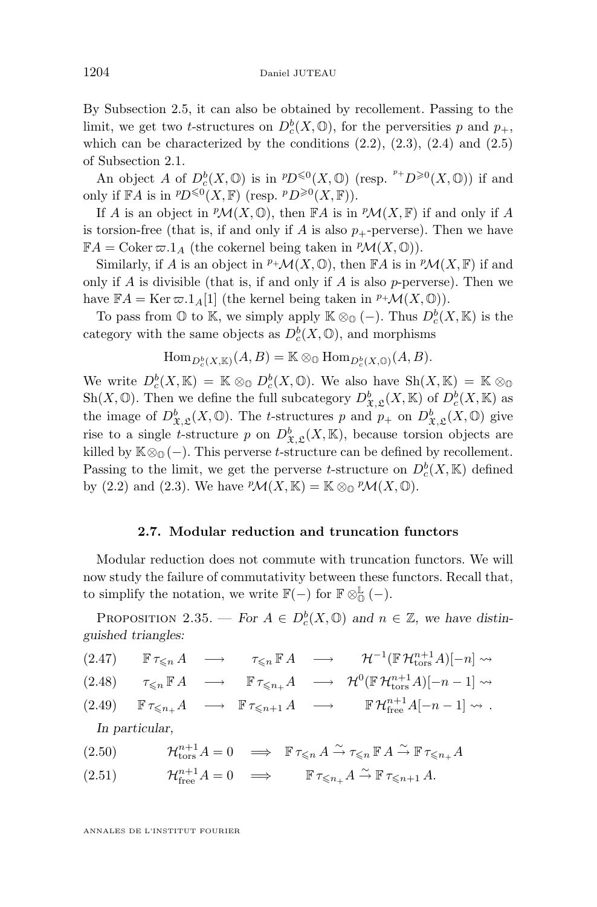By Subsection 2.5, it can also be obtained by recollement. Passing to the limit, we get two $t$-structures on $D^b_c(X,\mathbb{O})$, for the perversities $p$ and $p_+$, which can be characterized by the conditions (2.2), (2.3), (2.4) and (2.5) of Subsection 2.1.

An object $A$ of $D^b_c(X,\mathbb{O})$ is in ${}^pD^{\leqslant 0}(X,\mathbb{O})$ (resp. ${}^{p_+}D^{\geqslant 0}(X,\mathbb{O})$) if and only if $\mathbb{F}A$ is in ${}^pD^{\leqslant 0}(X,\mathbb{F})$ (resp. ${}^pD^{\geqslant 0}(X,\mathbb{F})$).

If $A$ is an object in ${}^p\mathcal{M}(X,\mathbb{O})$, then $\mathbb{F}A$ is in ${}^p\mathcal{M}(X,\mathbb{F})$ if and only if $A$ is torsion-free (that is, if and only if $A$ is also $p_+$-perverse). Then we have $\mathbb{F}A = \operatorname{Coker} \varpi.1_A$ (the cokernel being taken in ${}^p\mathcal{M}(X,\mathbb{O})$).

Similarly, if $A$ is an object in ${}^{p_+}\mathcal{M}(X,\mathbb{O})$, then $\mathbb{F}A$ is in ${}^p\mathcal{M}(X,\mathbb{F})$ if and only if $A$ is divisible (that is, if and only if $A$ is also $p$-perverse). Then we have $\mathbb{F}A = \operatorname{Ker} \varpi.1_A[1]$ (the kernel being taken in ${}^{p_+}\mathcal{M}(X,\mathbb{O})$).

To pass from $\mathbb{O}$ to $\mathbb{K}$, we simply apply $\mathbb{K}\otimes_{\mathbb{O}}(-)$. Thus $D^b_c(X,\mathbb{K})$ is the category with the same objects as $D^b_c(X,\mathbb{O})$, and morphisms

$$\operatorname{Hom}_{D^b_c(X,\mathbb{K})}(A,B) = \mathbb{K}\otimes_{\mathbb{O}} \operatorname{Hom}_{D^b_c(X,\mathbb{O})}(A,B).$$

We write $D^b_c(X,\mathbb{K}) = \mathbb{K}\otimes_{\mathbb{O}} D^b_c(X,\mathbb{O})$. We also have $\operatorname{Sh}(X,\mathbb{K}) = \mathbb{K}\otimes_{\mathbb{O}} \operatorname{Sh}(X,\mathbb{O})$. Then we define the full subcategory $D^b_{\mathfrak{X},\mathfrak{L}}(X,\mathbb{K})$ of $D^b_c(X,\mathbb{K})$ as the image of $D^b_{\mathfrak{X},\mathfrak{L}}(X,\mathbb{O})$. The $t$-structures $p$ and $p_+$ on $D^b_{\mathfrak{X},\mathfrak{L}}(X,\mathbb{O})$ give rise to a single $t$-structure $p$ on $D^b_{\mathfrak{X},\mathfrak{L}}(X,\mathbb{K})$, because torsion objects are killed by $\mathbb{K}\otimes_{\mathbb{O}}(-)$. This perverse $t$-structure can be defined by recollement. Passing to the limit, we get the perverse $t$-structure on $D^b_c(X,\mathbb{K})$ defined by (2.2) and (2.3). We have ${}^p\mathcal{M}(X,\mathbb{K}) = \mathbb{K}\otimes_{\mathbb{O}} {}^p\mathcal{M}(X,\mathbb{O})$.

### 2.7. Modular reduction and truncation functors

Modular reduction does not commute with truncation functors. We will now study the failure of commutativity between these functors. Recall that, to simplify the notation, we write $\mathbb{F}(-)$ for $\mathbb{F}\otimes^{\mathbb{L}}_{\mathbb{O}}(-)$.

Proposition 2.35. — *For $A\in D^b_c(X,\mathbb{O})$ and $n\in\mathbb{Z}$, we have distinguished triangles:*

$$\mathbb{F}\,\tau_{\leqslant n}\,A \longrightarrow \tau_{\leqslant n}\,\mathbb{F}\,A \longrightarrow \mathcal{H}^{-1}(\mathbb{F}\,\mathcal{H}^{n+1}_{\mathrm{tors}}A)[-n] \rightsquigarrow \tag{2.47}$$

$$\tau_{\leqslant n}\,\mathbb{F}\,A \longrightarrow \mathbb{F}\,\tau_{\leqslant n_+}A \longrightarrow \mathcal{H}^{0}(\mathbb{F}\,\mathcal{H}^{n+1}_{\mathrm{tors}}A)[-n-1] \rightsquigarrow \tag{2.48}$$

$$\mathbb{F}\,\tau_{\leqslant n_+}A \longrightarrow \mathbb{F}\,\tau_{\leqslant n+1}\,A \longrightarrow \mathbb{F}\,\mathcal{H}^{n+1}_{\mathrm{free}}A[-n-1] \rightsquigarrow . \tag{2.49}$$

*In particular,*

$$\mathcal{H}^{n+1}_{\mathrm{tors}}A = 0 \implies \mathbb{F}\,\tau_{\leqslant n}\,A \xrightarrow{\sim} \tau_{\leqslant n}\,\mathbb{F}\,A \xrightarrow{\sim} \mathbb{F}\,\tau_{\leqslant n_+}A \tag{2.50}$$

$$\mathcal{H}^{n+1}_{\mathrm{free}}A = 0 \implies \mathbb{F}\,\tau_{\leqslant n_+}A \xrightarrow{\sim} \mathbb{F}\,\tau_{\leqslant n+1}\,A. \tag{2.51}$$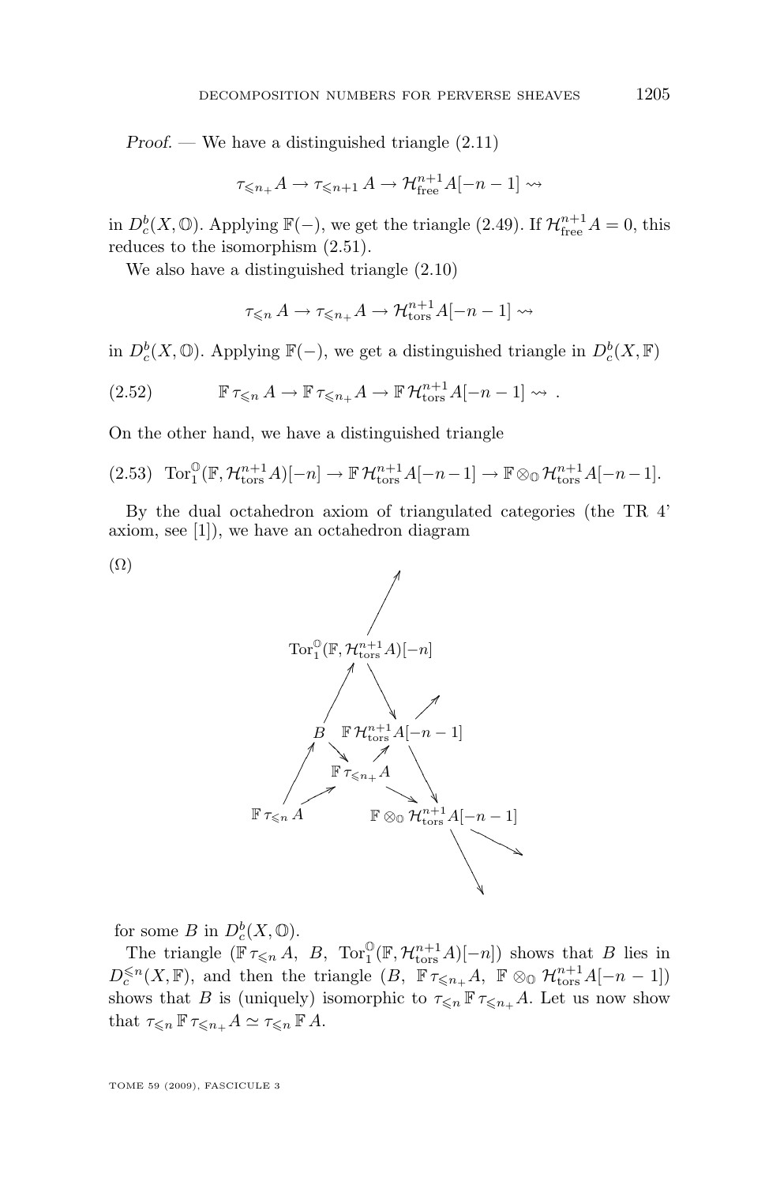*Proof*. — We have a distinguished triangle (2.11)

$$\tau_{\leqslant n_+} A \to \tau_{\leqslant n+1} A \to \mathcal{H}^{n+1}_{\mathrm{free}} A[-n-1] \rightsquigarrow$$

in $D^b_c(X, \mathbb{O})$. Applying $\mathbb{F}(-)$, we get the triangle (2.49). If $\mathcal{H}^{n+1}_{\mathrm{free}} A = 0$, this reduces to the isomorphism (2.51).

We also have a distinguished triangle (2.10)

$$\tau_{\leqslant n} A \to \tau_{\leqslant n_+} A \to \mathcal{H}^{n+1}_{\mathrm{tors}} A[-n-1] \rightsquigarrow$$

in $D^b_c(X, \mathbb{O})$. Applying $\mathbb{F}(-)$, we get a distinguished triangle in $D^b_c(X, \mathbb{F})$

$$\mathbb{F}\,\tau_{\leqslant n} A \to \mathbb{F}\,\tau_{\leqslant n_+} A \to \mathbb{F}\,\mathcal{H}^{n+1}_{\mathrm{tors}} A[-n-1] \rightsquigarrow . \tag{2.52}$$

On the other hand, we have a distinguished triangle

$$\mathrm{Tor}_1^{\mathbb{O}}(\mathbb{F}, \mathcal{H}^{n+1}_{\mathrm{tors}} A)[-n] \to \mathbb{F}\,\mathcal{H}^{n+1}_{\mathrm{tors}} A[-n-1] \to \mathbb{F} \otimes_{\mathbb{O}} \mathcal{H}^{n+1}_{\mathrm{tors}} A[-n-1]. \tag{2.53}$$

By the dual octahedron axiom of triangulated categories (the TR 4' axiom, see [1]), we have an octahedron diagram

$$(\Omega)\qquad \begin{array}{c}
\mathrm{Tor}_1^{\mathbb{O}}(\mathbb{F}, \mathcal{H}^{n+1}_{\mathrm{tors}} A)[-n] \\
B \quad \mathbb{F}\,\mathcal{H}^{n+1}_{\mathrm{tors}} A[-n-1] \\
\mathbb{F}\,\tau_{\leqslant n_+} A \\
\mathbb{F}\,\tau_{\leqslant n} A \qquad \mathbb{F} \otimes_{\mathbb{O}} \mathcal{H}^{n+1}_{\mathrm{tors}} A[-n-1]
\end{array}$$

for some $B$ in $D^b_c(X, \mathbb{O})$.

The triangle $(\mathbb{F}\,\tau_{\leqslant n} A,\ B,\ \mathrm{Tor}_1^{\mathbb{O}}(\mathbb{F}, \mathcal{H}^{n+1}_{\mathrm{tors}} A)[-n])$ shows that $B$ lies in $D^{\leqslant n}_c(X, \mathbb{F})$, and then the triangle $(B,\ \mathbb{F}\,\tau_{\leqslant n_+} A,\ \mathbb{F} \otimes_{\mathbb{O}} \mathcal{H}^{n+1}_{\mathrm{tors}} A[-n-1])$ shows that $B$ is (uniquely) isomorphic to $\tau_{\leqslant n} \mathbb{F}\,\tau_{\leqslant n_+} A$. Let us now show that $\tau_{\leqslant n} \mathbb{F}\,\tau_{\leqslant n_+} A \simeq \tau_{\leqslant n} \mathbb{F} A$.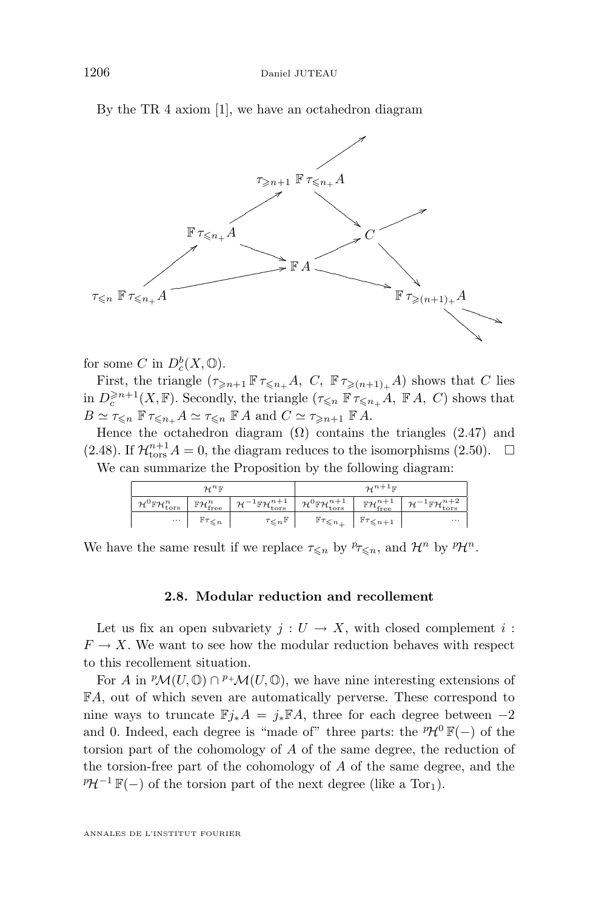By the TR 4 axiom [1], we have an octahedron diagram

$$
\begin{array}{c}
\tau_{\geqslant n+1}\, \mathbb{F}\, \tau_{\leqslant n_+} A \\
\mathbb{F}\, \tau_{\leqslant n_+} A \qquad\qquad C \\
\mathbb{F}\, A \\
\tau_{\leqslant n}\, \mathbb{F}\, \tau_{\leqslant n_+} A \qquad\qquad\qquad \mathbb{F}\, \tau_{\geqslant (n+1)_+} A
\end{array}
$$

for some $C$ in $D^b_c(X, \mathbb{O})$.

First, the triangle $(\tau_{\geqslant n+1}\, \mathbb{F}\, \tau_{\leqslant n_+} A,\ C,\ \mathbb{F}\, \tau_{\geqslant (n+1)_+} A)$ shows that $C$ lies in $D^{\geqslant n+1}_c(X, \mathbb{F})$. Secondly, the triangle $(\tau_{\leqslant n}\, \mathbb{F}\, \tau_{\leqslant n_+} A,\ \mathbb{F}\, A,\ C)$ shows that $B \simeq \tau_{\leqslant n}\, \mathbb{F}\, \tau_{\leqslant n_+} A \simeq \tau_{\leqslant n}\, \mathbb{F}\, A$ and $C \simeq \tau_{\geqslant n+1}\, \mathbb{F}\, A$.

Hence the octahedron diagram $(\Omega)$ contains the triangles (2.47) and (2.48). If $\mathcal{H}^{n+1}_{\mathrm{tors}} A = 0$, the diagram reduces to the isomorphisms (2.50). $\square$

We can summarize the Proposition by the following diagram:

| $\mathcal{H}^n \mathbb{F}$ | | | $\mathcal{H}^{n+1} \mathbb{F}$ | | |
|---|---|---|---|---|---|
| $\mathcal{H}^0 \mathbb{F} \mathcal{H}^n_{\mathrm{tors}}$ | $\mathbb{F} \mathcal{H}^n_{\mathrm{free}}$ | $\mathcal{H}^{-1} \mathbb{F} \mathcal{H}^{n+1}_{\mathrm{tors}}$ | $\mathcal{H}^0 \mathbb{F} \mathcal{H}^{n+1}_{\mathrm{tors}}$ | $\mathbb{F} \mathcal{H}^{n+1}_{\mathrm{free}}$ | $\mathcal{H}^{-1} \mathbb{F} \mathcal{H}^{n+2}_{\mathrm{tors}}$ |
| $\cdots$ | $\mathbb{F}\tau_{\leqslant n}$ | $\tau_{\leqslant n}\mathbb{F}$ | $\mathbb{F}\tau_{\leqslant n_+}$ | $\mathbb{F}\tau_{\leqslant n+1}$ | $\cdots$ |

We have the same result if we replace $\tau_{\leqslant n}$ by ${}^p\tau_{\leqslant n}$, and $\mathcal{H}^n$ by ${}^p\mathcal{H}^n$.

### 2.8. Modular reduction and recollement

Let us fix an open subvariety $j : U \to X$, with closed complement $i : F \to X$. We want to see how the modular reduction behaves with respect to this recollement situation.

For $A$ in ${}^p\mathcal{M}(U, \mathbb{O}) \cap {}^{p+}\mathcal{M}(U, \mathbb{O})$, we have nine interesting extensions of $\mathbb{F}A$, out of which seven are automatically perverse. These correspond to nine ways to truncate $\mathbb{F} j_* A = j_* \mathbb{F} A$, three for each degree between $-2$ and 0. Indeed, each degree is "made of" three parts: the ${}^p\mathcal{H}^0\, \mathbb{F}(-)$ of the torsion part of the cohomology of $A$ of the same degree, the reduction of the torsion-free part of the cohomology of $A$ of the same degree, and the ${}^p\mathcal{H}^{-1}\, \mathbb{F}(-)$ of the torsion part of the next degree (like a $\mathrm{Tor}_1$).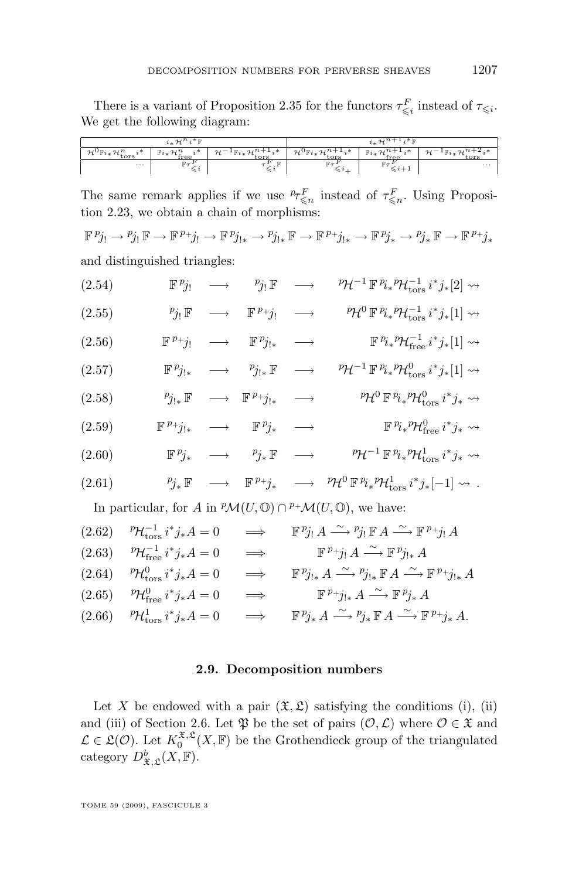There is a variant of Proposition 2.35 for the functors $\tau^F_{\leqslant i}$ instead of $\tau_{\leqslant i}$. We get the following diagram:

| $i_* \mathcal{H}^n i^* \mathbb{F}$ | | | $i_* \mathcal{H}^{n+1} i^* \mathbb{F}$ | | |
|---|---|---|---|---|---|
| $\mathcal{H}^0 \mathbb{F} i_* \mathcal{H}^n_{\mathrm{tors}} i^*$ | $\mathbb{F} i_* \mathcal{H}^n_{\mathrm{free}} i^*$ | $\mathcal{H}^{-1} \mathbb{F} i_* \mathcal{H}^{n+1}_{\mathrm{tors}} i^*$ | $\mathcal{H}^0 \mathbb{F} i_* \mathcal{H}^{n+1}_{\mathrm{tors}} i^*$ | $\mathbb{F} i_* \mathcal{H}^{n+1}_{\mathrm{free}} i^*$ | $\mathcal{H}^{-1} \mathbb{F} i_* \mathcal{H}^{n+2}_{\mathrm{tors}} i^*$ |
| $\cdots$ | $\mathbb{F}\tau^F_{\leqslant i}$ | $\tau^F_{\leqslant i} \mathbb{F}$ | $\mathbb{F}\tau^F_{\leqslant i_+}$ | $\mathbb{F}\tau^F_{\leqslant i+1}$ | $\cdots$ |

The same remark applies if we use ${}^p\tau^F_{\leqslant n}$ instead of $\tau^F_{\leqslant n}$. Using Proposition 2.23, we obtain a chain of morphisms:

$$\mathbb{F}\, {}^p j_! \to {}^p j_!\, \mathbb{F} \to \mathbb{F}\, {}^{p+} j_! \to \mathbb{F}\, {}^p j_{!*} \to {}^p j_{!*}\, \mathbb{F} \to \mathbb{F}\, {}^{p+} j_{!*} \to \mathbb{F}\, {}^p j_* \to {}^p j_*\, \mathbb{F} \to \mathbb{F}\, {}^{p+} j_*$$

and distinguished triangles:

$$\mathbb{F}\, {}^p j_! \longrightarrow {}^p j_!\, \mathbb{F} \longrightarrow {}^p\mathcal{H}^{-1}\, \mathbb{F}\, {}^p i_* {}^p\mathcal{H}^{-1}_{\mathrm{tors}}\, i^* j_*[2] \rightsquigarrow \tag{2.54}$$

$${}^p j_!\, \mathbb{F} \longrightarrow \mathbb{F}\, {}^{p+} j_! \longrightarrow {}^p\mathcal{H}^{0}\, \mathbb{F}\, {}^p i_* {}^p\mathcal{H}^{-1}_{\mathrm{tors}}\, i^* j_*[1] \rightsquigarrow \tag{2.55}$$

$$\mathbb{F}\, {}^{p+} j_! \longrightarrow \mathbb{F}\, {}^p j_{!*} \longrightarrow \mathbb{F}\, {}^p i_* {}^p\mathcal{H}^{-1}_{\mathrm{free}}\, i^* j_*[1] \rightsquigarrow \tag{2.56}$$

$$\mathbb{F}\, {}^p j_{!*} \longrightarrow {}^p j_{!*}\, \mathbb{F} \longrightarrow {}^p\mathcal{H}^{-1}\, \mathbb{F}\, {}^p i_* {}^p\mathcal{H}^{0}_{\mathrm{tors}}\, i^* j_*[1] \rightsquigarrow \tag{2.57}$$

$${}^p j_{!*}\, \mathbb{F} \longrightarrow \mathbb{F}\, {}^{p+} j_{!*} \longrightarrow {}^p\mathcal{H}^{0}\, \mathbb{F}\, {}^p i_* {}^p\mathcal{H}^{0}_{\mathrm{tors}}\, i^* j_* \rightsquigarrow \tag{2.58}$$

$$\mathbb{F}\, {}^{p+} j_{!*} \longrightarrow \mathbb{F}\, {}^p j_* \longrightarrow \mathbb{F}\, {}^p i_* {}^p\mathcal{H}^{0}_{\mathrm{free}}\, i^* j_* \rightsquigarrow \tag{2.59}$$

$$\mathbb{F}\, {}^p j_* \longrightarrow {}^p j_*\, \mathbb{F} \longrightarrow {}^p\mathcal{H}^{-1}\, \mathbb{F}\, {}^p i_* {}^p\mathcal{H}^{1}_{\mathrm{tors}}\, i^* j_* \rightsquigarrow \tag{2.60}$$

$${}^p j_*\, \mathbb{F} \longrightarrow \mathbb{F}\, {}^{p+} j_* \longrightarrow {}^p\mathcal{H}^{0}\, \mathbb{F}\, {}^p i_* {}^p\mathcal{H}^{1}_{\mathrm{tors}}\, i^* j_*[-1] \rightsquigarrow . \tag{2.61}$$

In particular, for $A$ in ${}^p\mathcal{M}(U,\mathbb{O}) \cap {}^{p+}\mathcal{M}(U,\mathbb{O})$, we have:

$${}^p\mathcal{H}^{-1}_{\mathrm{tors}}\, i^* j_* A = 0 \implies \mathbb{F}\, {}^p j_!\, A \xrightarrow{\sim} {}^p j_!\, \mathbb{F}\, A \xrightarrow{\sim} \mathbb{F}\, {}^{p+} j_!\, A \tag{2.62}$$

$${}^p\mathcal{H}^{-1}_{\mathrm{free}}\, i^* j_* A = 0 \implies \mathbb{F}\, {}^{p+} j_!\, A \xrightarrow{\sim} \mathbb{F}\, {}^p j_{!*}\, A \tag{2.63}$$

$${}^p\mathcal{H}^{0}_{\mathrm{tors}}\, i^* j_* A = 0 \implies \mathbb{F}\, {}^p j_{!*}\, A \xrightarrow{\sim} {}^p j_{!*}\, \mathbb{F}\, A \xrightarrow{\sim} \mathbb{F}\, {}^{p+} j_{!*}\, A \tag{2.64}$$

$${}^p\mathcal{H}^{0}_{\mathrm{free}}\, i^* j_* A = 0 \implies \mathbb{F}\, {}^{p+} j_{!*}\, A \xrightarrow{\sim} \mathbb{F}\, {}^p j_*\, A \tag{2.65}$$

$${}^p\mathcal{H}^{1}_{\mathrm{tors}}\, i^* j_* A = 0 \implies \mathbb{F}\, {}^p j_*\, A \xrightarrow{\sim} {}^p j_*\, \mathbb{F}\, A \xrightarrow{\sim} \mathbb{F}\, {}^{p+} j_*\, A. \tag{2.66}$$

### 2.9. Decomposition numbers

Let $X$ be endowed with a pair $(\mathfrak{X}, \mathfrak{L})$ satisfying the conditions (i), (ii) and (iii) of Section 2.6. Let $\mathfrak{P}$ be the set of pairs $(\mathcal{O}, \mathcal{L})$ where $\mathcal{O} \in \mathfrak{X}$ and $\mathcal{L} \in \mathfrak{L}(\mathcal{O})$. Let $K_0^{\mathfrak{X},\mathfrak{L}}(X, \mathbb{F})$ be the Grothendieck group of the triangulated category $D^b_{\mathfrak{X},\mathfrak{L}}(X, \mathbb{F})$.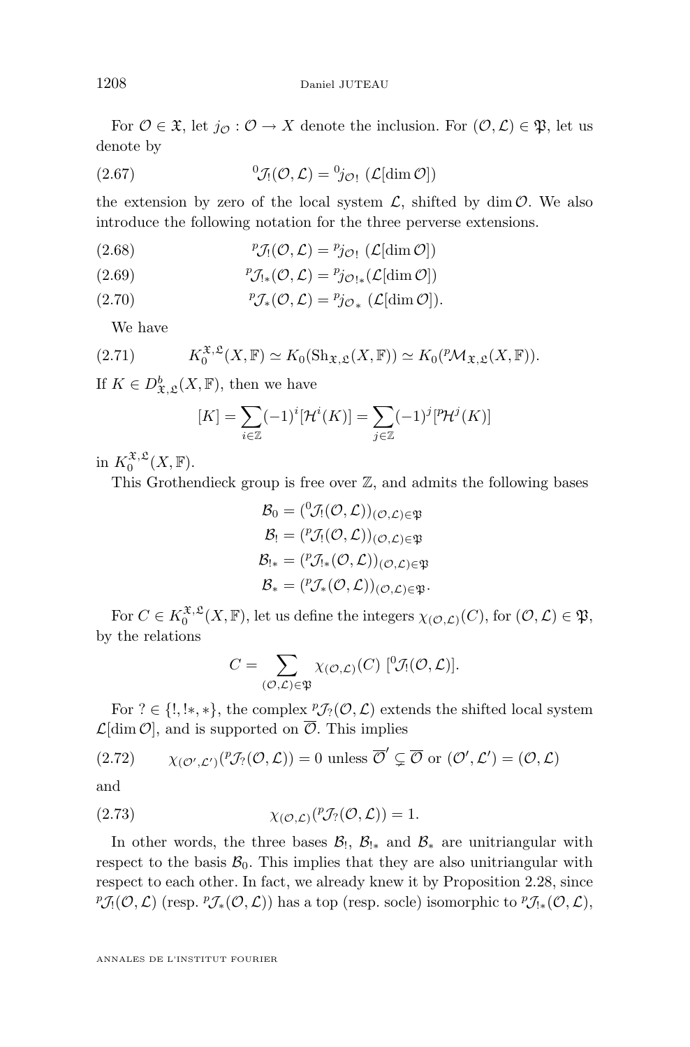For $\mathcal{O} \in \mathfrak{X}$, let $j_{\mathcal{O}} : \mathcal{O} \to X$ denote the inclusion. For $(\mathcal{O}, \mathcal{L}) \in \mathfrak{P}$, let us denote by

$$ {}^0\mathcal{J}_!(\mathcal{O}, \mathcal{L}) = {}^0 j_{\mathcal{O}!}\ (\mathcal{L}[\dim \mathcal{O}]) \tag{2.67} $$

the extension by zero of the local system $\mathcal{L}$, shifted by $\dim \mathcal{O}$. We also introduce the following notation for the three perverse extensions.

$$ {}^p\mathcal{J}_!(\mathcal{O}, \mathcal{L}) = {}^p j_{\mathcal{O}!}\ (\mathcal{L}[\dim \mathcal{O}]) \tag{2.68} $$

$$ {}^p\mathcal{J}_{!*}(\mathcal{O}, \mathcal{L}) = {}^p j_{\mathcal{O}!*}(\mathcal{L}[\dim \mathcal{O}]) \tag{2.69} $$

$$ {}^p\mathcal{J}_*(\mathcal{O}, \mathcal{L}) = {}^p j_{\mathcal{O}*}\ (\mathcal{L}[\dim \mathcal{O}]). \tag{2.70} $$

We have

$$ K_0^{\mathfrak{X},\mathfrak{L}}(X, \mathbb{F}) \simeq K_0(\mathrm{Sh}_{\mathfrak{X},\mathfrak{L}}(X, \mathbb{F})) \simeq K_0({}^p\mathcal{M}_{\mathfrak{X},\mathfrak{L}}(X, \mathbb{F})). \tag{2.71} $$

If $K \in D^b_{\mathfrak{X},\mathfrak{L}}(X, \mathbb{F})$, then we have

$$ [K] = \sum_{i \in \mathbb{Z}} (-1)^i [\mathcal{H}^i(K)] = \sum_{j \in \mathbb{Z}} (-1)^j [{}^p\mathcal{H}^j(K)] $$

in $K_0^{\mathfrak{X},\mathfrak{L}}(X, \mathbb{F})$.

This Grothendieck group is free over $\mathbb{Z}$, and admits the following bases

$$
\begin{aligned}
\mathcal{B}_0 &= ({}^0\mathcal{J}_!(\mathcal{O}, \mathcal{L}))_{(\mathcal{O},\mathcal{L}) \in \mathfrak{P}} \\
\mathcal{B}_! &= ({}^p\mathcal{J}_!(\mathcal{O}, \mathcal{L}))_{(\mathcal{O},\mathcal{L}) \in \mathfrak{P}} \\
\mathcal{B}_{!*} &= ({}^p\mathcal{J}_{!*}(\mathcal{O}, \mathcal{L}))_{(\mathcal{O},\mathcal{L}) \in \mathfrak{P}} \\
\mathcal{B}_* &= ({}^p\mathcal{J}_*(\mathcal{O}, \mathcal{L}))_{(\mathcal{O},\mathcal{L}) \in \mathfrak{P}}.
\end{aligned}
$$

For $C \in K_0^{\mathfrak{X},\mathfrak{L}}(X, \mathbb{F})$, let us define the integers $\chi_{(\mathcal{O},\mathcal{L})}(C)$, for $(\mathcal{O}, \mathcal{L}) \in \mathfrak{P}$, by the relations

$$ C = \sum_{(\mathcal{O},\mathcal{L}) \in \mathfrak{P}} \chi_{(\mathcal{O},\mathcal{L})}(C)\ [{}^0\mathcal{J}_!(\mathcal{O}, \mathcal{L})]. $$

For $? \in \{!, !*, *\}$, the complex ${}^p\mathcal{J}_?(\mathcal{O}, \mathcal{L})$ extends the shifted local system $\mathcal{L}[\dim \mathcal{O}]$, and is supported on $\overline{\mathcal{O}}$. This implies

$$ \chi_{(\mathcal{O}',\mathcal{L}')}({}^p\mathcal{J}_?(\mathcal{O}, \mathcal{L})) = 0 \text{ unless } \overline{\mathcal{O}}' \subsetneq \overline{\mathcal{O}} \text{ or } (\mathcal{O}', \mathcal{L}') = (\mathcal{O}, \mathcal{L}) \tag{2.72} $$

and

$$ \chi_{(\mathcal{O},\mathcal{L})}({}^p\mathcal{J}_?(\mathcal{O}, \mathcal{L})) = 1. \tag{2.73} $$

In other words, the three bases $\mathcal{B}_!$, $\mathcal{B}_{!*}$ and $\mathcal{B}_*$ are unitriangular with respect to the basis $\mathcal{B}_0$. This implies that they are also unitriangular with respect to each other. In fact, we already knew it by Proposition 2.28, since ${}^p\mathcal{J}_!(\mathcal{O}, \mathcal{L})$ (resp. ${}^p\mathcal{J}_*(\mathcal{O}, \mathcal{L})$) has a top (resp. socle) isomorphic to ${}^p\mathcal{J}_{!*}(\mathcal{O}, \mathcal{L})$,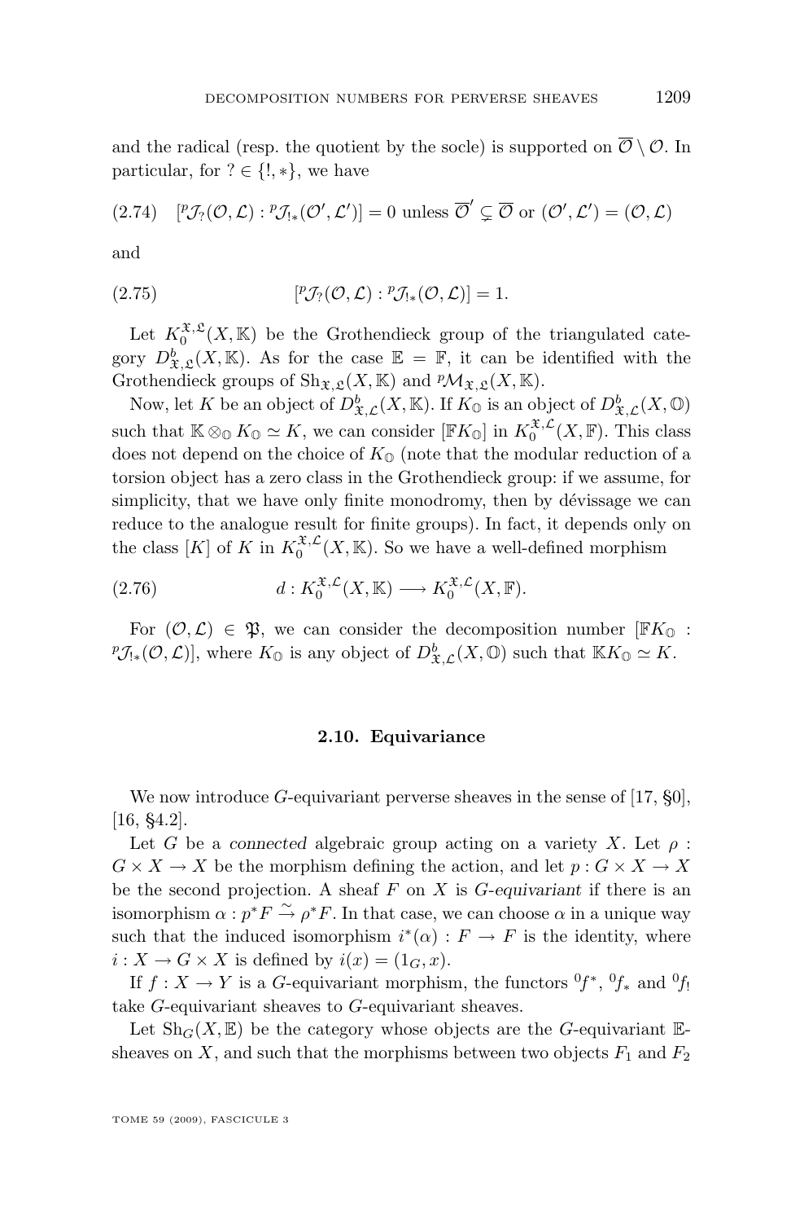and the radical (resp. the quotient by the socle) is supported on $\overline{\mathcal{O}} \setminus \mathcal{O}$. In particular, for $? \in \{!, *\}$, we have

$$(2.74) \quad [{}^p\mathcal{J}_?(\mathcal{O}, \mathcal{L}) : {}^p\mathcal{J}_{!*}(\mathcal{O}', \mathcal{L}')] = 0 \text{ unless } \overline{\mathcal{O}}' \subsetneq \overline{\mathcal{O}} \text{ or } (\mathcal{O}', \mathcal{L}') = (\mathcal{O}, \mathcal{L})$$

and

$$(2.75) \qquad [{}^p\mathcal{J}_?(\mathcal{O}, \mathcal{L}) : {}^p\mathcal{J}_{!*}(\mathcal{O}, \mathcal{L})] = 1.$$

Let $K_0^{\mathfrak{X},\mathfrak{L}}(X, \mathbb{K})$ be the Grothendieck group of the triangulated category $D^b_{\mathfrak{X},\mathfrak{L}}(X, \mathbb{K})$. As for the case $\mathbb{E} = \mathbb{F}$, it can be identified with the Grothendieck groups of $\mathrm{Sh}_{\mathfrak{X},\mathfrak{L}}(X, \mathbb{K})$ and ${}^p\mathcal{M}_{\mathfrak{X},\mathfrak{L}}(X, \mathbb{K})$.

Now, let $K$ be an object of $D^b_{\mathfrak{X},\mathcal{L}}(X, \mathbb{K})$. If $K_{\mathbb{O}}$ is an object of $D^b_{\mathfrak{X},\mathcal{L}}(X, \mathbb{O})$ such that $\mathbb{K} \otimes_{\mathbb{O}} K_{\mathbb{O}} \simeq K$, we can consider $[\mathbb{F}K_{\mathbb{O}}]$ in $K_0^{\mathfrak{X},\mathcal{L}}(X, \mathbb{F})$. This class does not depend on the choice of $K_{\mathbb{O}}$ (note that the modular reduction of a torsion object has a zero class in the Grothendieck group: if we assume, for simplicity, that we have only finite monodromy, then by dévissage we can reduce to the analogue result for finite groups). In fact, it depends only on the class $[K]$ of $K$ in $K_0^{\mathfrak{X},\mathcal{L}}(X, \mathbb{K})$. So we have a well-defined morphism

$$(2.76) \qquad d : K_0^{\mathfrak{X},\mathcal{L}}(X, \mathbb{K}) \longrightarrow K_0^{\mathfrak{X},\mathcal{L}}(X, \mathbb{F}).$$

For $(\mathcal{O}, \mathcal{L}) \in \mathfrak{P}$, we can consider the decomposition number $[\mathbb{F}K_{\mathbb{O}} : {}^p\mathcal{J}_{!*}(\mathcal{O}, \mathcal{L})]$, where $K_{\mathbb{O}}$ is any object of $D^b_{\mathfrak{X},\mathcal{L}}(X, \mathbb{O})$ such that $\mathbb{K}K_{\mathbb{O}} \simeq K$.

### 2.10. Equivariance

We now introduce $G$-equivariant perverse sheaves in the sense of [17, §0], [16, §4.2].

Let $G$ be a *connected* algebraic group acting on a variety $X$. Let $\rho : G \times X \to X$ be the morphism defining the action, and let $p : G \times X \to X$ be the second projection. A sheaf $F$ on $X$ is *$G$-equivariant* if there is an isomorphism $\alpha : p^*F \xrightarrow{\sim} \rho^*F$. In that case, we can choose $\alpha$ in a unique way such that the induced isomorphism $i^*(\alpha) : F \to F$ is the identity, where $i : X \to G \times X$ is defined by $i(x) = (1_G, x)$.

If $f : X \to Y$ is a $G$-equivariant morphism, the functors ${}^0f^*$, ${}^0f_*$ and ${}^0f_!$ take $G$-equivariant sheaves to $G$-equivariant sheaves.

Let $\mathrm{Sh}_G(X, \mathbb{E})$ be the category whose objects are the $G$-equivariant $\mathbb{E}$-sheaves on $X$, and such that the morphisms between two objects $F_1$ and $F_2$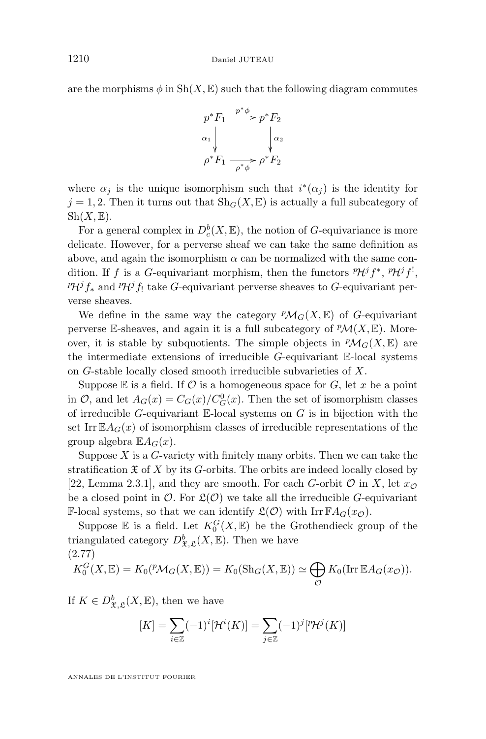are the morphisms $\phi$ in $\mathrm{Sh}(X,\mathbb{E})$ such that the following diagram commutes

$$\begin{array}{ccc} p^*F_1 & \xrightarrow{p^*\phi} & p^*F_2 \\ \downarrow{\scriptstyle \alpha_1} & & \downarrow{\scriptstyle \alpha_2} \\ \rho^*F_1 & \xrightarrow[\rho^*\phi]{} & \rho^*F_2 \end{array}$$

where $\alpha_j$ is the unique isomorphism such that $i^*(\alpha_j)$ is the identity for $j = 1, 2$. Then it turns out that $\mathrm{Sh}_G(X,\mathbb{E})$ is actually a full subcategory of $\mathrm{Sh}(X,\mathbb{E})$.

For a general complex in $D^b_c(X,\mathbb{E})$, the notion of $G$-equivariance is more delicate. However, for a perverse sheaf we can take the same definition as above, and again the isomorphism $\alpha$ can be normalized with the same condition. If $f$ is a $G$-equivariant morphism, then the functors ${}^p\mathcal{H}^j f^*$, ${}^p\mathcal{H}^j f^!$, ${}^p\mathcal{H}^j f_*$ and ${}^p\mathcal{H}^j f_!$ take $G$-equivariant perverse sheaves to $G$-equivariant perverse sheaves.

We define in the same way the category ${}^p\mathcal{M}_G(X,\mathbb{E})$ of $G$-equivariant perverse $\mathbb{E}$-sheaves, and again it is a full subcategory of ${}^p\mathcal{M}(X,\mathbb{E})$. Moreover, it is stable by subquotients. The simple objects in ${}^p\mathcal{M}_G(X,\mathbb{E})$ are the intermediate extensions of irreducible $G$-equivariant $\mathbb{E}$-local systems on $G$-stable locally closed smooth irreducible subvarieties of $X$.

Suppose $\mathbb{E}$ is a field. If $\mathcal{O}$ is a homogeneous space for $G$, let $x$ be a point in $\mathcal{O}$, and let $A_G(x) = C_G(x)/C^0_G(x)$. Then the set of isomorphism classes of irreducible $G$-equivariant $\mathbb{E}$-local systems on $G$ is in bijection with the set $\mathrm{Irr}\,\mathbb{E}A_G(x)$ of isomorphism classes of irreducible representations of the group algebra $\mathbb{E}A_G(x)$.

Suppose $X$ is a $G$-variety with finitely many orbits. Then we can take the stratification $\mathfrak{X}$ of $X$ by its $G$-orbits. The orbits are indeed locally closed by [22, Lemma 2.3.1], and they are smooth. For each $G$-orbit $\mathcal{O}$ in $X$, let $x_\mathcal{O}$ be a closed point in $\mathcal{O}$. For $\mathfrak{L}(\mathcal{O})$ we take all the irreducible $G$-equivariant $\mathbb{F}$-local systems, so that we can identify $\mathfrak{L}(\mathcal{O})$ with $\mathrm{Irr}\,\mathbb{F}A_G(x_\mathcal{O})$.

Suppose $\mathbb{E}$ is a field. Let $K^G_0(X,\mathbb{E})$ be the Grothendieck group of the triangulated category $D^b_{\mathfrak{X},\mathfrak{L}}(X,\mathbb{E})$. Then we have

(2.77)
$$K^G_0(X,\mathbb{E}) = K_0({}^p\mathcal{M}_G(X,\mathbb{E})) = K_0(\mathrm{Sh}_G(X,\mathbb{E})) \simeq \bigoplus_{\mathcal{O}} K_0(\mathrm{Irr}\,\mathbb{E}A_G(x_\mathcal{O})).$$

If $K \in D^b_{\mathfrak{X},\mathfrak{L}}(X,\mathbb{E})$, then we have

$$[K] = \sum_{i\in\mathbb{Z}} (-1)^i [\mathcal{H}^i(K)] = \sum_{j\in\mathbb{Z}} (-1)^j [{}^p\mathcal{H}^j(K)]$$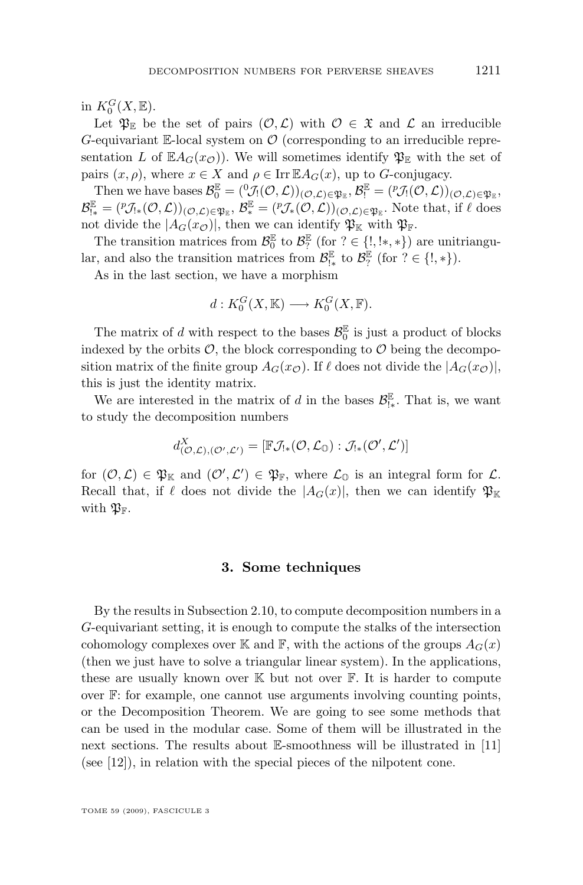in $K_0^G(X,\mathbb{E})$.

Let $\mathfrak{P}_\mathbb{E}$ be the set of pairs $(\mathcal{O},\mathcal{L})$ with $\mathcal{O} \in \mathfrak{X}$ and $\mathcal{L}$ an irreducible $G$-equivariant $\mathbb{E}$-local system on $\mathcal{O}$ (corresponding to an irreducible representation $L$ of $\mathbb{E}A_G(x_\mathcal{O})$). We will sometimes identify $\mathfrak{P}_\mathbb{E}$ with the set of pairs $(x,\rho)$, where $x \in X$ and $\rho \in \operatorname{Irr} \mathbb{E}A_G(x)$, up to $G$-conjugacy.

Then we have bases $\mathcal{B}_0^\mathbb{E} = ({}^0\mathcal{J}_!(\mathcal{O},\mathcal{L}))_{(\mathcal{O},\mathcal{L})\in\mathfrak{P}_\mathbb{E}}$, $\mathcal{B}_!^\mathbb{E} = ({}^p\mathcal{J}_!(\mathcal{O},\mathcal{L}))_{(\mathcal{O},\mathcal{L})\in\mathfrak{P}_\mathbb{E}}$, $\mathcal{B}_{!*}^\mathbb{E} = ({}^p\mathcal{J}_{!*}(\mathcal{O},\mathcal{L}))_{(\mathcal{O},\mathcal{L})\in\mathfrak{P}_\mathbb{E}}$, $\mathcal{B}_*^\mathbb{E} = ({}^p\mathcal{J}_*(\mathcal{O},\mathcal{L}))_{(\mathcal{O},\mathcal{L})\in\mathfrak{P}_\mathbb{E}}$. Note that, if $\ell$ does not divide the $|A_G(x_\mathcal{O})|$, then we can identify $\mathfrak{P}_\mathbb{K}$ with $\mathfrak{P}_\mathbb{F}$.

The transition matrices from $\mathcal{B}_0^\mathbb{E}$ to $\mathcal{B}_?^\mathbb{E}$ (for $? \in \{!, !*, *\}$) are unitriangular, and also the transition matrices from $\mathcal{B}_{!*}^\mathbb{E}$ to $\mathcal{B}_?^\mathbb{E}$ (for $? \in \{!, *\}$).

As in the last section, we have a morphism

$$d : K_0^G(X,\mathbb{K}) \longrightarrow K_0^G(X,\mathbb{F}).$$

The matrix of $d$ with respect to the bases $\mathcal{B}_0^\mathbb{E}$ is just a product of blocks indexed by the orbits $\mathcal{O}$, the block corresponding to $\mathcal{O}$ being the decomposition matrix of the finite group $A_G(x_\mathcal{O})$. If $\ell$ does not divide the $|A_G(x_\mathcal{O})|$, this is just the identity matrix.

We are interested in the matrix of $d$ in the bases $\mathcal{B}_{!*}^\mathbb{E}$. That is, we want to study the decomposition numbers

$$d^X_{(\mathcal{O},\mathcal{L}),(\mathcal{O}',\mathcal{L}')} = [\mathbb{F}\mathcal{J}_{!*}(\mathcal{O},\mathcal{L}_\mathbb{O}) : \mathcal{J}_{!*}(\mathcal{O}',\mathcal{L}')]$$

for $(\mathcal{O},\mathcal{L}) \in \mathfrak{P}_\mathbb{K}$ and $(\mathcal{O}',\mathcal{L}') \in \mathfrak{P}_\mathbb{F}$, where $\mathcal{L}_\mathbb{O}$ is an integral form for $\mathcal{L}$. Recall that, if $\ell$ does not divide the $|A_G(x)|$, then we can identify $\mathfrak{P}_\mathbb{K}$ with $\mathfrak{P}_\mathbb{F}$.

## 3. Some techniques

By the results in Subsection 2.10, to compute decomposition numbers in a $G$-equivariant setting, it is enough to compute the stalks of the intersection cohomology complexes over $\mathbb{K}$ and $\mathbb{F}$, with the actions of the groups $A_G(x)$ (then we just have to solve a triangular linear system). In the applications, these are usually known over $\mathbb{K}$ but not over $\mathbb{F}$. It is harder to compute over $\mathbb{F}$: for example, one cannot use arguments involving counting points, or the Decomposition Theorem. We are going to see some methods that can be used in the modular case. Some of them will be illustrated in the next sections. The results about $\mathbb{E}$-smoothness will be illustrated in [11] (see [12]), in relation with the special pieces of the nilpotent cone.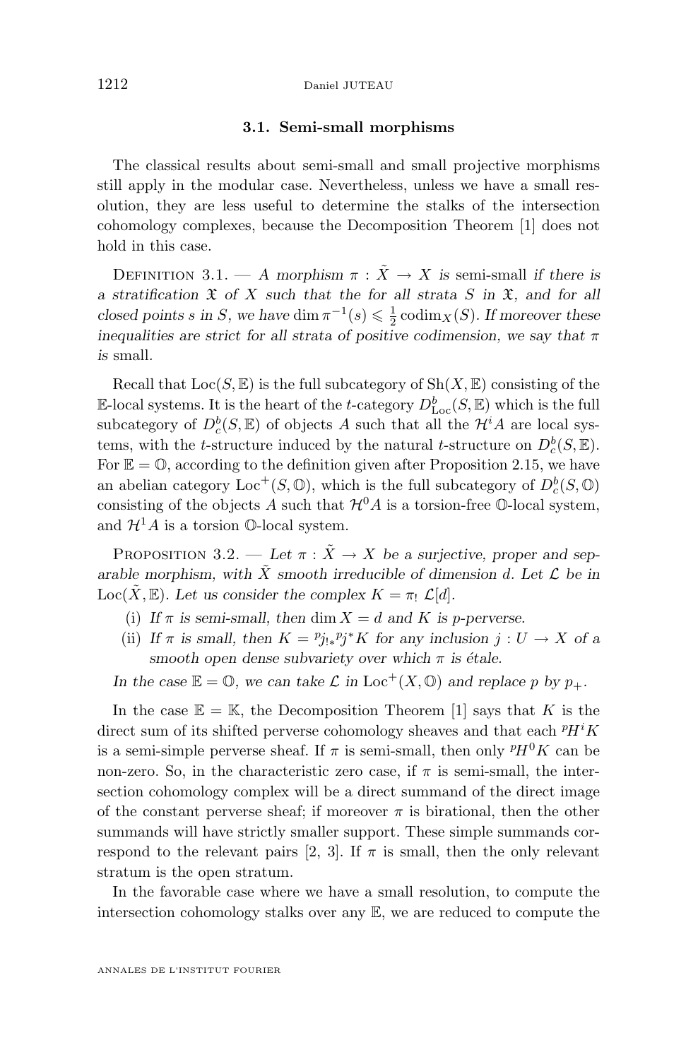### 3.1. Semi-small morphisms

The classical results about semi-small and small projective morphisms still apply in the modular case. Nevertheless, unless we have a small resolution, they are less useful to determine the stalks of the intersection cohomology complexes, because the Decomposition Theorem [1] does not hold in this case.

Definition 3.1. — *A morphism $\pi : \tilde{X} \to X$ is* semi-small *if there is a stratification $\mathfrak{X}$ of $X$ such that the for all strata $S$ in $\mathfrak{X}$, and for all closed points $s$ in $S$, we have $\dim \pi^{-1}(s) \leqslant \frac{1}{2} \operatorname{codim}_X(S)$. If moreover these inequalities are strict for all strata of positive codimension, we say that $\pi$ is* small.

Recall that $\operatorname{Loc}(S, \mathbb{E})$ is the full subcategory of $\operatorname{Sh}(X, \mathbb{E})$ consisting of the $\mathbb{E}$-local systems. It is the heart of the $t$-category $D^b_{\operatorname{Loc}}(S, \mathbb{E})$ which is the full subcategory of $D^b_c(S, \mathbb{E})$ of objects $A$ such that all the $\mathcal{H}^i A$ are local systems, with the $t$-structure induced by the natural $t$-structure on $D^b_c(S, \mathbb{E})$. For $\mathbb{E} = \mathbb{O}$, according to the definition given after Proposition 2.15, we have an abelian category $\operatorname{Loc}^+(S, \mathbb{O})$, which is the full subcategory of $D^b_c(S, \mathbb{O})$ consisting of the objects $A$ such that $\mathcal{H}^0 A$ is a torsion-free $\mathbb{O}$-local system, and $\mathcal{H}^1 A$ is a torsion $\mathbb{O}$-local system.

Proposition 3.2. — *Let $\pi : \tilde{X} \to X$ be a surjective, proper and separable morphism, with $\tilde{X}$ smooth irreducible of dimension $d$. Let $\mathcal{L}$ be in $\operatorname{Loc}(\tilde{X}, \mathbb{E})$. Let us consider the complex $K = \pi_! \, \mathcal{L}[d]$.*

(i) *If $\pi$ is semi-small, then $\dim X = d$ and $K$ is $p$-perverse.*
(ii) *If $\pi$ is small, then $K = {}^p j_{!*} {}^p j^* K$ for any inclusion $j : U \to X$ of a smooth open dense subvariety over which $\pi$ is étale.*

*In the case $\mathbb{E} = \mathbb{O}$, we can take $\mathcal{L}$ in $\operatorname{Loc}^+(X, \mathbb{O})$ and replace $p$ by $p_+$.*

In the case $\mathbb{E} = \mathbb{K}$, the Decomposition Theorem [1] says that $K$ is the direct sum of its shifted perverse cohomology sheaves and that each ${}^p H^i K$ is a semi-simple perverse sheaf. If $\pi$ is semi-small, then only ${}^p H^0 K$ can be non-zero. So, in the characteristic zero case, if $\pi$ is semi-small, the intersection cohomology complex will be a direct summand of the direct image of the constant perverse sheaf; if moreover $\pi$ is birational, then the other summands will have strictly smaller support. These simple summands correspond to the relevant pairs [2, 3]. If $\pi$ is small, then the only relevant stratum is the open stratum.

In the favorable case where we have a small resolution, to compute the intersection cohomology stalks over any $\mathbb{E}$, we are reduced to compute the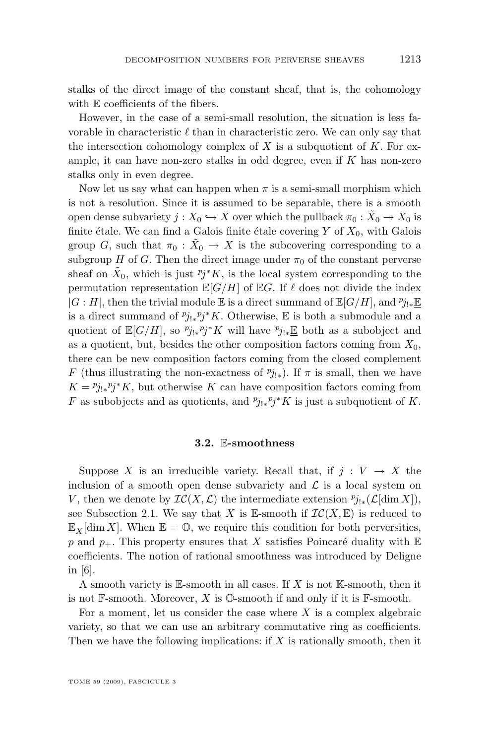stalks of the direct image of the constant sheaf, that is, the cohomology with $\mathbb{E}$ coefficients of the fibers.

However, in the case of a semi-small resolution, the situation is less favorable in characteristic $\ell$ than in characteristic zero. We can only say that the intersection cohomology complex of $X$ is a subquotient of $K$. For example, it can have non-zero stalks in odd degree, even if $K$ has non-zero stalks only in even degree.

Now let us say what can happen when $\pi$ is a semi-small morphism which is not a resolution. Since it is assumed to be separable, there is a smooth open dense subvariety $j : X_0 \hookrightarrow X$ over which the pullback $\pi_0 : \tilde{X}_0 \to X_0$ is finite étale. We can find a Galois finite étale covering $Y$ of $X_0$, with Galois group $G$, such that $\pi_0 : \tilde{X}_0 \to X$ is the subcovering corresponding to a subgroup $H$ of $G$. Then the direct image under $\pi_0$ of the constant perverse sheaf on $\tilde{X}_0$, which is just ${}^p j^* K$, is the local system corresponding to the permutation representation $\mathbb{E}[G/H]$ of $\mathbb{E}G$. If $\ell$ does not divide the index $|G : H|$, then the trivial module $\mathbb{E}$ is a direct summand of $\mathbb{E}[G/H]$, and ${}^p j_{!*} \underline{\mathbb{E}}$ is a direct summand of ${}^p j_{!*} {}^p j^* K$. Otherwise, $\mathbb{E}$ is both a submodule and a quotient of $\mathbb{E}[G/H]$, so ${}^p j_{!*} {}^p j^* K$ will have ${}^p j_{!*} \underline{\mathbb{E}}$ both as a subobject and as a quotient, but, besides the other composition factors coming from $X_0$, there can be new composition factors coming from the closed complement $F$ (thus illustrating the non-exactness of ${}^p j_{!*}$). If $\pi$ is small, then we have $K = {}^p j_{!*} {}^p j^* K$, but otherwise $K$ can have composition factors coming from $F$ as subobjects and as quotients, and ${}^p j_{!*} {}^p j^* K$ is just a subquotient of $K$.

### 3.2. $\mathbb{E}$-smoothness

Suppose $X$ is an irreducible variety. Recall that, if $j : V \to X$ the inclusion of a smooth open dense subvariety and $\mathcal{L}$ is a local system on $V$, then we denote by $\mathcal{IC}(X, \mathcal{L})$ the intermediate extension ${}^p j_{!*}(\mathcal{L}[\dim X])$, see Subsection 2.1. We say that $X$ is $\mathbb{E}$-smooth if $\mathcal{IC}(X, \mathbb{E})$ is reduced to $\underline{\mathbb{E}}_X[\dim X]$. When $\mathbb{E} = \mathbb{O}$, we require this condition for both perversities, $p$ and $p_+$. This property ensures that $X$ satisfies Poincaré duality with $\mathbb{E}$ coefficients. The notion of rational smoothness was introduced by Deligne in [6].

A smooth variety is $\mathbb{E}$-smooth in all cases. If $X$ is not $\mathbb{K}$-smooth, then it is not $\mathbb{F}$-smooth. Moreover, $X$ is $\mathbb{O}$-smooth if and only if it is $\mathbb{F}$-smooth.

For a moment, let us consider the case where $X$ is a complex algebraic variety, so that we can use an arbitrary commutative ring as coefficients. Then we have the following implications: if $X$ is rationally smooth, then it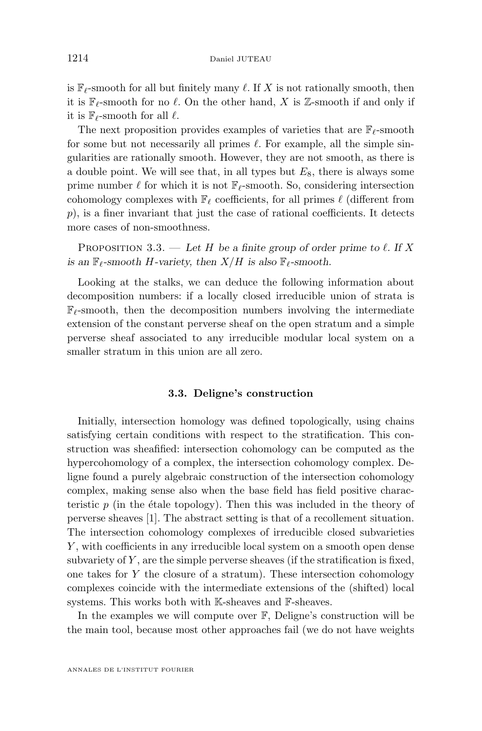is $\mathbb{F}_\ell$-smooth for all but finitely many $\ell$. If $X$ is not rationally smooth, then it is $\mathbb{F}_\ell$-smooth for no $\ell$. On the other hand, $X$ is $\mathbb{Z}$-smooth if and only if it is $\mathbb{F}_\ell$-smooth for all $\ell$.

The next proposition provides examples of varieties that are $\mathbb{F}_\ell$-smooth for some but not necessarily all primes $\ell$. For example, all the simple singularities are rationally smooth. However, they are not smooth, as there is a double point. We will see that, in all types but $E_8$, there is always some prime number $\ell$ for which it is not $\mathbb{F}_\ell$-smooth. So, considering intersection cohomology complexes with $\mathbb{F}_\ell$ coefficients, for all primes $\ell$ (different from $p$), is a finer invariant that just the case of rational coefficients. It detects more cases of non-smoothness.

Proposition 3.3. — *Let $H$ be a finite group of order prime to $\ell$. If $X$ is an $\mathbb{F}_\ell$-smooth $H$-variety, then $X/H$ is also $\mathbb{F}_\ell$-smooth.*

Looking at the stalks, we can deduce the following information about decomposition numbers: if a locally closed irreducible union of strata is $\mathbb{F}_\ell$-smooth, then the decomposition numbers involving the intermediate extension of the constant perverse sheaf on the open stratum and a simple perverse sheaf associated to any irreducible modular local system on a smaller stratum in this union are all zero.

### 3.3. Deligne's construction

Initially, intersection homology was defined topologically, using chains satisfying certain conditions with respect to the stratification. This construction was sheafified: intersection cohomology can be computed as the hypercohomology of a complex, the intersection cohomology complex. Deligne found a purely algebraic construction of the intersection cohomology complex, making sense also when the base field has field positive characteristic $p$ (in the étale topology). Then this was included in the theory of perverse sheaves [1]. The abstract setting is that of a recollement situation. The intersection cohomology complexes of irreducible closed subvarieties $Y$, with coefficients in any irreducible local system on a smooth open dense subvariety of $Y$, are the simple perverse sheaves (if the stratification is fixed, one takes for $Y$ the closure of a stratum). These intersection cohomology complexes coincide with the intermediate extensions of the (shifted) local systems. This works both with $\mathbb{K}$-sheaves and $\mathbb{F}$-sheaves.

In the examples we will compute over $\mathbb{F}$, Deligne's construction will be the main tool, because most other approaches fail (we do not have weights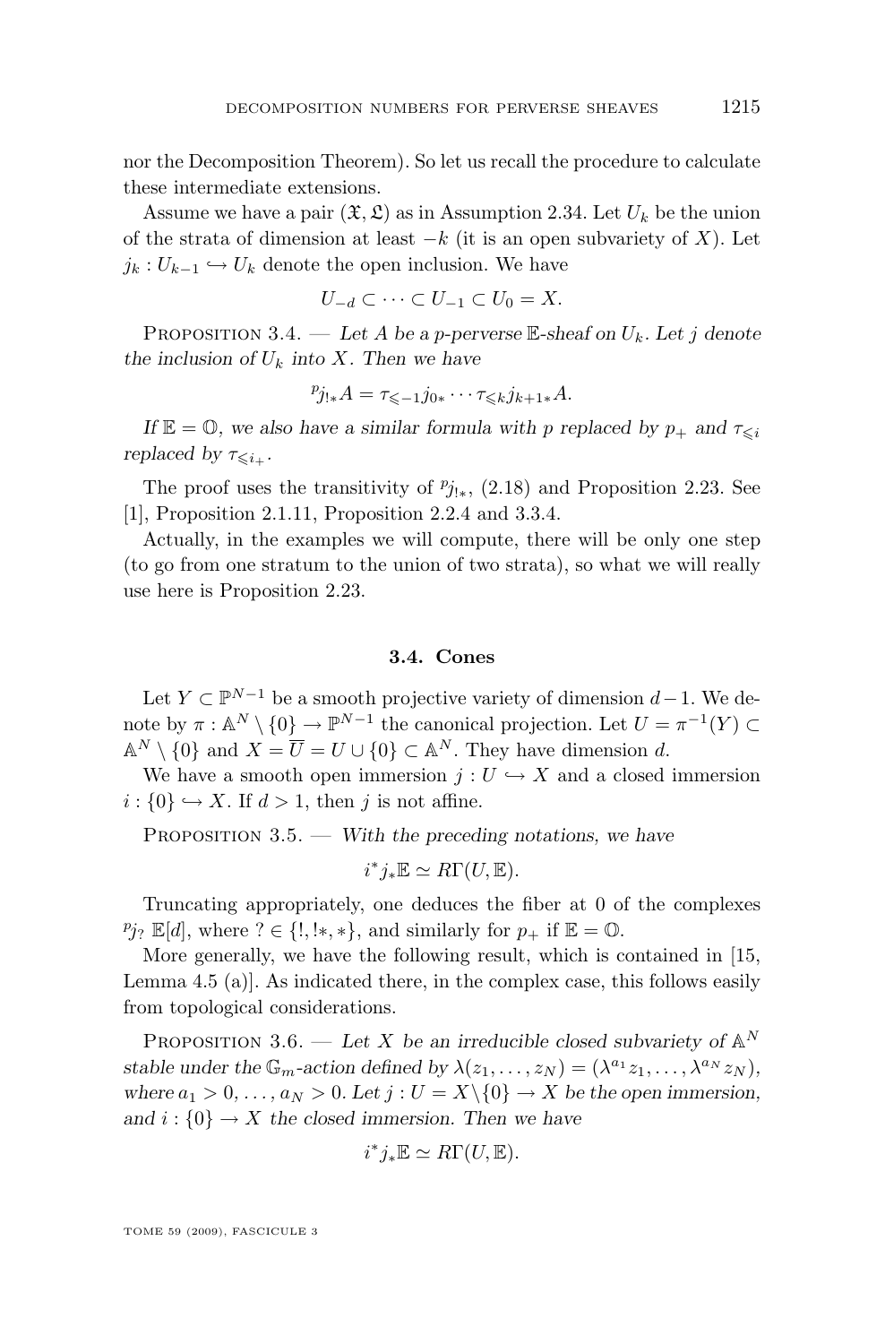nor the Decomposition Theorem). So let us recall the procedure to calculate these intermediate extensions.

Assume we have a pair $(\mathfrak{X}, \mathfrak{L})$ as in Assumption 2.34. Let $U_k$ be the union of the strata of dimension at least $-k$ (it is an open subvariety of $X$). Let $j_k : U_{k-1} \hookrightarrow U_k$ denote the open inclusion. We have

$$U_{-d} \subset \cdots \subset U_{-1} \subset U_0 = X.$$

Proposition 3.4. — *Let $A$ be a $p$-perverse $\mathbb{E}$-sheaf on $U_k$. Let $j$ denote the inclusion of $U_k$ into $X$. Then we have*

$$^p j_{!*} A = \tau_{\leqslant -1} j_{0*} \cdots \tau_{\leqslant k} j_{k+1*} A.$$

*If $\mathbb{E} = \mathbb{O}$, we also have a similar formula with $p$ replaced by $p_+$ and $\tau_{\leqslant i}$ replaced by $\tau_{\leqslant i_+}$.*

The proof uses the transitivity of $^p j_{!*}$, (2.18) and Proposition 2.23. See [1], Proposition 2.1.11, Proposition 2.2.4 and 3.3.4.

Actually, in the examples we will compute, there will be only one step (to go from one stratum to the union of two strata), so what we will really use here is Proposition 2.23.

### 3.4. Cones

Let $Y \subset \mathbb{P}^{N-1}$ be a smooth projective variety of dimension $d-1$. We denote by $\pi : \mathbb{A}^N \setminus \{0\} \to \mathbb{P}^{N-1}$ the canonical projection. Let $U = \pi^{-1}(Y) \subset \mathbb{A}^N \setminus \{0\}$ and $X = \overline{U} = U \cup \{0\} \subset \mathbb{A}^N$. They have dimension $d$.

We have a smooth open immersion $j : U \hookrightarrow X$ and a closed immersion $i : \{0\} \hookrightarrow X$. If $d > 1$, then $j$ is not affine.

Proposition 3.5. — *With the preceding notations, we have*

$$i^* j_* \mathbb{E} \simeq R\Gamma(U, \mathbb{E}).$$

Truncating appropriately, one deduces the fiber at 0 of the complexes $^p j_? \, \mathbb{E}[d]$, where $? \in \{!, !*, *\}$, and similarly for $p_+$ if $\mathbb{E} = \mathbb{O}$.

More generally, we have the following result, which is contained in [15, Lemma 4.5 (a)]. As indicated there, in the complex case, this follows easily from topological considerations.

Proposition 3.6. — *Let $X$ be an irreducible closed subvariety of $\mathbb{A}^N$ stable under the $\mathbb{G}_m$-action defined by $\lambda(z_1, \ldots, z_N) = (\lambda^{a_1} z_1, \ldots, \lambda^{a_N} z_N)$, where $a_1 > 0, \ldots, a_N > 0$. Let $j : U = X \setminus \{0\} \to X$ be the open immersion, and $i : \{0\} \to X$ the closed immersion. Then we have*

$$i^* j_* \mathbb{E} \simeq R\Gamma(U, \mathbb{E}).$$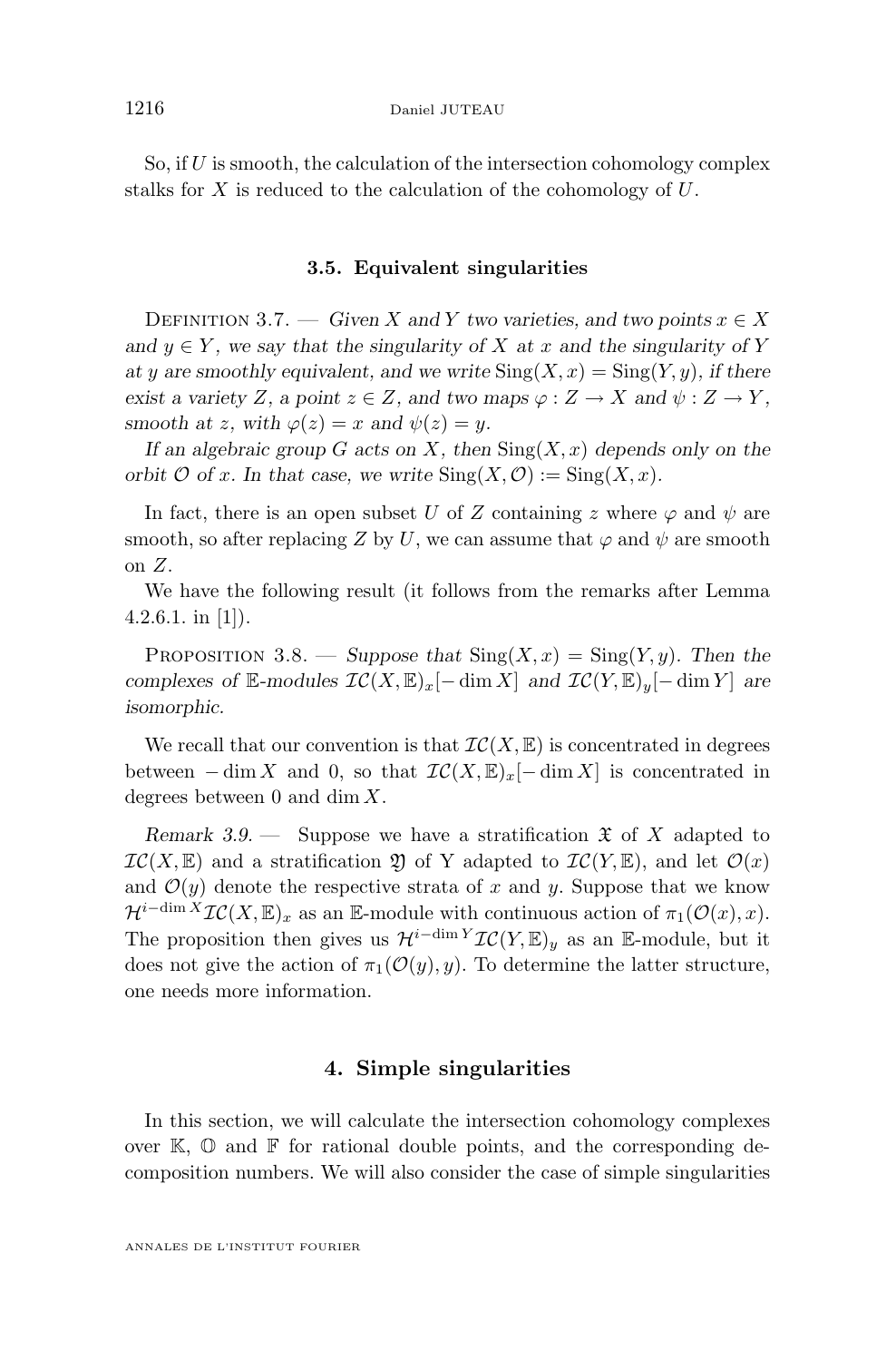So, if $U$ is smooth, the calculation of the intersection cohomology complex stalks for $X$ is reduced to the calculation of the cohomology of $U$.

### 3.5. Equivalent singularities

Definition 3.7. — *Given $X$ and $Y$ two varieties, and two points $x \in X$ and $y \in Y$, we say that the singularity of $X$ at $x$ and the singularity of $Y$ at $y$ are smoothly equivalent, and we write $\mathrm{Sing}(X, x) = \mathrm{Sing}(Y, y)$, if there exist a variety $Z$, a point $z \in Z$, and two maps $\varphi : Z \to X$ and $\psi : Z \to Y$, smooth at $z$, with $\varphi(z) = x$ and $\psi(z) = y$.*

*If an algebraic group $G$ acts on $X$, then $\mathrm{Sing}(X, x)$ depends only on the orbit $\mathcal{O}$ of $x$. In that case, we write $\mathrm{Sing}(X, \mathcal{O}) := \mathrm{Sing}(X, x)$.*

In fact, there is an open subset $U$ of $Z$ containing $z$ where $\varphi$ and $\psi$ are smooth, so after replacing $Z$ by $U$, we can assume that $\varphi$ and $\psi$ are smooth on $Z$.

We have the following result (it follows from the remarks after Lemma 4.2.6.1. in [1]).

Proposition 3.8. — *Suppose that $\mathrm{Sing}(X, x) = \mathrm{Sing}(Y, y)$. Then the complexes of $\mathbb{E}$-modules $\mathcal{IC}(X, \mathbb{E})_x[-\dim X]$ and $\mathcal{IC}(Y, \mathbb{E})_y[-\dim Y]$ are isomorphic.*

We recall that our convention is that $\mathcal{IC}(X, \mathbb{E})$ is concentrated in degrees between $-\dim X$ and $0$, so that $\mathcal{IC}(X, \mathbb{E})_x[-\dim X]$ is concentrated in degrees between $0$ and $\dim X$.

*Remark 3.9.* — Suppose we have a stratification $\mathfrak{X}$ of $X$ adapted to $\mathcal{IC}(X, \mathbb{E})$ and a stratification $\mathfrak{Y}$ of Y adapted to $\mathcal{IC}(Y, \mathbb{E})$, and let $\mathcal{O}(x)$ and $\mathcal{O}(y)$ denote the respective strata of $x$ and $y$. Suppose that we know $\mathcal{H}^{i-\dim X}\mathcal{IC}(X, \mathbb{E})_x$ as an $\mathbb{E}$-module with continuous action of $\pi_1(\mathcal{O}(x), x)$. The proposition then gives us $\mathcal{H}^{i-\dim Y}\mathcal{IC}(Y, \mathbb{E})_y$ as an $\mathbb{E}$-module, but it does not give the action of $\pi_1(\mathcal{O}(y), y)$. To determine the latter structure, one needs more information.

## 4. Simple singularities

In this section, we will calculate the intersection cohomology complexes over $\mathbb{K}$, $\mathbb{O}$ and $\mathbb{F}$ for rational double points, and the corresponding decomposition numbers. We will also consider the case of simple singularities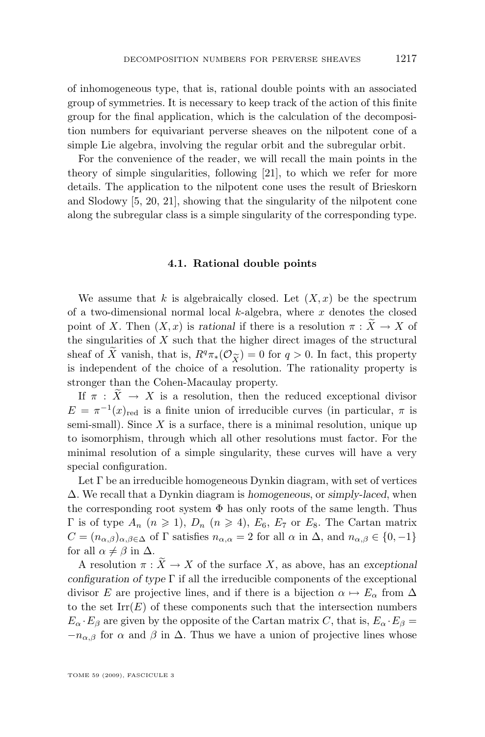of inhomogeneous type, that is, rational double points with an associated group of symmetries. It is necessary to keep track of the action of this finite group for the final application, which is the calculation of the decomposition numbers for equivariant perverse sheaves on the nilpotent cone of a simple Lie algebra, involving the regular orbit and the subregular orbit.

For the convenience of the reader, we will recall the main points in the theory of simple singularities, following [21], to which we refer for more details. The application to the nilpotent cone uses the result of Brieskorn and Slodowy [5, 20, 21], showing that the singularity of the nilpotent cone along the subregular class is a simple singularity of the corresponding type.

### 4.1. Rational double points

We assume that $k$ is algebraically closed. Let $(X, x)$ be the spectrum of a two-dimensional normal local $k$-algebra, where $x$ denotes the closed point of $X$. Then $(X, x)$ is *rational* if there is a resolution $\pi : \widetilde{X} \to X$ of the singularities of $X$ such that the higher direct images of the structural sheaf of $\widetilde{X}$ vanish, that is, $R^q\pi_*(\mathcal{O}_{\widetilde{X}}) = 0$ for $q > 0$. In fact, this property is independent of the choice of a resolution. The rationality property is stronger than the Cohen-Macaulay property.

If $\pi : \widetilde{X} \to X$ is a resolution, then the reduced exceptional divisor $E = \pi^{-1}(x)_{\mathrm{red}}$ is a finite union of irreducible curves (in particular, $\pi$ is semi-small). Since $X$ is a surface, there is a minimal resolution, unique up to isomorphism, through which all other resolutions must factor. For the minimal resolution of a simple singularity, these curves will have a very special configuration.

Let $\Gamma$ be an irreducible homogeneous Dynkin diagram, with set of vertices $\Delta$. We recall that a Dynkin diagram is *homogeneous*, or *simply-laced*, when the corresponding root system $\Phi$ has only roots of the same length. Thus $\Gamma$ is of type $A_n$ ($n \geqslant 1$), $D_n$ ($n \geqslant 4$), $E_6$, $E_7$ or $E_8$. The Cartan matrix $C = (n_{\alpha,\beta})_{\alpha,\beta\in\Delta}$ of $\Gamma$ satisfies $n_{\alpha,\alpha} = 2$ for all $\alpha$ in $\Delta$, and $n_{\alpha,\beta} \in \{0, -1\}$ for all $\alpha \neq \beta$ in $\Delta$.

A resolution $\pi : \widetilde{X} \to X$ of the surface $X$, as above, has an *exceptional configuration of type* $\Gamma$ if all the irreducible components of the exceptional divisor $E$ are projective lines, and if there is a bijection $\alpha \mapsto E_\alpha$ from $\Delta$ to the set $\mathrm{Irr}(E)$ of these components such that the intersection numbers $E_\alpha \cdot E_\beta$ are given by the opposite of the Cartan matrix $C$, that is, $E_\alpha \cdot E_\beta = -n_{\alpha,\beta}$ for $\alpha$ and $\beta$ in $\Delta$. Thus we have a union of projective lines whose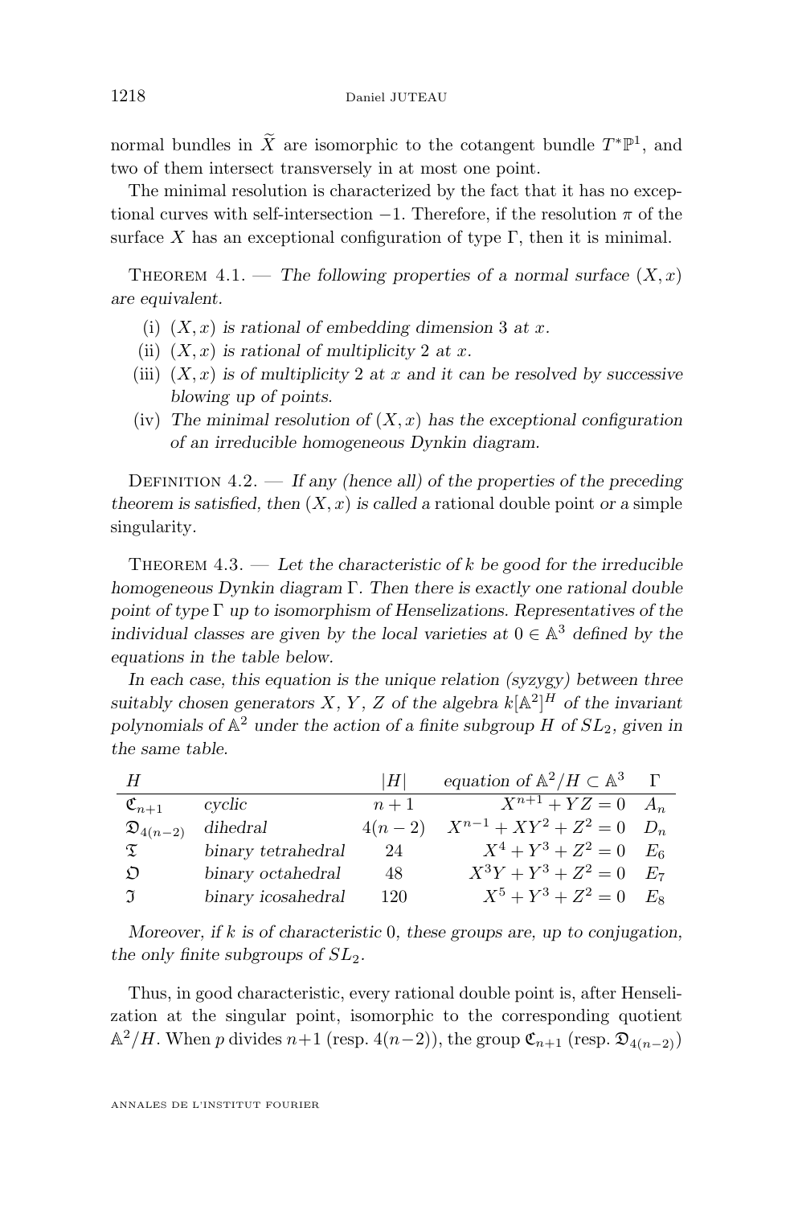normal bundles in $\widetilde{X}$ are isomorphic to the cotangent bundle $T^*\mathbb{P}^1$, and two of them intersect transversely in at most one point.

The minimal resolution is characterized by the fact that it has no exceptional curves with self-intersection $-1$. Therefore, if the resolution $\pi$ of the surface $X$ has an exceptional configuration of type $\Gamma$, then it is minimal.

Theorem 4.1. — *The following properties of a normal surface $(X, x)$ are equivalent.*

(i) *$(X, x)$ is rational of embedding dimension 3 at $x$.*

(ii) *$(X, x)$ is rational of multiplicity 2 at $x$.*

(iii) *$(X, x)$ is of multiplicity 2 at $x$ and it can be resolved by successive blowing up of points.*

(iv) *The minimal resolution of $(X, x)$ has the exceptional configuration of an irreducible homogeneous Dynkin diagram.*

Definition 4.2. — *If any (hence all) of the properties of the preceding theorem is satisfied, then $(X, x)$ is called a* rational double point *or a* simple singularity.

Theorem 4.3. — *Let the characteristic of $k$ be good for the irreducible homogeneous Dynkin diagram $\Gamma$. Then there is exactly one rational double point of type $\Gamma$ up to isomorphism of Henselizations. Representatives of the individual classes are given by the local varieties at $0 \in \mathbb{A}^3$ defined by the equations in the table below.*

*In each case, this equation is the unique relation (syzygy) between three suitably chosen generators $X$, $Y$, $Z$ of the algebra $k[\mathbb{A}^2]^H$ of the invariant polynomials of $\mathbb{A}^2$ under the action of a finite subgroup $H$ of $SL_2$, given in the same table.*

| $H$ | | $\lvert H\rvert$ | *equation of* $\mathbb{A}^2/H \subset \mathbb{A}^3$ | $\Gamma$ |
|---|---|---|---|---|
| $\mathfrak{C}_{n+1}$ | *cyclic* | $n+1$ | $X^{n+1} + YZ = 0$ | $A_n$ |
| $\mathfrak{D}_{4(n-2)}$ | *dihedral* | $4(n-2)$ | $X^{n-1} + XY^2 + Z^2 = 0$ | $D_n$ |
| $\mathfrak{T}$ | *binary tetrahedral* | 24 | $X^4 + Y^3 + Z^2 = 0$ | $E_6$ |
| $\mathfrak{O}$ | *binary octahedral* | 48 | $X^3Y + Y^3 + Z^2 = 0$ | $E_7$ |
| $\mathfrak{I}$ | *binary icosahedral* | 120 | $X^5 + Y^3 + Z^2 = 0$ | $E_8$ |

*Moreover, if $k$ is of characteristic 0, these groups are, up to conjugation, the only finite subgroups of $SL_2$.*

Thus, in good characteristic, every rational double point is, after Henselization at the singular point, isomorphic to the corresponding quotient $\mathbb{A}^2/H$. When $p$ divides $n+1$ (resp. $4(n-2)$), the group $\mathfrak{C}_{n+1}$ (resp. $\mathfrak{D}_{4(n-2)}$)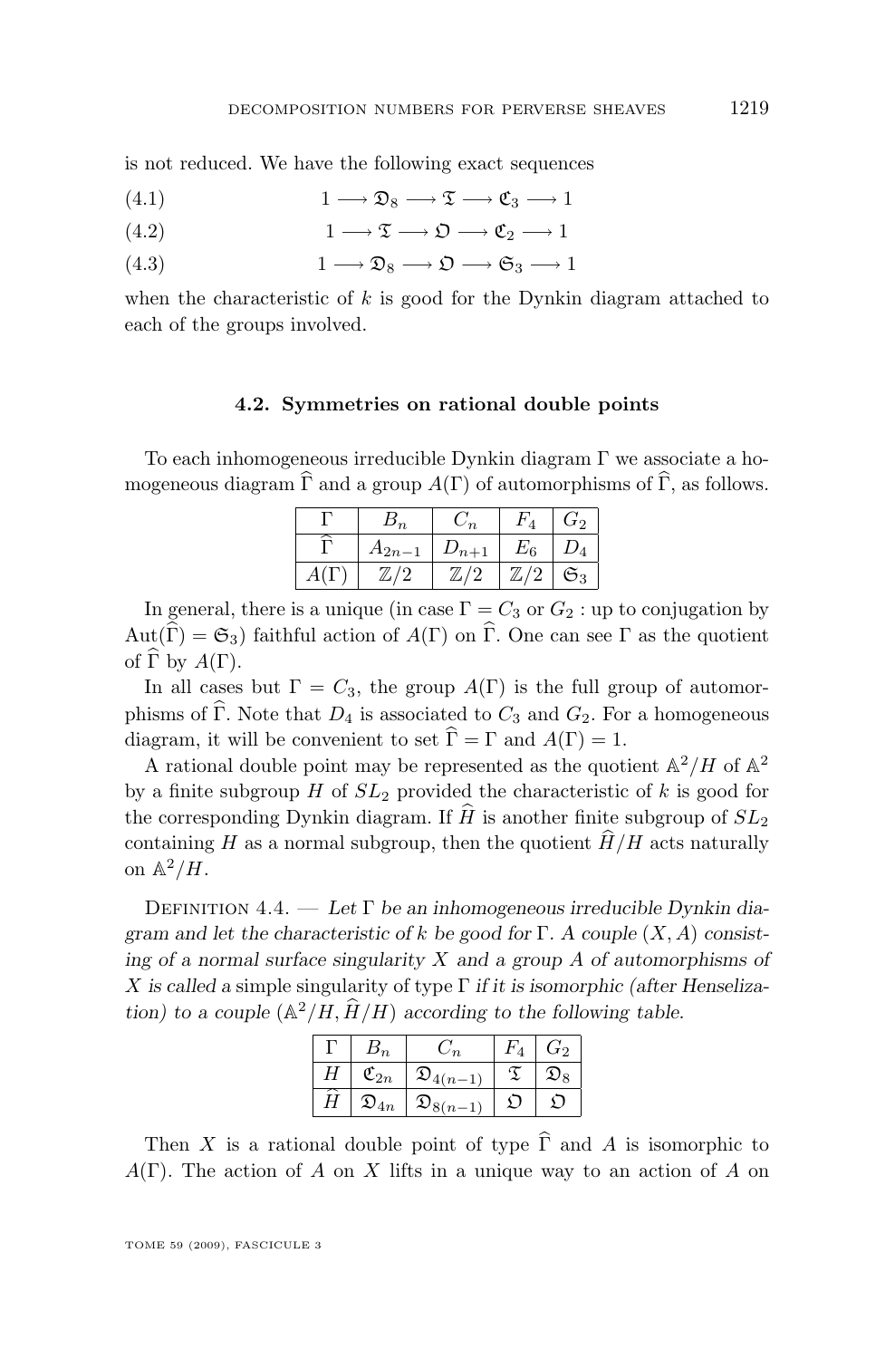is not reduced. We have the following exact sequences

$$1 \longrightarrow \mathfrak{D}_8 \longrightarrow \mathfrak{T} \longrightarrow \mathfrak{C}_3 \longrightarrow 1 \tag{4.1}$$

$$1 \longrightarrow \mathfrak{T} \longrightarrow \mathfrak{O} \longrightarrow \mathfrak{C}_2 \longrightarrow 1 \tag{4.2}$$

$$1 \longrightarrow \mathfrak{D}_8 \longrightarrow \mathfrak{O} \longrightarrow \mathfrak{S}_3 \longrightarrow 1 \tag{4.3}$$

when the characteristic of $k$ is good for the Dynkin diagram attached to each of the groups involved.

### 4.2. Symmetries on rational double points

To each inhomogeneous irreducible Dynkin diagram $\Gamma$ we associate a homogeneous diagram $\widehat{\Gamma}$ and a group $A(\Gamma)$ of automorphisms of $\widehat{\Gamma}$, as follows.

| $\Gamma$ | $B_n$ | $C_n$ | $F_4$ | $G_2$ |
|---|---|---|---|---|
| $\widehat{\Gamma}$ | $A_{2n-1}$ | $D_{n+1}$ | $E_6$ | $D_4$ |
| $A(\Gamma)$ | $\mathbb{Z}/2$ | $\mathbb{Z}/2$ | $\mathbb{Z}/2$ | $\mathfrak{S}_3$ |

In general, there is a unique (in case $\Gamma = C_3$ or $G_2$ : up to conjugation by $\operatorname{Aut}(\widehat{\Gamma}) = \mathfrak{S}_3$) faithful action of $A(\Gamma)$ on $\widehat{\Gamma}$. One can see $\Gamma$ as the quotient of $\widehat{\Gamma}$ by $A(\Gamma)$.

In all cases but $\Gamma = C_3$, the group $A(\Gamma)$ is the full group of automorphisms of $\widehat{\Gamma}$. Note that $D_4$ is associated to $C_3$ and $G_2$. For a homogeneous diagram, it will be convenient to set $\widehat{\Gamma} = \Gamma$ and $A(\Gamma) = 1$.

A rational double point may be represented as the quotient $\mathbb{A}^2/H$ of $\mathbb{A}^2$ by a finite subgroup $H$ of $SL_2$ provided the characteristic of $k$ is good for the corresponding Dynkin diagram. If $\widehat{H}$ is another finite subgroup of $SL_2$ containing $H$ as a normal subgroup, then the quotient $\widehat{H}/H$ acts naturally on $\mathbb{A}^2/H$.

Definition 4.4. — *Let $\Gamma$ be an inhomogeneous irreducible Dynkin diagram and let the characteristic of $k$ be good for $\Gamma$. A couple $(X, A)$ consisting of a normal surface singularity $X$ and a group $A$ of automorphisms of $X$ is called a* simple singularity of type $\Gamma$ *if it is isomorphic (after Henselization) to a couple $(\mathbb{A}^2/H, \widehat{H}/H)$ according to the following table.*

| $\Gamma$ | $B_n$ | $C_n$ | $F_4$ | $G_2$ |
|---|---|---|---|---|
| $H$ | $\mathfrak{C}_{2n}$ | $\mathfrak{D}_{4(n-1)}$ | $\mathfrak{T}$ | $\mathfrak{D}_8$ |
| $\widehat{H}$ | $\mathfrak{D}_{4n}$ | $\mathfrak{D}_{8(n-1)}$ | $\mathfrak{O}$ | $\mathfrak{O}$ |

Then $X$ is a rational double point of type $\widehat{\Gamma}$ and $A$ is isomorphic to $A(\Gamma)$. The action of $A$ on $X$ lifts in a unique way to an action of $A$ on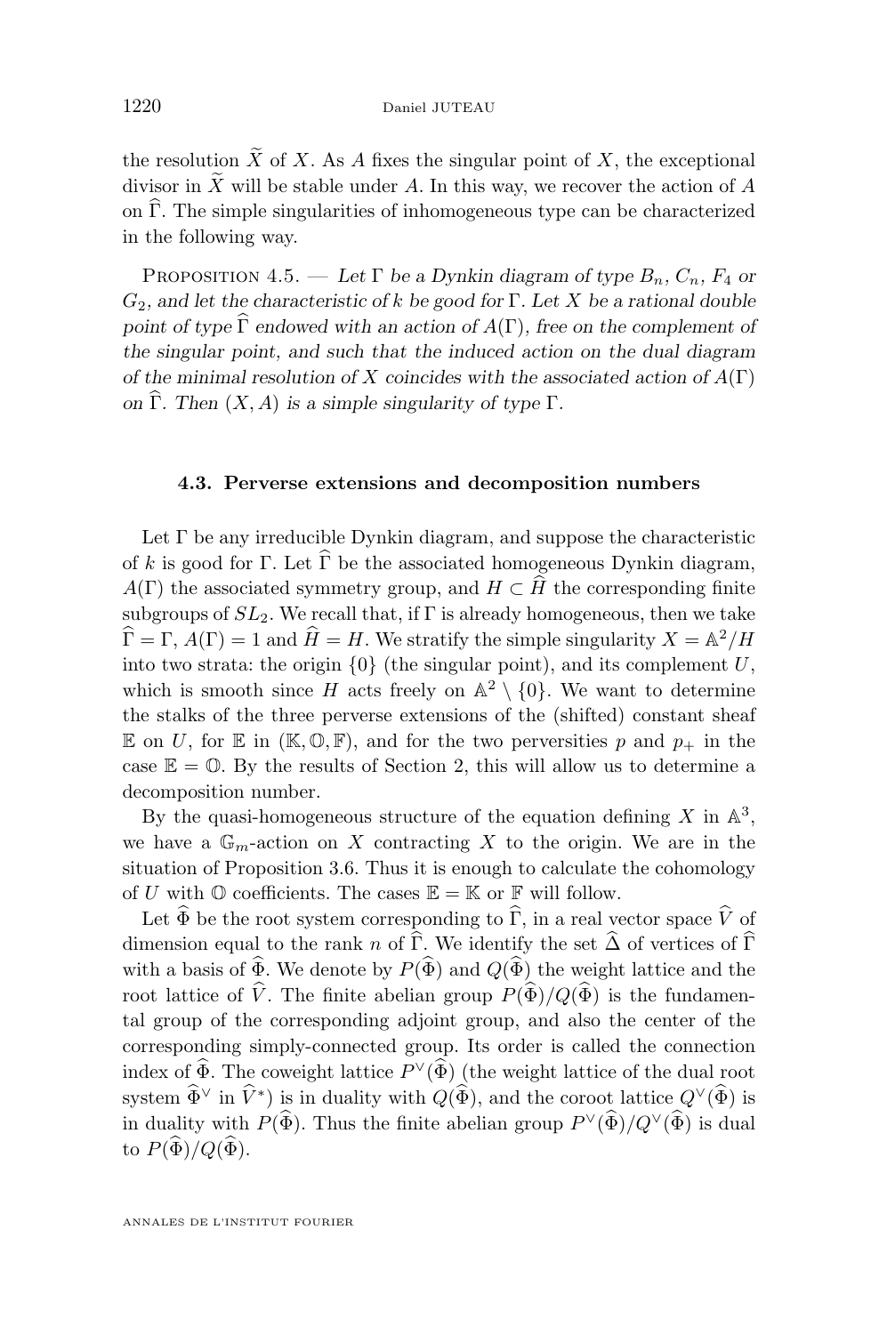the resolution $\widetilde{X}$ of $X$. As $A$ fixes the singular point of $X$, the exceptional divisor in $\widetilde{X}$ will be stable under $A$. In this way, we recover the action of $A$ on $\widehat{\Gamma}$. The simple singularities of inhomogeneous type can be characterized in the following way.

Proposition 4.5. — *Let $\Gamma$ be a Dynkin diagram of type $B_n$, $C_n$, $F_4$ or $G_2$, and let the characteristic of $k$ be good for $\Gamma$. Let $X$ be a rational double point of type $\widehat{\Gamma}$ endowed with an action of $A(\Gamma)$, free on the complement of the singular point, and such that the induced action on the dual diagram of the minimal resolution of $X$ coincides with the associated action of $A(\Gamma)$ on $\widehat{\Gamma}$. Then $(X, A)$ is a simple singularity of type $\Gamma$.*

### 4.3. Perverse extensions and decomposition numbers

Let $\Gamma$ be any irreducible Dynkin diagram, and suppose the characteristic of $k$ is good for $\Gamma$. Let $\widehat{\Gamma}$ be the associated homogeneous Dynkin diagram, $A(\Gamma)$ the associated symmetry group, and $H \subset \widehat{H}$ the corresponding finite subgroups of $SL_2$. We recall that, if $\Gamma$ is already homogeneous, then we take $\widehat{\Gamma} = \Gamma$, $A(\Gamma) = 1$ and $\widehat{H} = H$. We stratify the simple singularity $X = \mathbb{A}^2/H$ into two strata: the origin $\{0\}$ (the singular point), and its complement $U$, which is smooth since $H$ acts freely on $\mathbb{A}^2 \setminus \{0\}$. We want to determine the stalks of the three perverse extensions of the (shifted) constant sheaf $\mathbb{E}$ on $U$, for $\mathbb{E}$ in $(\mathbb{K}, \mathbb{O}, \mathbb{F})$, and for the two perversities $p$ and $p_+$ in the case $\mathbb{E} = \mathbb{O}$. By the results of Section 2, this will allow us to determine a decomposition number.

By the quasi-homogeneous structure of the equation defining $X$ in $\mathbb{A}^3$, we have a $\mathbb{G}_m$-action on $X$ contracting $X$ to the origin. We are in the situation of Proposition 3.6. Thus it is enough to calculate the cohomology of $U$ with $\mathbb{O}$ coefficients. The cases $\mathbb{E} = \mathbb{K}$ or $\mathbb{F}$ will follow.

Let $\widehat{\Phi}$ be the root system corresponding to $\widehat{\Gamma}$, in a real vector space $\widehat{V}$ of dimension equal to the rank $n$ of $\widehat{\Gamma}$. We identify the set $\widehat{\Delta}$ of vertices of $\widehat{\Gamma}$ with a basis of $\widehat{\Phi}$. We denote by $P(\widehat{\Phi})$ and $Q(\widehat{\Phi})$ the weight lattice and the root lattice of $\widehat{V}$. The finite abelian group $P(\widehat{\Phi})/Q(\widehat{\Phi})$ is the fundamental group of the corresponding adjoint group, and also the center of the corresponding simply-connected group. Its order is called the connection index of $\widehat{\Phi}$. The coweight lattice $P^\vee(\widehat{\Phi})$ (the weight lattice of the dual root system $\widehat{\Phi}^\vee$ in $\widehat{V}^*$) is in duality with $Q(\widehat{\Phi})$, and the coroot lattice $Q^\vee(\widehat{\Phi})$ is in duality with $P(\widehat{\Phi})$. Thus the finite abelian group $P^\vee(\widehat{\Phi})/Q^\vee(\widehat{\Phi})$ is dual to $P(\widehat{\Phi})/Q(\widehat{\Phi})$.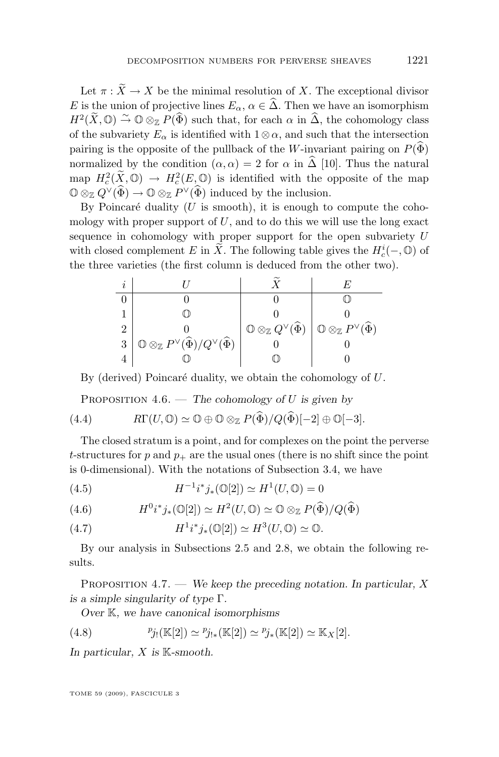Let $\pi : \widetilde{X} \to X$ be the minimal resolution of $X$. The exceptional divisor $E$ is the union of projective lines $E_\alpha$, $\alpha \in \widehat{\Delta}$. Then we have an isomorphism $H^2(\widetilde{X}, \mathbb{O}) \xrightarrow{\sim} \mathbb{O} \otimes_{\mathbb{Z}} P(\widehat{\Phi})$ such that, for each $\alpha$ in $\widehat{\Delta}$, the cohomology class of the subvariety $E_\alpha$ is identified with $1 \otimes \alpha$, and such that the intersection pairing is the opposite of the pullback of the $W$-invariant pairing on $P(\widehat{\Phi})$ normalized by the condition $(\alpha, \alpha) = 2$ for $\alpha$ in $\widehat{\Delta}$ [10]. Thus the natural map $H^2_c(\widetilde{X}, \mathbb{O}) \to H^2_c(E, \mathbb{O})$ is identified with the opposite of the map $\mathbb{O} \otimes_{\mathbb{Z}} Q^\vee(\widehat{\Phi}) \to \mathbb{O} \otimes_{\mathbb{Z}} P^\vee(\widehat{\Phi})$ induced by the inclusion.

By Poincaré duality ($U$ is smooth), it is enough to compute the cohomology with proper support of $U$, and to do this we will use the long exact sequence in cohomology with proper support for the open subvariety $U$ with closed complement $E$ in $\widetilde{X}$. The following table gives the $H^i_c(-, \mathbb{O})$ of the three varieties (the first column is deduced from the other two).

| $i$ | $U$ | $\widetilde{X}$ | $E$ |
|---|---|---|---|
| 0 | 0 | 0 | $\mathbb{O}$ |
| 1 | $\mathbb{O}$ | 0 | 0 |
| 2 | 0 | $\mathbb{O} \otimes_{\mathbb{Z}} Q^\vee(\widehat{\Phi})$ | $\mathbb{O} \otimes_{\mathbb{Z}} P^\vee(\widehat{\Phi})$ |
| 3 | $\mathbb{O} \otimes_{\mathbb{Z}} P^\vee(\widehat{\Phi})/Q^\vee(\widehat{\Phi})$ | 0 | 0 |
| 4 | $\mathbb{O}$ | $\mathbb{O}$ | 0 |

By (derived) Poincaré duality, we obtain the cohomology of $U$.

Proposition 4.6. — *The cohomology of $U$ is given by*

$$R\Gamma(U, \mathbb{O}) \simeq \mathbb{O} \oplus \mathbb{O} \otimes_{\mathbb{Z}} P(\widehat{\Phi})/Q(\widehat{\Phi})[-2] \oplus \mathbb{O}[-3]. \tag{4.4}$$

The closed stratum is a point, and for complexes on the point the perverse $t$-structures for $p$ and $p_+$ are the usual ones (there is no shift since the point is 0-dimensional). With the notations of Subsection 3.4, we have

$$H^{-1} i^* j_* (\mathbb{O}[2]) \simeq H^1(U, \mathbb{O}) = 0 \tag{4.5}$$

$$H^0 i^* j_* (\mathbb{O}[2]) \simeq H^2(U, \mathbb{O}) \simeq \mathbb{O} \otimes_{\mathbb{Z}} P(\widehat{\Phi})/Q(\widehat{\Phi}) \tag{4.6}$$

$$H^1 i^* j_* (\mathbb{O}[2]) \simeq H^3(U, \mathbb{O}) \simeq \mathbb{O}. \tag{4.7}$$

By our analysis in Subsections 2.5 and 2.8, we obtain the following results.

Proposition 4.7. — *We keep the preceding notation. In particular, $X$ is a simple singularity of type $\Gamma$.*

*Over $\mathbb{K}$, we have canonical isomorphisms*

$$^p j_! (\mathbb{K}[2]) \simeq {}^p j_{!*} (\mathbb{K}[2]) \simeq {}^p j_* (\mathbb{K}[2]) \simeq \mathbb{K}_X[2]. \tag{4.8}$$

*In particular, $X$ is $\mathbb{K}$-smooth.*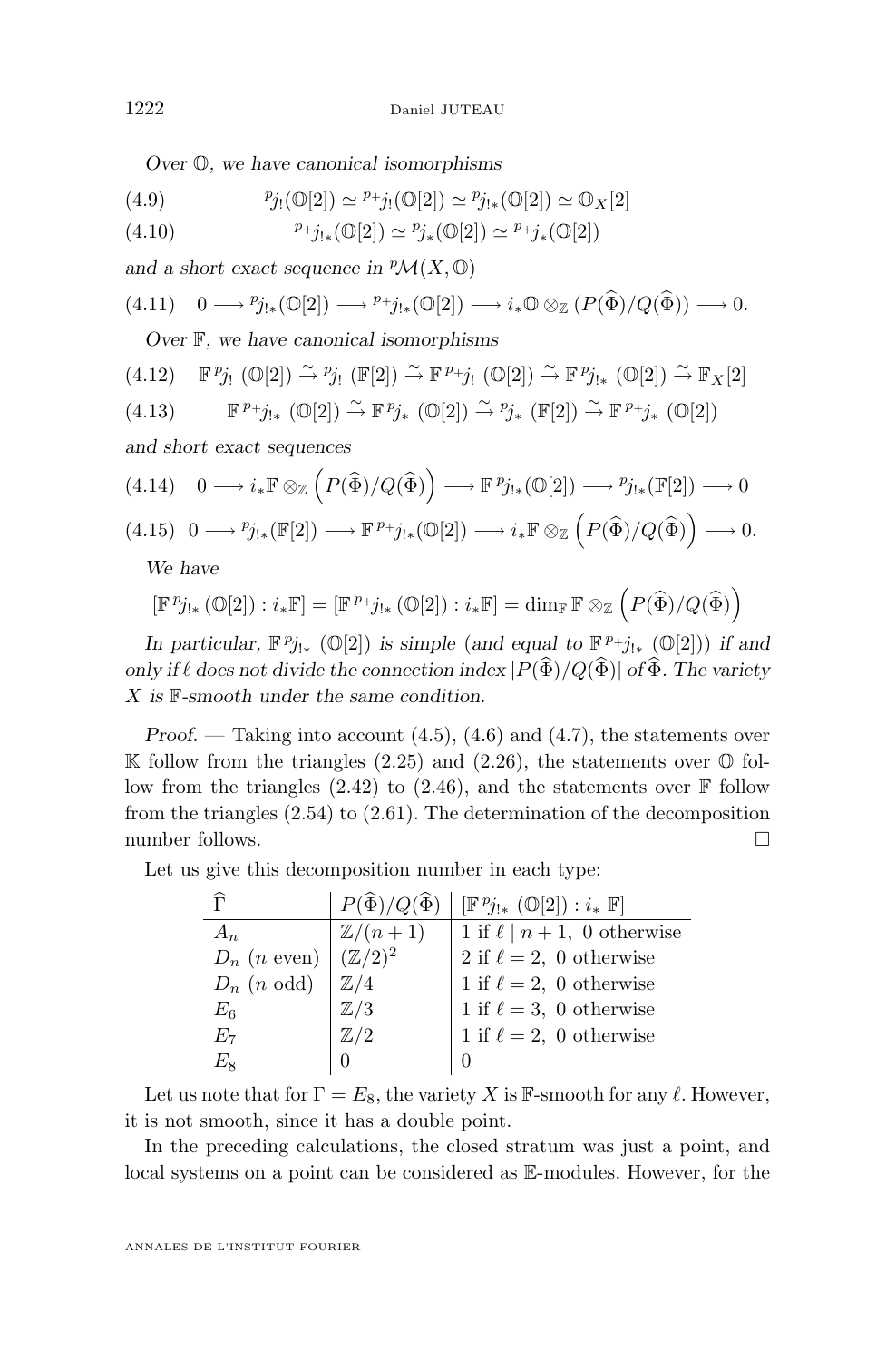*Over $\mathbb{O}$, we have canonical isomorphisms*

$$
{}^p j_!(\mathbb{O}[2]) \simeq {}^{p+} j_!(\mathbb{O}[2]) \simeq {}^p j_{!*}(\mathbb{O}[2]) \simeq \mathbb{O}_X[2] \tag{4.9}
$$

$$
{}^{p+} j_{!*}(\mathbb{O}[2]) \simeq {}^p j_*(\mathbb{O}[2]) \simeq {}^{p+} j_*(\mathbb{O}[2]) \tag{4.10}
$$

*and a short exact sequence in* ${}^p\mathcal{M}(X, \mathbb{O})$

$$
0 \longrightarrow {}^p j_{!*}(\mathbb{O}[2]) \longrightarrow {}^{p+} j_{!*}(\mathbb{O}[2]) \longrightarrow i_* \mathbb{O} \otimes_{\mathbb{Z}} (P(\widehat{\Phi})/Q(\widehat{\Phi})) \longrightarrow 0. \tag{4.11}
$$

*Over $\mathbb{F}$, we have canonical isomorphisms*

$$
\mathbb{F}\, {}^p j_! \,(\mathbb{O}[2]) \xrightarrow{\sim} {}^p j_! \,(\mathbb{F}[2]) \xrightarrow{\sim} \mathbb{F}\, {}^{p+} j_! \,(\mathbb{O}[2]) \xrightarrow{\sim} \mathbb{F}\, {}^p j_{!*} \,(\mathbb{O}[2]) \xrightarrow{\sim} \mathbb{F}_X[2] \tag{4.12}
$$

$$
\mathbb{F}\, {}^{p+} j_{!*} \,(\mathbb{O}[2]) \xrightarrow{\sim} \mathbb{F}\, {}^p j_* \,(\mathbb{O}[2]) \xrightarrow{\sim} {}^p j_* \,(\mathbb{F}[2]) \xrightarrow{\sim} \mathbb{F}\, {}^{p+} j_* \,(\mathbb{O}[2]) \tag{4.13}
$$

*and short exact sequences*

$$
0 \longrightarrow i_* \mathbb{F} \otimes_{\mathbb{Z}} \left(P(\widehat{\Phi})/Q(\widehat{\Phi})\right) \longrightarrow \mathbb{F}\, {}^p j_{!*}(\mathbb{O}[2]) \longrightarrow {}^p j_{!*}(\mathbb{F}[2]) \longrightarrow 0 \tag{4.14}
$$

$$
0 \longrightarrow {}^p j_{!*}(\mathbb{F}[2]) \longrightarrow \mathbb{F}\, {}^{p+} j_{!*}(\mathbb{O}[2]) \longrightarrow i_* \mathbb{F} \otimes_{\mathbb{Z}} \left(P(\widehat{\Phi})/Q(\widehat{\Phi})\right) \longrightarrow 0. \tag{4.15}
$$

*We have*

$$
[\mathbb{F}\, {}^p j_{!*} \,(\mathbb{O}[2]) : i_* \mathbb{F}] = [\mathbb{F}\, {}^{p+} j_{!*} \,(\mathbb{O}[2]) : i_* \mathbb{F}] = \dim_{\mathbb{F}} \mathbb{F} \otimes_{\mathbb{Z}} \left(P(\widehat{\Phi})/Q(\widehat{\Phi})\right)
$$

*In particular, $\mathbb{F}\, {}^p j_{!*} \,(\mathbb{O}[2])$ is simple (and equal to $\mathbb{F}\, {}^{p+} j_{!*} \,(\mathbb{O}[2])$) if and only if $\ell$ does not divide the connection index $|P(\widehat{\Phi})/Q(\widehat{\Phi})|$ of $\widehat{\Phi}$. The variety $X$ is $\mathbb{F}$-smooth under the same condition.*

*Proof.* — Taking into account (4.5), (4.6) and (4.7), the statements over $\mathbb{K}$ follow from the triangles (2.25) and (2.26), the statements over $\mathbb{O}$ follow from the triangles (2.42) to (2.46), and the statements over $\mathbb{F}$ follow from the triangles (2.54) to (2.61). The determination of the decomposition number follows. □

Let us give this decomposition number in each type:

| $\widehat{\Gamma}$ | $P(\widehat{\Phi})/Q(\widehat{\Phi})$ | $[\mathbb{F}\, {}^p j_{!*} \,(\mathbb{O}[2]) : i_* \,\mathbb{F}]$ |
|---|---|---|
| $A_n$ | $\mathbb{Z}/(n+1)$ | 1 if $\ell \mid n+1$, 0 otherwise |
| $D_n$ ($n$ even) | $(\mathbb{Z}/2)^2$ | 2 if $\ell = 2$, 0 otherwise |
| $D_n$ ($n$ odd) | $\mathbb{Z}/4$ | 1 if $\ell = 2$, 0 otherwise |
| $E_6$ | $\mathbb{Z}/3$ | 1 if $\ell = 3$, 0 otherwise |
| $E_7$ | $\mathbb{Z}/2$ | 1 if $\ell = 2$, 0 otherwise |
| $E_8$ | $0$ | $0$ |

Let us note that for $\Gamma = E_8$, the variety $X$ is $\mathbb{F}$-smooth for any $\ell$. However, it is not smooth, since it has a double point.

In the preceding calculations, the closed stratum was just a point, and local systems on a point can be considered as $\mathbb{E}$-modules. However, for the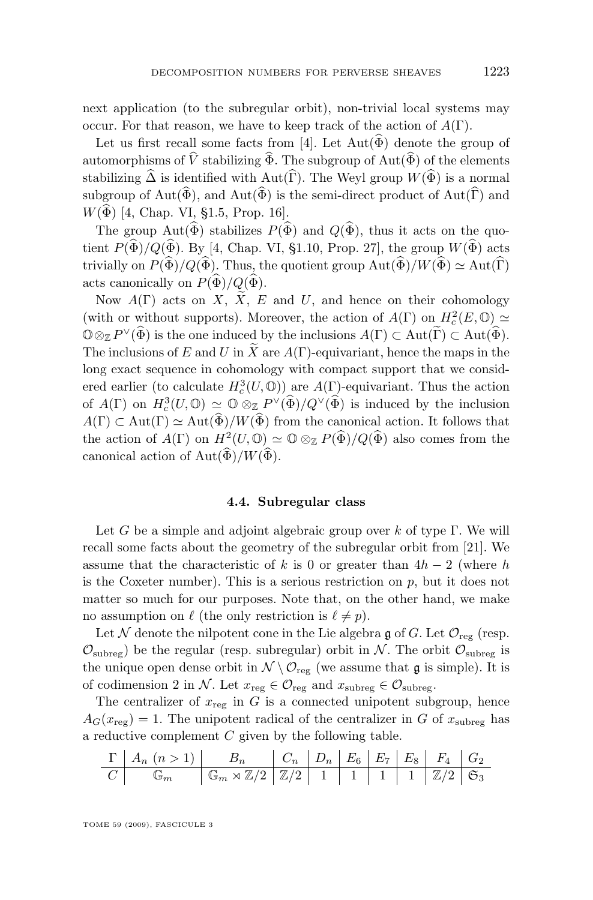next application (to the subregular orbit), non-trivial local systems may occur. For that reason, we have to keep track of the action of $A(\Gamma)$.

Let us first recall some facts from [4]. Let $\mathrm{Aut}(\widehat{\Phi})$ denote the group of automorphisms of $\widehat{V}$ stabilizing $\widehat{\Phi}$. The subgroup of $\mathrm{Aut}(\widehat{\Phi})$ of the elements stabilizing $\widehat{\Delta}$ is identified with $\mathrm{Aut}(\widehat{\Gamma})$. The Weyl group $W(\widehat{\Phi})$ is a normal subgroup of $\mathrm{Aut}(\widehat{\Phi})$, and $\mathrm{Aut}(\widehat{\Phi})$ is the semi-direct product of $\mathrm{Aut}(\widehat{\Gamma})$ and $W(\widehat{\Phi})$ [4, Chap. VI, §1.5, Prop. 16].

The group $\mathrm{Aut}(\widehat{\Phi})$ stabilizes $P(\widehat{\Phi})$ and $Q(\widehat{\Phi})$, thus it acts on the quotient $P(\widehat{\Phi})/Q(\widehat{\Phi})$. By [4, Chap. VI, §1.10, Prop. 27], the group $W(\widehat{\Phi})$ acts trivially on $P(\widehat{\Phi})/Q(\widehat{\Phi})$. Thus, the quotient group $\mathrm{Aut}(\widehat{\Phi})/W(\widehat{\Phi}) \simeq \mathrm{Aut}(\widehat{\Gamma})$ acts canonically on $P(\widehat{\Phi})/Q(\widehat{\Phi})$.

Now $A(\Gamma)$ acts on $X$, $\widetilde{X}$, $E$ and $U$, and hence on their cohomology (with or without supports). Moreover, the action of $A(\Gamma)$ on $H^2_c(E,\mathbb{O}) \simeq \mathbb{O}\otimes_{\mathbb{Z}} P^\vee(\widehat{\Phi})$ is the one induced by the inclusions $A(\Gamma) \subset \mathrm{Aut}(\widetilde{\Gamma}) \subset \mathrm{Aut}(\widehat{\Phi})$. The inclusions of $E$ and $U$ in $\widetilde{X}$ are $A(\Gamma)$-equivariant, hence the maps in the long exact sequence in cohomology with compact support that we considered earlier (to calculate $H^3_c(U,\mathbb{O})$) are $A(\Gamma)$-equivariant. Thus the action of $A(\Gamma)$ on $H^3_c(U,\mathbb{O}) \simeq \mathbb{O}\otimes_{\mathbb{Z}} P^\vee(\widehat{\Phi})/Q^\vee(\widehat{\Phi})$ is induced by the inclusion $A(\Gamma) \subset \mathrm{Aut}(\Gamma) \simeq \mathrm{Aut}(\widehat{\Phi})/W(\widehat{\Phi})$ from the canonical action. It follows that the action of $A(\Gamma)$ on $H^2(U,\mathbb{O}) \simeq \mathbb{O}\otimes_{\mathbb{Z}} P(\widehat{\Phi})/Q(\widehat{\Phi})$ also comes from the canonical action of $\mathrm{Aut}(\widehat{\Phi})/W(\widehat{\Phi})$.

### 4.4. Subregular class

Let $G$ be a simple and adjoint algebraic group over $k$ of type $\Gamma$. We will recall some facts about the geometry of the subregular orbit from [21]. We assume that the characteristic of $k$ is 0 or greater than $4h-2$ (where $h$ is the Coxeter number). This is a serious restriction on $p$, but it does not matter so much for our purposes. Note that, on the other hand, we make no assumption on $\ell$ (the only restriction is $\ell \neq p$).

Let $\mathcal{N}$ denote the nilpotent cone in the Lie algebra $\mathfrak{g}$ of $G$. Let $\mathcal{O}_{\mathrm{reg}}$ (resp. $\mathcal{O}_{\mathrm{subreg}}$) be the regular (resp. subregular) orbit in $\mathcal{N}$. The orbit $\mathcal{O}_{\mathrm{subreg}}$ is the unique open dense orbit in $\mathcal{N}\setminus\mathcal{O}_{\mathrm{reg}}$ (we assume that $\mathfrak{g}$ is simple). It is of codimension 2 in $\mathcal{N}$. Let $x_{\mathrm{reg}} \in \mathcal{O}_{\mathrm{reg}}$ and $x_{\mathrm{subreg}} \in \mathcal{O}_{\mathrm{subreg}}$.

The centralizer of $x_{\mathrm{reg}}$ in $G$ is a connected unipotent subgroup, hence $A_G(x_{\mathrm{reg}}) = 1$. The unipotent radical of the centralizer in $G$ of $x_{\mathrm{subreg}}$ has a reductive complement $C$ given by the following table.

| $\Gamma$ | $A_n$ $(n>1)$ | $B_n$ | $C_n$ | $D_n$ | $E_6$ | $E_7$ | $E_8$ | $F_4$ | $G_2$ |
|---|---|---|---|---|---|---|---|---|---|
| $C$ | $\mathbb{G}_m$ | $\mathbb{G}_m \rtimes \mathbb{Z}/2$ | $\mathbb{Z}/2$ | $1$ | $1$ | $1$ | $1$ | $\mathbb{Z}/2$ | $\mathfrak{S}_3$ |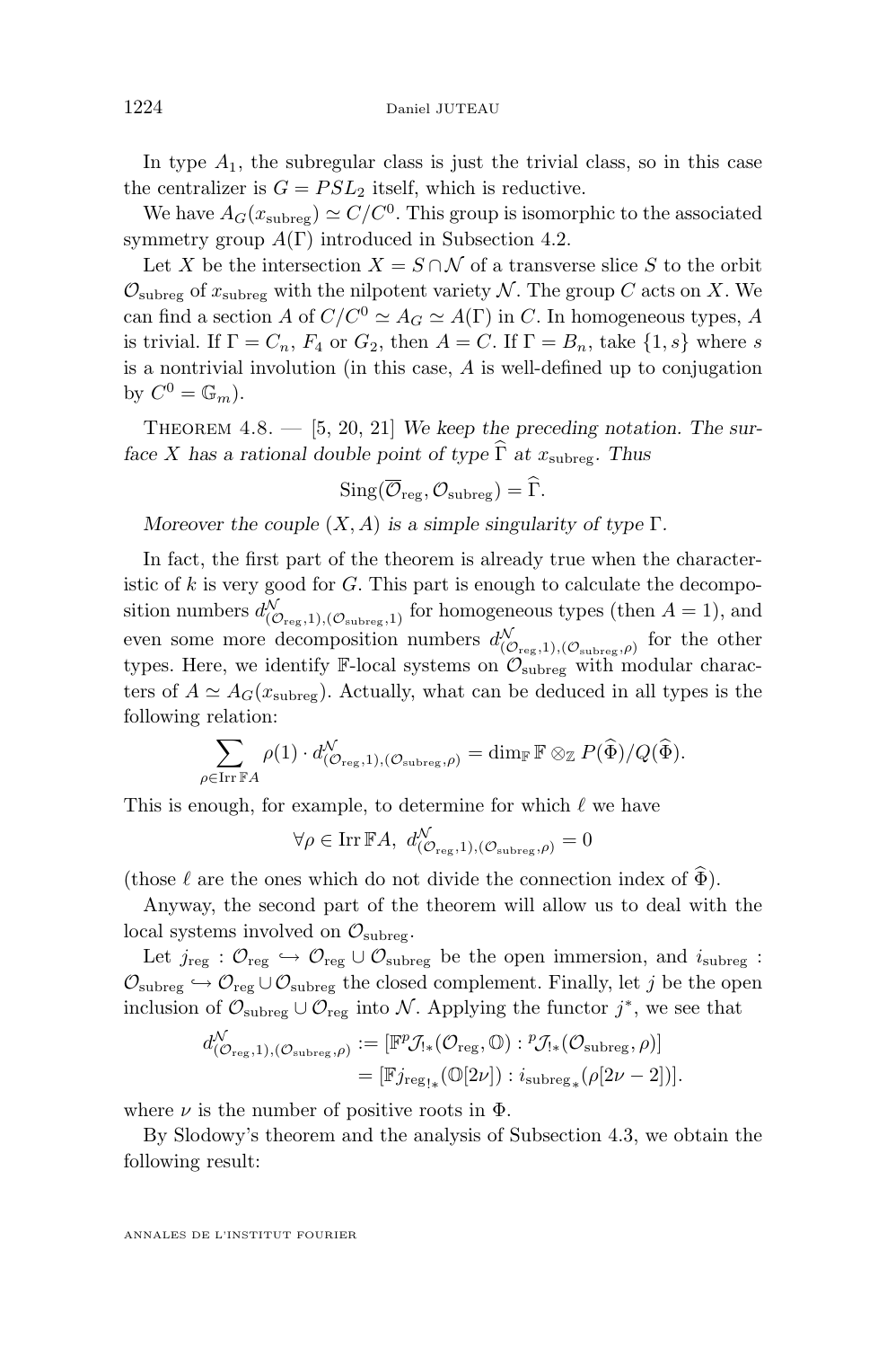In type $A_1$, the subregular class is just the trivial class, so in this case the centralizer is $G = PSL_2$ itself, which is reductive.

We have $A_G(x_{\mathrm{subreg}}) \simeq C/C^0$. This group is isomorphic to the associated symmetry group $A(\Gamma)$ introduced in Subsection 4.2.

Let $X$ be the intersection $X = S \cap \mathcal{N}$ of a transverse slice $S$ to the orbit $\mathcal{O}_{\mathrm{subreg}}$ of $x_{\mathrm{subreg}}$ with the nilpotent variety $\mathcal{N}$. The group $C$ acts on $X$. We can find a section $A$ of $C/C^0 \simeq A_G \simeq A(\Gamma)$ in $C$. In homogeneous types, $A$ is trivial. If $\Gamma = C_n$, $F_4$ or $G_2$, then $A = C$. If $\Gamma = B_n$, take $\{1, s\}$ where $s$ is a nontrivial involution (in this case, $A$ is well-defined up to conjugation by $C^0 = \mathbb{G}_m$).

Theorem 4.8. — [5, 20, 21] *We keep the preceding notation. The surface $X$ has a rational double point of type $\widehat{\Gamma}$ at $x_{\mathrm{subreg}}$. Thus*

$$\mathrm{Sing}(\overline{\mathcal{O}}_{\mathrm{reg}}, \mathcal{O}_{\mathrm{subreg}}) = \widehat{\Gamma}.$$

*Moreover the couple $(X, A)$ is a simple singularity of type $\Gamma$.*

In fact, the first part of the theorem is already true when the characteristic of $k$ is very good for $G$. This part is enough to calculate the decomposition numbers $d^{\mathcal{N}}_{(\mathcal{O}_{\mathrm{reg}},1),(\mathcal{O}_{\mathrm{subreg}},1)}$ for homogeneous types (then $A = 1$), and even some more decomposition numbers $d^{\mathcal{N}}_{(\mathcal{O}_{\mathrm{reg}},1),(\mathcal{O}_{\mathrm{subreg}},\rho)}$ for the other types. Here, we identify $\mathbb{F}$-local systems on $\mathcal{O}_{\mathrm{subreg}}$ with modular characters of $A \simeq A_G(x_{\mathrm{subreg}})$. Actually, what can be deduced in all types is the following relation:

$$\sum_{\rho \in \mathrm{Irr}\, \mathbb{F}A} \rho(1) \cdot d^{\mathcal{N}}_{(\mathcal{O}_{\mathrm{reg}},1),(\mathcal{O}_{\mathrm{subreg}},\rho)} = \dim_{\mathbb{F}} \mathbb{F} \otimes_{\mathbb{Z}} P(\widehat{\Phi})/Q(\widehat{\Phi}).$$

This is enough, for example, to determine for which $\ell$ we have

$$\forall \rho \in \mathrm{Irr}\, \mathbb{F}A,\ d^{\mathcal{N}}_{(\mathcal{O}_{\mathrm{reg}},1),(\mathcal{O}_{\mathrm{subreg}},\rho)} = 0$$

(those $\ell$ are the ones which do not divide the connection index of $\widehat{\Phi}$).

Anyway, the second part of the theorem will allow us to deal with the local systems involved on $\mathcal{O}_{\mathrm{subreg}}$.

Let $j_{\mathrm{reg}} : \mathcal{O}_{\mathrm{reg}} \hookrightarrow \mathcal{O}_{\mathrm{reg}} \cup \mathcal{O}_{\mathrm{subreg}}$ be the open immersion, and $i_{\mathrm{subreg}} : \mathcal{O}_{\mathrm{subreg}} \hookrightarrow \mathcal{O}_{\mathrm{reg}} \cup \mathcal{O}_{\mathrm{subreg}}$ the closed complement. Finally, let $j$ be the open inclusion of $\mathcal{O}_{\mathrm{subreg}} \cup \mathcal{O}_{\mathrm{reg}}$ into $\mathcal{N}$. Applying the functor $j^*$, we see that

$$\begin{aligned} d^{\mathcal{N}}_{(\mathcal{O}_{\mathrm{reg}},1),(\mathcal{O}_{\mathrm{subreg}},\rho)} &:= [\mathbb{F}\, {}^p\mathcal{J}_{!*}(\mathcal{O}_{\mathrm{reg}}, \mathbb{O}) : {}^p\mathcal{J}_{!*}(\mathcal{O}_{\mathrm{subreg}}, \rho)] \\ &= [\mathbb{F} j_{\mathrm{reg}\,!*}(\mathbb{O}[2\nu]) : i_{\mathrm{subreg}\,*}(\rho[2\nu - 2])]. \end{aligned}$$

where $\nu$ is the number of positive roots in $\Phi$.

By Slodowy's theorem and the analysis of Subsection 4.3, we obtain the following result: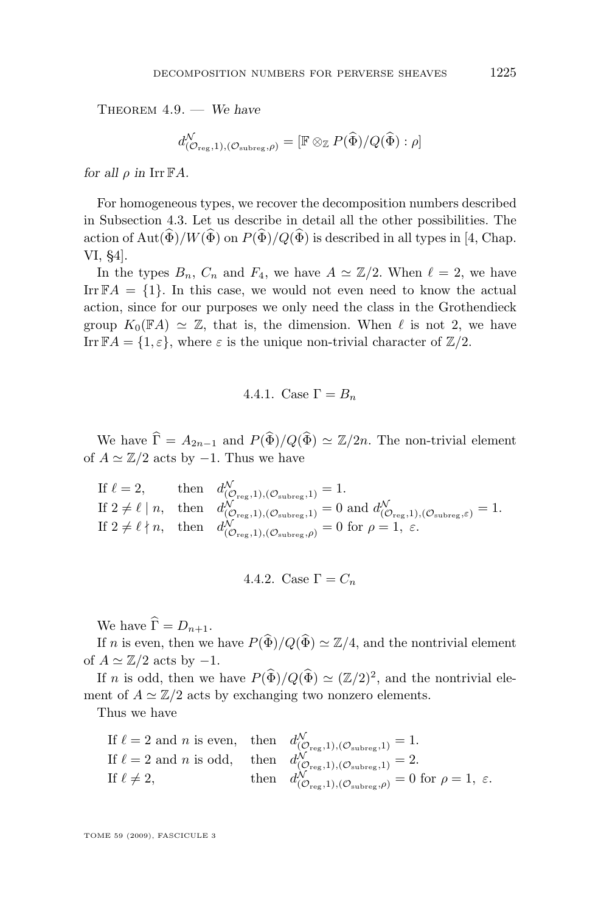Theorem 4.9. — *We have*

$$d^{\mathcal{N}}_{(\mathcal{O}_{\mathrm{reg}},1),(\mathcal{O}_{\mathrm{subreg}},\rho)} = [\mathbb{F} \otimes_{\mathbb{Z}} P(\widehat{\Phi})/Q(\widehat{\Phi}) : \rho]$$

*for all* $\rho$ *in* $\operatorname{Irr} \mathbb{F}A$.

For homogeneous types, we recover the decomposition numbers described in Subsection 4.3. Let us describe in detail all the other possibilities. The action of $\operatorname{Aut}(\widehat{\Phi})/W(\widehat{\Phi})$ on $P(\widehat{\Phi})/Q(\widehat{\Phi})$ is described in all types in [4, Chap. VI, §4].

In the types $B_n$, $C_n$ and $F_4$, we have $A \simeq \mathbb{Z}/2$. When $\ell = 2$, we have $\operatorname{Irr} \mathbb{F}A = \{1\}$. In this case, we would not even need to know the actual action, since for our purposes we only need the class in the Grothendieck group $K_0(\mathbb{F}A) \simeq \mathbb{Z}$, that is, the dimension. When $\ell$ is not 2, we have $\operatorname{Irr} \mathbb{F}A = \{1, \varepsilon\}$, where $\varepsilon$ is the unique non-trivial character of $\mathbb{Z}/2$.

### 4.4.1. Case $\Gamma = B_n$

We have $\widehat{\Gamma} = A_{2n-1}$ and $P(\widehat{\Phi})/Q(\widehat{\Phi}) \simeq \mathbb{Z}/2n$. The non-trivial element of $A \simeq \mathbb{Z}/2$ acts by $-1$. Thus we have

If $\ell = 2$, then $d^{\mathcal{N}}_{(\mathcal{O}_{\mathrm{reg}},1),(\mathcal{O}_{\mathrm{subreg}},1)} = 1$.
If $2 \neq \ell \mid n$, then $d^{\mathcal{N}}_{(\mathcal{O}_{\mathrm{reg}},1),(\mathcal{O}_{\mathrm{subreg}},1)} = 0$ and $d^{\mathcal{N}}_{(\mathcal{O}_{\mathrm{reg}},1),(\mathcal{O}_{\mathrm{subreg}},\varepsilon)} = 1$.
If $2 \neq \ell \nmid n$, then $d^{\mathcal{N}}_{(\mathcal{O}_{\mathrm{reg}},1),(\mathcal{O}_{\mathrm{subreg}},\rho)} = 0$ for $\rho = 1,\ \varepsilon$.

### 4.4.2. Case $\Gamma = C_n$

We have $\widehat{\Gamma} = D_{n+1}$.

If $n$ is even, then we have $P(\widehat{\Phi})/Q(\widehat{\Phi}) \simeq \mathbb{Z}/4$, and the nontrivial element of $A \simeq \mathbb{Z}/2$ acts by $-1$.

If $n$ is odd, then we have $P(\widehat{\Phi})/Q(\widehat{\Phi}) \simeq (\mathbb{Z}/2)^2$, and the nontrivial element of $A \simeq \mathbb{Z}/2$ acts by exchanging two nonzero elements.

Thus we have

If $\ell = 2$ and $n$ is even, then $d^{\mathcal{N}}_{(\mathcal{O}_{\mathrm{reg}},1),(\mathcal{O}_{\mathrm{subreg}},1)} = 1$.
If $\ell = 2$ and $n$ is odd, then $d^{\mathcal{N}}_{(\mathcal{O}_{\mathrm{reg}},1),(\mathcal{O}_{\mathrm{subreg}},1)} = 2$.
If $\ell \neq 2$, then $d^{\mathcal{N}}_{(\mathcal{O}_{\mathrm{reg}},1),(\mathcal{O}_{\mathrm{subreg}},\rho)} = 0$ for $\rho = 1,\ \varepsilon$.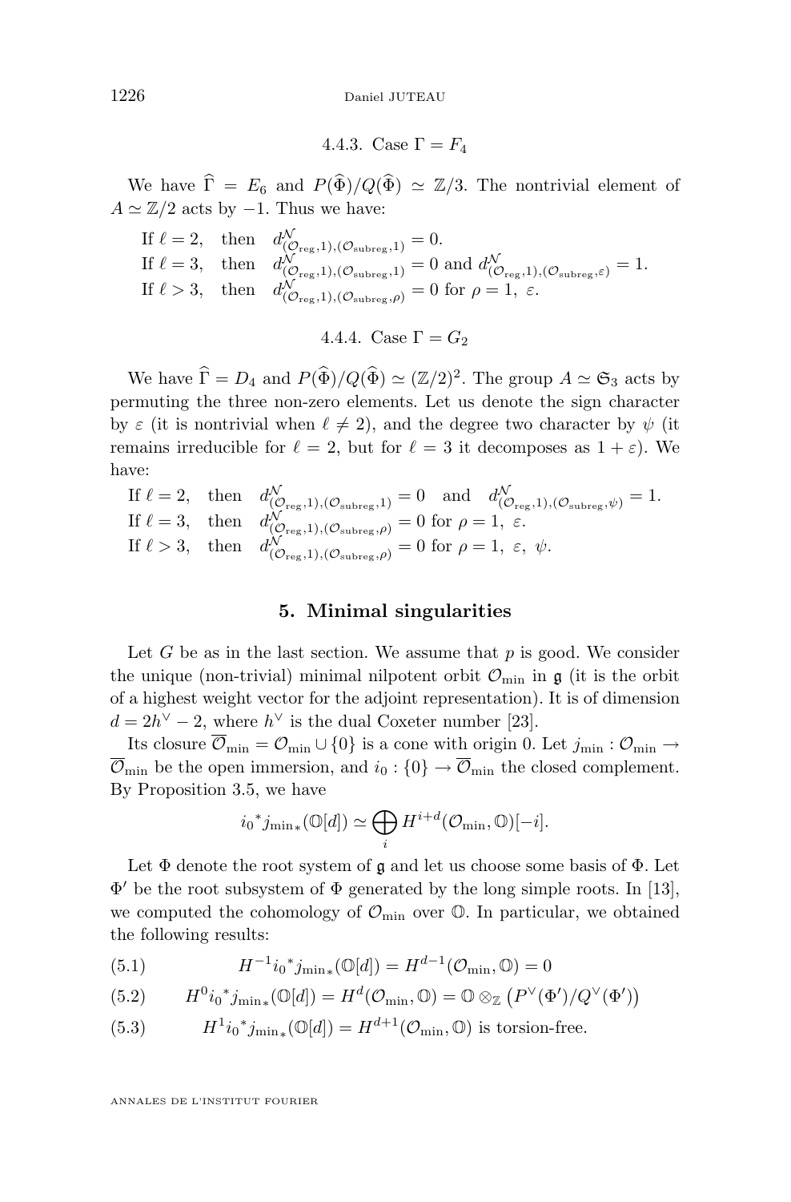#### 4.4.3. Case $\Gamma = F_4$

We have $\widehat{\Gamma} = E_6$ and $P(\widehat{\Phi})/Q(\widehat{\Phi}) \simeq \mathbb{Z}/3$. The nontrivial element of $A \simeq \mathbb{Z}/2$ acts by $-1$. Thus we have:

If $\ell = 2$, then $d^{\mathcal{N}}_{(\mathcal{O}_{\mathrm{reg}},1),(\mathcal{O}_{\mathrm{subreg}},1)} = 0$.
If $\ell = 3$, then $d^{\mathcal{N}}_{(\mathcal{O}_{\mathrm{reg}},1),(\mathcal{O}_{\mathrm{subreg}},1)} = 0$ and $d^{\mathcal{N}}_{(\mathcal{O}_{\mathrm{reg}},1),(\mathcal{O}_{\mathrm{subreg}},\varepsilon)} = 1$.
If $\ell > 3$, then $d^{\mathcal{N}}_{(\mathcal{O}_{\mathrm{reg}},1),(\mathcal{O}_{\mathrm{subreg}},\rho)} = 0$ for $\rho = 1,\ \varepsilon$.

#### 4.4.4. Case $\Gamma = G_2$

We have $\widehat{\Gamma} = D_4$ and $P(\widehat{\Phi})/Q(\widehat{\Phi}) \simeq (\mathbb{Z}/2)^2$. The group $A \simeq \mathfrak{S}_3$ acts by permuting the three non-zero elements. Let us denote the sign character by $\varepsilon$ (it is nontrivial when $\ell \neq 2$), and the degree two character by $\psi$ (it remains irreducible for $\ell = 2$, but for $\ell = 3$ it decomposes as $1 + \varepsilon$). We have:

If $\ell = 2$, then $d^{\mathcal{N}}_{(\mathcal{O}_{\mathrm{reg}},1),(\mathcal{O}_{\mathrm{subreg}},1)} = 0$ and $d^{\mathcal{N}}_{(\mathcal{O}_{\mathrm{reg}},1),(\mathcal{O}_{\mathrm{subreg}},\psi)} = 1$.
If $\ell = 3$, then $d^{\mathcal{N}}_{(\mathcal{O}_{\mathrm{reg}},1),(\mathcal{O}_{\mathrm{subreg}},\rho)} = 0$ for $\rho = 1,\ \varepsilon$.
If $\ell > 3$, then $d^{\mathcal{N}}_{(\mathcal{O}_{\mathrm{reg}},1),(\mathcal{O}_{\mathrm{subreg}},\rho)} = 0$ for $\rho = 1,\ \varepsilon,\ \psi$.

## 5. Minimal singularities

Let $G$ be as in the last section. We assume that $p$ is good. We consider the unique (non-trivial) minimal nilpotent orbit $\mathcal{O}_{\min}$ in $\mathfrak{g}$ (it is the orbit of a highest weight vector for the adjoint representation). It is of dimension $d = 2h^\vee - 2$, where $h^\vee$ is the dual Coxeter number [23].

Its closure $\overline{\mathcal{O}}_{\min} = \mathcal{O}_{\min} \cup \{0\}$ is a cone with origin 0. Let $j_{\min} : \mathcal{O}_{\min} \to \overline{\mathcal{O}}_{\min}$ be the open immersion, and $i_0 : \{0\} \to \overline{\mathcal{O}}_{\min}$ the closed complement. By Proposition 3.5, we have

$$i_0{}^* j_{\min *}(\mathbb{O}[d]) \simeq \bigoplus_i H^{i+d}(\mathcal{O}_{\min}, \mathbb{O})[-i].$$

Let $\Phi$ denote the root system of $\mathfrak{g}$ and let us choose some basis of $\Phi$. Let $\Phi'$ be the root subsystem of $\Phi$ generated by the long simple roots. In [13], we computed the cohomology of $\mathcal{O}_{\min}$ over $\mathbb{O}$. In particular, we obtained the following results:

$$H^{-1} i_0{}^* j_{\min *}(\mathbb{O}[d]) = H^{d-1}(\mathcal{O}_{\min}, \mathbb{O}) = 0 \tag{5.1}$$

$$H^{0} i_0{}^* j_{\min *}(\mathbb{O}[d]) = H^{d}(\mathcal{O}_{\min}, \mathbb{O}) = \mathbb{O} \otimes_{\mathbb{Z}} \left(P^\vee(\Phi')/Q^\vee(\Phi')\right) \tag{5.2}$$

$$H^{1} i_0{}^* j_{\min *}(\mathbb{O}[d]) = H^{d+1}(\mathcal{O}_{\min}, \mathbb{O}) \text{ is torsion-free.} \tag{5.3}$$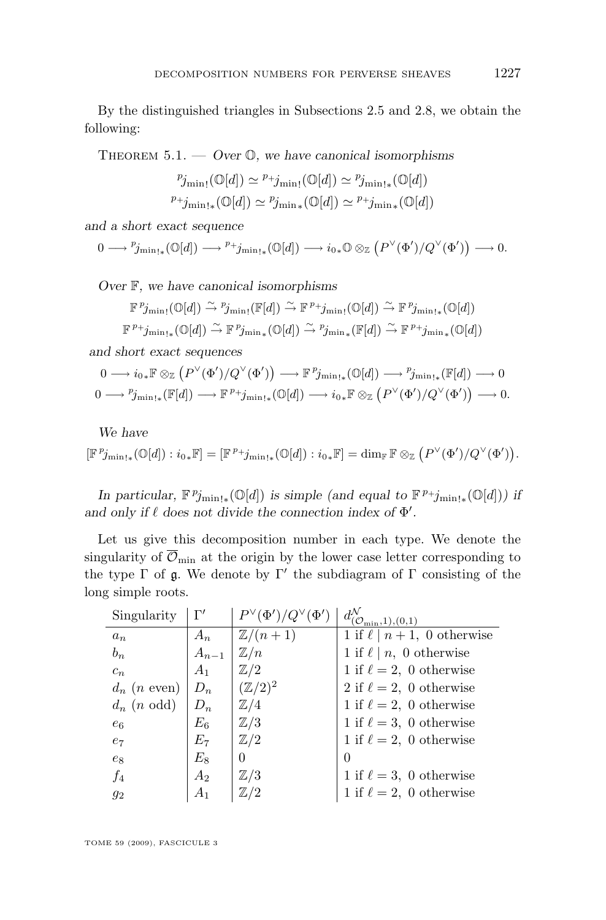By the distinguished triangles in Subsections 2.5 and 2.8, we obtain the following:

Theorem 5.1. — *Over $\mathbb{O}$, we have canonical isomorphisms*

$$^{p}j_{\min !}(\mathbb{O}[d]) \simeq {}^{p+}j_{\min !}(\mathbb{O}[d]) \simeq {}^{p}j_{\min !*}(\mathbb{O}[d])$$
$$^{p+}j_{\min !*}(\mathbb{O}[d]) \simeq {}^{p}j_{\min *}(\mathbb{O}[d]) \simeq {}^{p+}j_{\min *}(\mathbb{O}[d])$$

*and a short exact sequence*

$$0 \longrightarrow {}^{p}j_{\min !*}(\mathbb{O}[d]) \longrightarrow {}^{p+}j_{\min !*}(\mathbb{O}[d]) \longrightarrow i_{0*}\mathbb{O} \otimes_{\mathbb{Z}} \left(P^{\vee}(\Phi')/Q^{\vee}(\Phi')\right) \longrightarrow 0.$$

*Over $\mathbb{F}$, we have canonical isomorphisms*

$$\mathbb{F}\,{}^{p}j_{\min !}(\mathbb{O}[d]) \xrightarrow{\sim} {}^{p}j_{\min !}(\mathbb{F}[d]) \xrightarrow{\sim} \mathbb{F}\,{}^{p+}j_{\min !}(\mathbb{O}[d]) \xrightarrow{\sim} \mathbb{F}\,{}^{p}j_{\min !*}(\mathbb{O}[d])$$
$$\mathbb{F}\,{}^{p+}j_{\min !*}(\mathbb{O}[d]) \xrightarrow{\sim} \mathbb{F}\,{}^{p}j_{\min *}(\mathbb{O}[d]) \xrightarrow{\sim} {}^{p}j_{\min *}(\mathbb{F}[d]) \xrightarrow{\sim} \mathbb{F}\,{}^{p+}j_{\min *}(\mathbb{O}[d])$$

*and short exact sequences*

$$0 \longrightarrow i_{0*}\mathbb{F} \otimes_{\mathbb{Z}} \left(P^{\vee}(\Phi')/Q^{\vee}(\Phi')\right) \longrightarrow \mathbb{F}\,{}^{p}j_{\min !*}(\mathbb{O}[d]) \longrightarrow {}^{p}j_{\min !*}(\mathbb{F}[d]) \longrightarrow 0$$
$$0 \longrightarrow {}^{p}j_{\min !*}(\mathbb{F}[d]) \longrightarrow \mathbb{F}\,{}^{p+}j_{\min !*}(\mathbb{O}[d]) \longrightarrow i_{0*}\mathbb{F} \otimes_{\mathbb{Z}} \left(P^{\vee}(\Phi')/Q^{\vee}(\Phi')\right) \longrightarrow 0.$$

*We have*

$$[\mathbb{F}\,{}^{p}j_{\min !*}(\mathbb{O}[d]) : i_{0*}\mathbb{F}] = [\mathbb{F}\,{}^{p+}j_{\min !*}(\mathbb{O}[d]) : i_{0*}\mathbb{F}] = \dim_{\mathbb{F}} \mathbb{F} \otimes_{\mathbb{Z}} \left(P^{\vee}(\Phi')/Q^{\vee}(\Phi')\right).$$

*In particular, $\mathbb{F}\,{}^{p}j_{\min !*}(\mathbb{O}[d])$ is simple (and equal to $\mathbb{F}\,{}^{p+}j_{\min !*}(\mathbb{O}[d])$) if and only if $\ell$ does not divide the connection index of $\Phi'$.*

Let us give this decomposition number in each type. We denote the singularity of $\overline{\mathcal{O}}_{\min}$ at the origin by the lower case letter corresponding to the type $\Gamma$ of $\mathfrak{g}$. We denote by $\Gamma'$ the subdiagram of $\Gamma$ consisting of the long simple roots.

| Singularity | $\Gamma'$ | $P^{\vee}(\Phi')/Q^{\vee}(\Phi')$ | $d^{\mathcal{N}}_{(\mathcal{O}_{\min},1),(0,1)}$ |
|---|---|---|---|
| $a_n$ | $A_n$ | $\mathbb{Z}/(n+1)$ | 1 if $\ell \mid n+1$, 0 otherwise |
| $b_n$ | $A_{n-1}$ | $\mathbb{Z}/n$ | 1 if $\ell \mid n$, 0 otherwise |
| $c_n$ | $A_1$ | $\mathbb{Z}/2$ | 1 if $\ell = 2$, 0 otherwise |
| $d_n$ ($n$ even) | $D_n$ | $(\mathbb{Z}/2)^2$ | 2 if $\ell = 2$, 0 otherwise |
| $d_n$ ($n$ odd) | $D_n$ | $\mathbb{Z}/4$ | 1 if $\ell = 2$, 0 otherwise |
| $e_6$ | $E_6$ | $\mathbb{Z}/3$ | 1 if $\ell = 3$, 0 otherwise |
| $e_7$ | $E_7$ | $\mathbb{Z}/2$ | 1 if $\ell = 2$, 0 otherwise |
| $e_8$ | $E_8$ | $0$ | $0$ |
| $f_4$ | $A_2$ | $\mathbb{Z}/3$ | 1 if $\ell = 3$, 0 otherwise |
| $g_2$ | $A_1$ | $\mathbb{Z}/2$ | 1 if $\ell = 2$, 0 otherwise |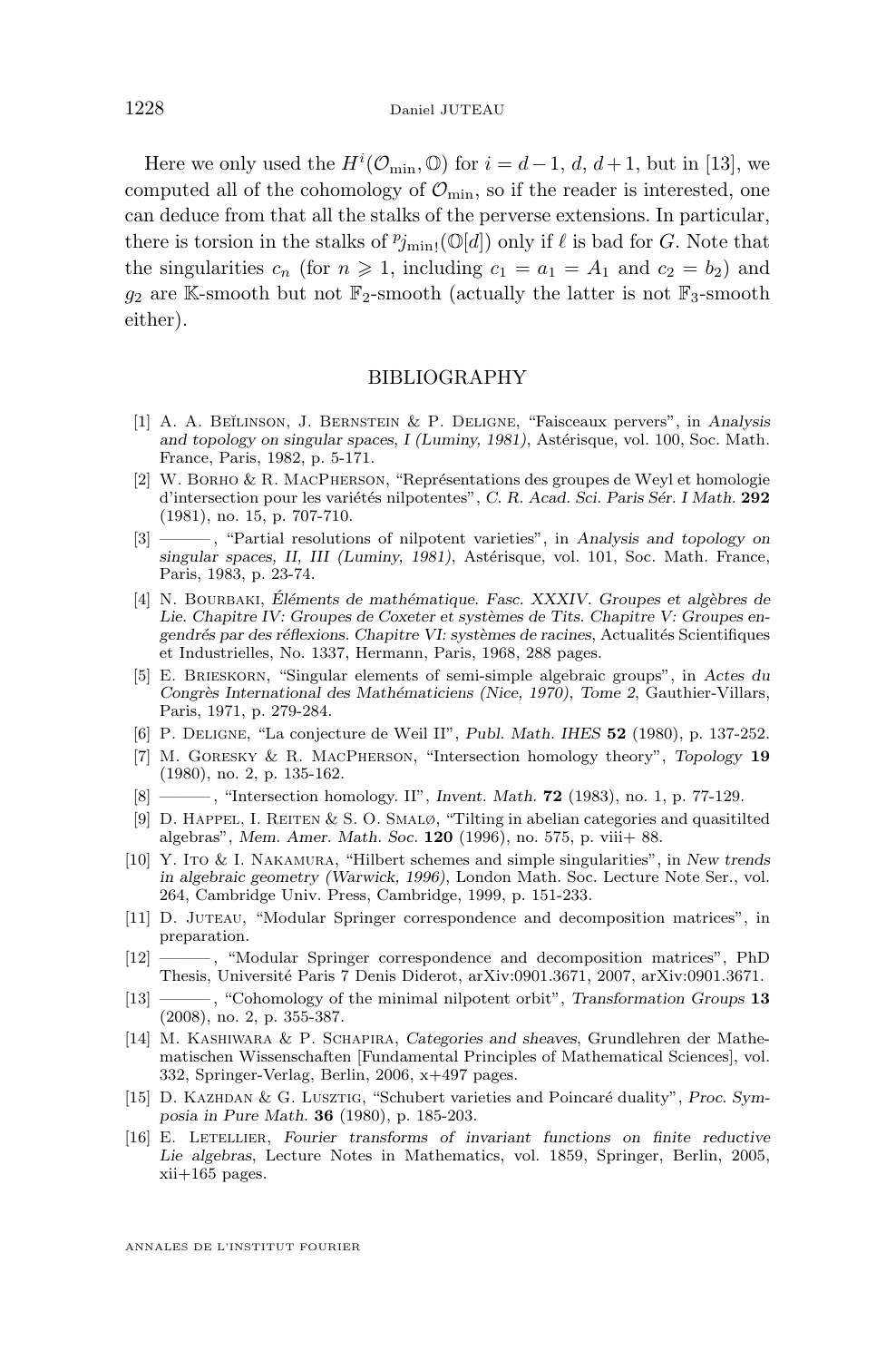Here we only used the $H^i(\mathcal{O}_{\min}, \mathbb{O})$ for $i = d-1,\, d,\, d+1$, but in [13], we computed all of the cohomology of $\mathcal{O}_{\min}$, so if the reader is interested, one can deduce from that all the stalks of the perverse extensions. In particular, there is torsion in the stalks of ${}^p j_{\min !}(\mathbb{O}[d])$ only if $\ell$ is bad for $G$. Note that the singularities $c_n$ (for $n \geqslant 1$, including $c_1 = a_1 = A_1$ and $c_2 = b_2$) and $g_2$ are $\mathbb{K}$-smooth but not $\mathbb{F}_2$-smooth (actually the latter is not $\mathbb{F}_3$-smooth either).

## BIBLIOGRAPHY

[1] A. A. Beĭlinson, J. Bernstein & P. Deligne, "Faisceaux pervers", in *Analysis and topology on singular spaces, I (Luminy, 1981)*, Astérisque, vol. 100, Soc. Math. France, Paris, 1982, p. 5-171.

[2] W. Borho & R. MacPherson, "Représentations des groupes de Weyl et homologie d'intersection pour les variétés nilpotentes", *C. R. Acad. Sci. Paris Sér. I Math.* **292** (1981), no. 15, p. 707-710.

[3] ———, "Partial resolutions of nilpotent varieties", in *Analysis and topology on singular spaces, II, III (Luminy, 1981)*, Astérisque, vol. 101, Soc. Math. France, Paris, 1983, p. 23-74.

[4] N. Bourbaki, *Éléments de mathématique. Fasc. XXXIV. Groupes et algèbres de Lie. Chapitre IV: Groupes de Coxeter et systèmes de Tits. Chapitre V: Groupes engendrés par des réflexions. Chapitre VI: systèmes de racines*, Actualités Scientifiques et Industrielles, No. 1337, Hermann, Paris, 1968, 288 pages.

[5] E. Brieskorn, "Singular elements of semi-simple algebraic groups", in *Actes du Congrès International des Mathématiciens (Nice, 1970), Tome 2*, Gauthier-Villars, Paris, 1971, p. 279-284.

[6] P. Deligne, "La conjecture de Weil II", *Publ. Math. IHES* **52** (1980), p. 137-252.

[7] M. Goresky & R. MacPherson, "Intersection homology theory", *Topology* **19** (1980), no. 2, p. 135-162.

[8] ———, "Intersection homology. II", *Invent. Math.* **72** (1983), no. 1, p. 77-129.

[9] D. Happel, I. Reiten & S. O. Smalø, "Tilting in abelian categories and quasitilted algebras", *Mem. Amer. Math. Soc.* **120** (1996), no. 575, p. viii+ 88.

[10] Y. Ito & I. Nakamura, "Hilbert schemes and simple singularities", in *New trends in algebraic geometry (Warwick, 1996)*, London Math. Soc. Lecture Note Ser., vol. 264, Cambridge Univ. Press, Cambridge, 1999, p. 151-233.

[11] D. Juteau, "Modular Springer correspondence and decomposition matrices", in preparation.

[12] ———, "Modular Springer correspondence and decomposition matrices", PhD Thesis, Université Paris 7 Denis Diderot, arXiv:0901.3671, 2007, arXiv:0901.3671.

[13] ———, "Cohomology of the minimal nilpotent orbit", *Transformation Groups* **13** (2008), no. 2, p. 355-387.

[14] M. Kashiwara & P. Schapira, *Categories and sheaves*, Grundlehren der Mathematischen Wissenschaften [Fundamental Principles of Mathematical Sciences], vol. 332, Springer-Verlag, Berlin, 2006, x+497 pages.

[15] D. Kazhdan & G. Lusztig, "Schubert varieties and Poincaré duality", *Proc. Symposia in Pure Math.* **36** (1980), p. 185-203.

[16] E. Letellier, *Fourier transforms of invariant functions on finite reductive Lie algebras*, Lecture Notes in Mathematics, vol. 1859, Springer, Berlin, 2005, xii+165 pages.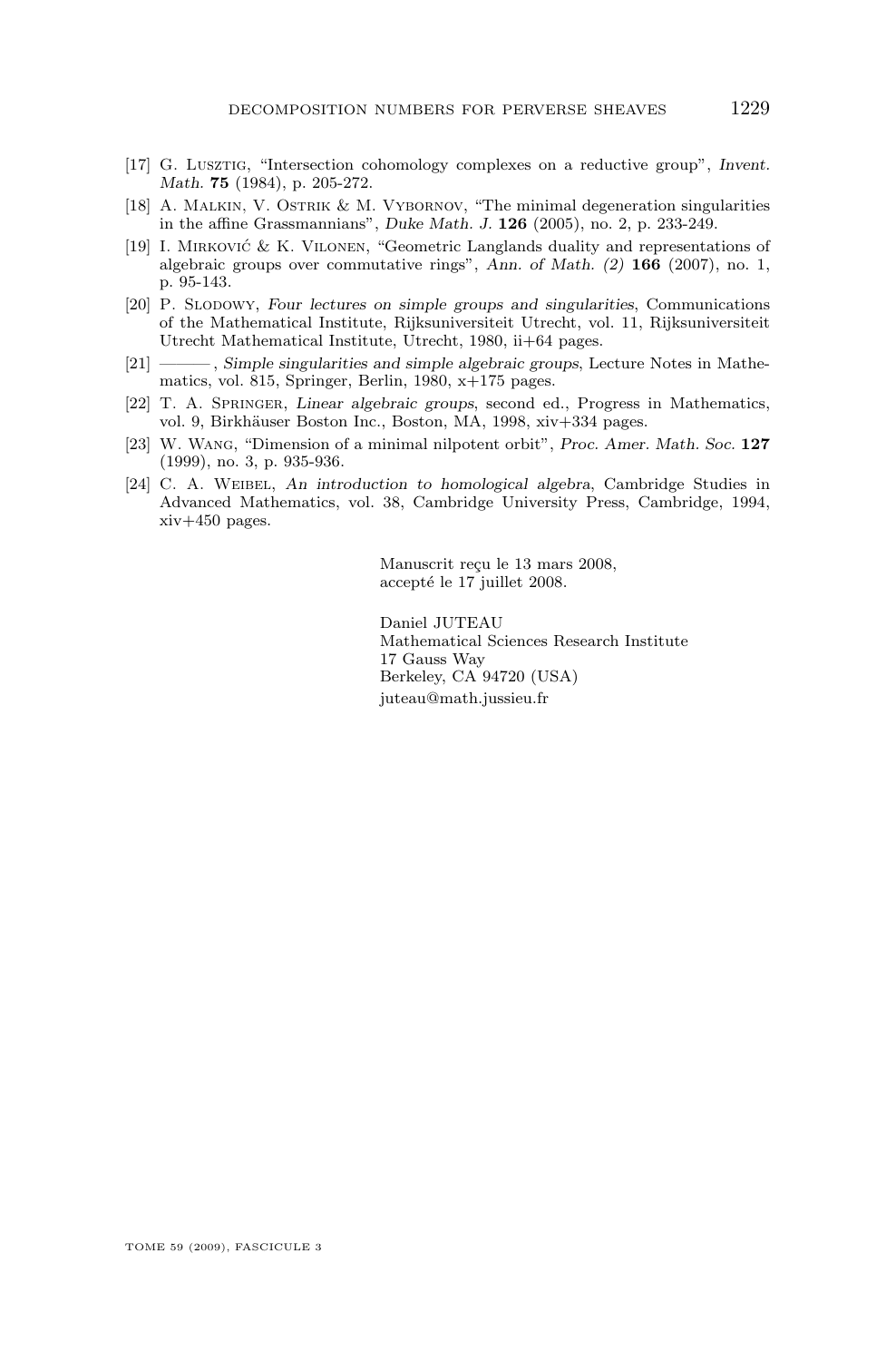[17] G. Lusztig, "Intersection cohomology complexes on a reductive group", *Invent. Math.* **75** (1984), p. 205-272.

[18] A. Malkin, V. Ostrik & M. Vybornov, "The minimal degeneration singularities in the affine Grassmannians", *Duke Math. J.* **126** (2005), no. 2, p. 233-249.

[19] I. Mirković & K. Vilonen, "Geometric Langlands duality and representations of algebraic groups over commutative rings", *Ann. of Math. (2)* **166** (2007), no. 1, p. 95-143.

[20] P. Slodowy, *Four lectures on simple groups and singularities*, Communications of the Mathematical Institute, Rijksuniversiteit Utrecht, vol. 11, Rijksuniversiteit Utrecht Mathematical Institute, Utrecht, 1980, ii+64 pages.

[21] ———, *Simple singularities and simple algebraic groups*, Lecture Notes in Mathematics, vol. 815, Springer, Berlin, 1980, x+175 pages.

[22] T. A. Springer, *Linear algebraic groups*, second ed., Progress in Mathematics, vol. 9, Birkhäuser Boston Inc., Boston, MA, 1998, xiv+334 pages.

[23] W. Wang, "Dimension of a minimal nilpotent orbit", *Proc. Amer. Math. Soc.* **127** (1999), no. 3, p. 935-936.

[24] C. A. Weibel, *An introduction to homological algebra*, Cambridge Studies in Advanced Mathematics, vol. 38, Cambridge University Press, Cambridge, 1994, xiv+450 pages.

Manuscrit reçu le 13 mars 2008,
accepté le 17 juillet 2008.

Daniel JUTEAU
Mathematical Sciences Research Institute
17 Gauss Way
Berkeley, CA 94720 (USA)
juteau@math.jussieu.fr